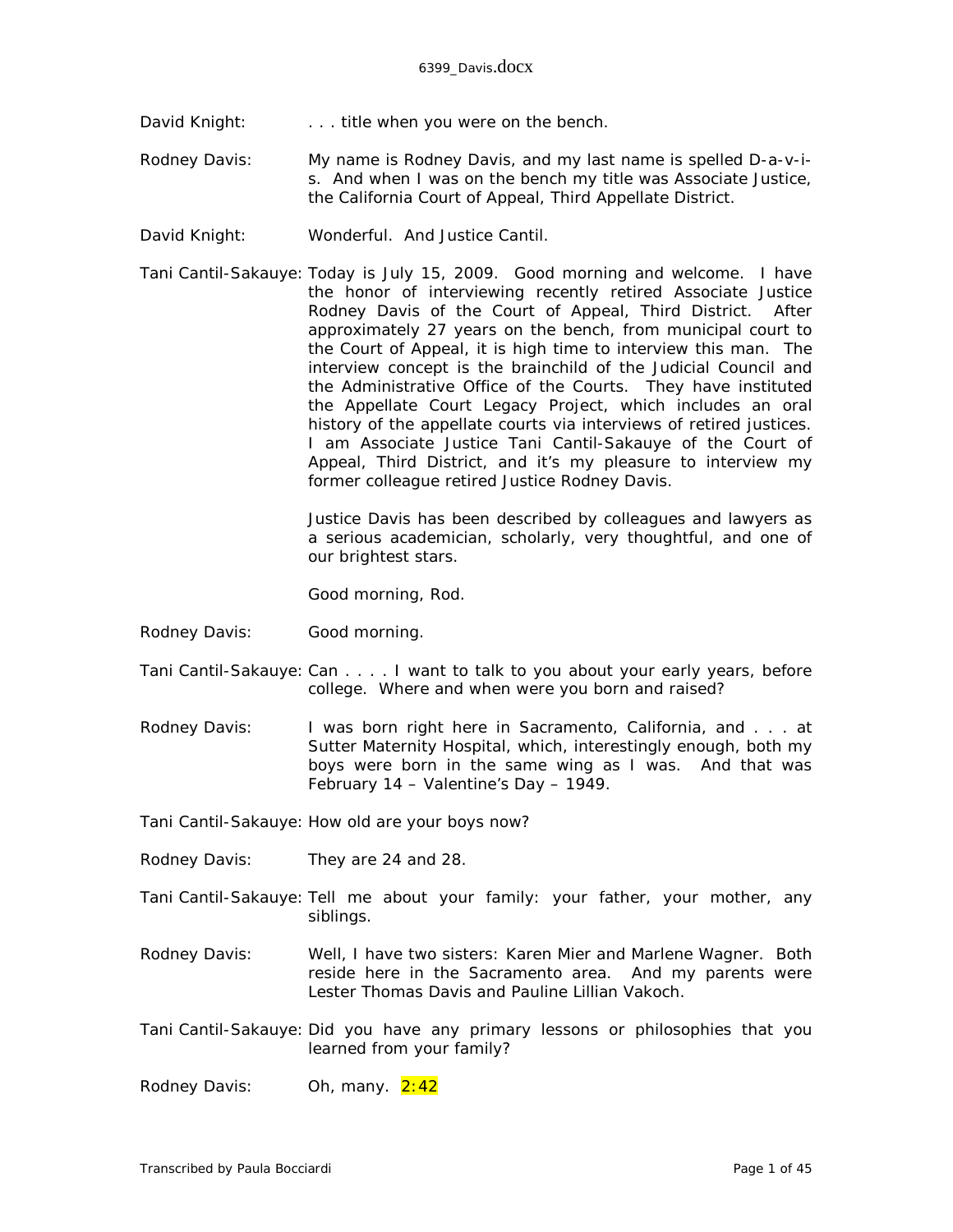David Knight: . . . title when you were on the bench.

Rodney Davis: My name is Rodney Davis, and my last name is spelled D-a-v-i-s. And when I was on the bench my title was Associate Justice, the California Court of Appeal, Third Appellate District.

David Knight: Wonderful. And Justice Cantil.

Tani Cantil-Sakauye: Today is July 15, 2009. Good morning and welcome. I have the honor of interviewing recently retired Associate Justice Rodney Davis of the Court of Appeal, Third District. After approximately 27 years on the bench, from municipal court to the Court of Appeal, it is high time to interview this man. The interview concept is the brainchild of the Judicial Council and the Administrative Office of the Courts. They have instituted the Appellate Court Legacy Project, which includes an oral history of the appellate courts via interviews of retired justices. I am Associate Justice Tani Cantil-Sakauye of the Court of Appeal, Third District, and it's my pleasure to interview my former colleague retired Justice Rodney Davis.

Justice Davis has been described by colleagues and lawyers as a serious academician, scholarly, very thoughtful, and one of our brightest stars.

Good morning, Rod.

Rodney Davis: Good morning.

Tani Cantil-Sakauye: Can . . . . I want to talk to you about your early years, before college. Where and when were you born and raised?

Rodney Davis: I was born right here in Sacramento, California, and . . . at Sutter Maternity Hospital, which, interestingly enough, both my boys were born in the same wing as I was. And that was February 14 – Valentine's Day – 1949.

Tani Cantil-Sakauye: How old are your boys now?

Rodney Davis: They are 24 and 28.

Tani Cantil-Sakauye: Tell me about your family: your father, your mother, any siblings.

Rodney Davis: Well, I have two sisters: Karen Mier and Marlene Wagner. Both reside here in the Sacramento area. And my parents were Lester Thomas Davis and Pauline Lillian Vakoch.

Tani Cantil-Sakauye: Did you have any primary lessons or philosophies that you learned from your family?

Rodney Davis: Oh, many. 2:42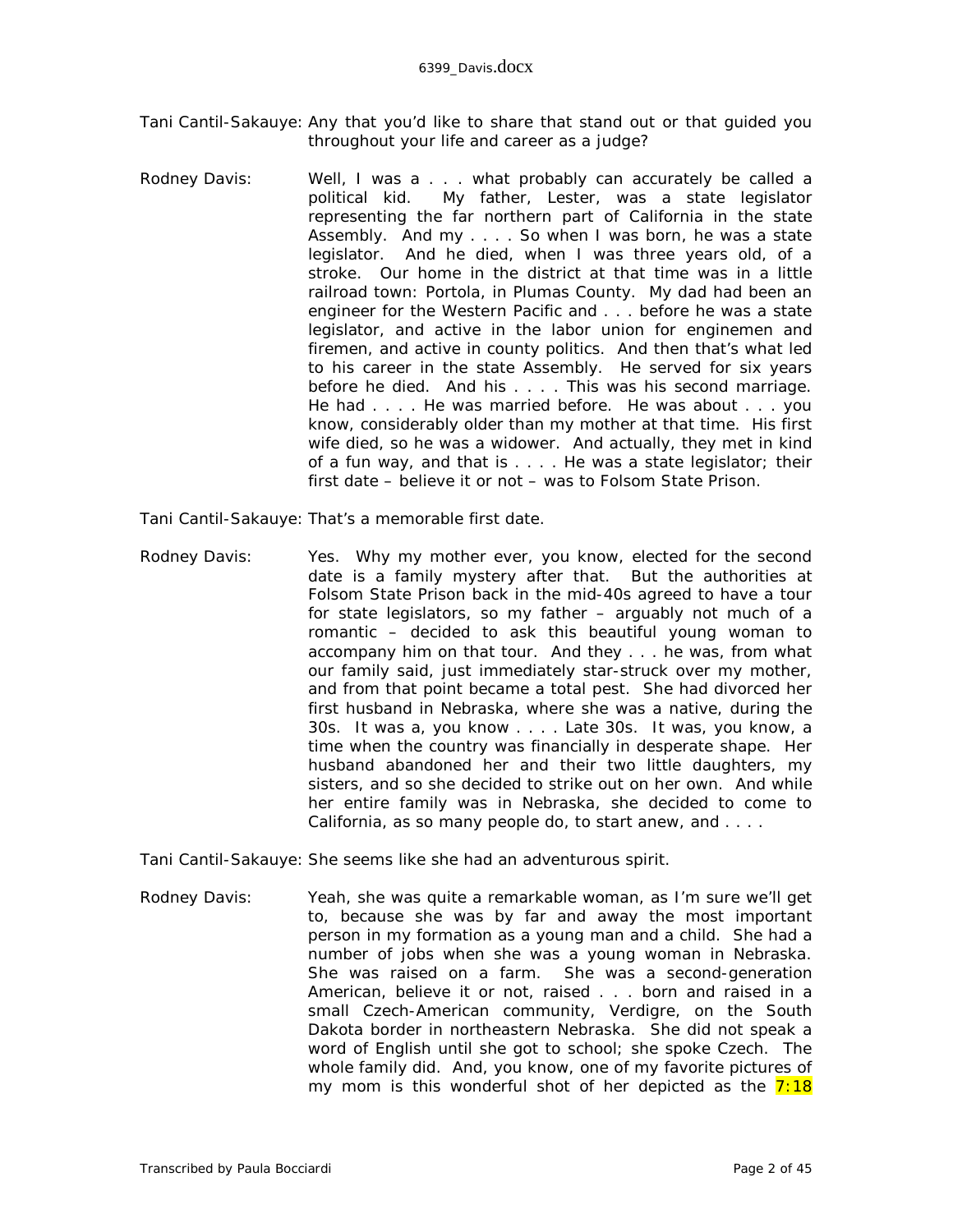Tani Cantil-Sakauye: Any that you'd like to share that stand out or that guided you throughout your life and career as a judge?

Rodney Davis: Well, I was a . . . what probably can accurately be called a political kid. My father, Lester, was a state legislator representing the far northern part of California in the state Assembly. And my . . . . So when I was born, he was a state legislator. And he died, when I was three years old, of a stroke. Our home in the district at that time was in a little railroad town: Portola, in Plumas County. My dad had been an engineer for the Western Pacific and . . . before he was a state legislator, and active in the labor union for enginemen and firemen, and active in county politics. And then that's what led to his career in the state Assembly. He served for six years before he died. And his . . . . This was his second marriage. He had . . . . He was married before. He was about . . . you know, considerably older than my mother at that time. His first wife died, so he was a widower. And actually, they met in kind of a fun way, and that is . . . . He was a state legislator; their first date – believe it or not – was to Folsom State Prison.

Tani Cantil-Sakauye: That's a memorable first date.

Rodney Davis: Yes. Why my mother ever, you know, elected for the second date is a family mystery after that. But the authorities at Folsom State Prison back in the mid-40s agreed to have a tour for state legislators, so my father – arguably not much of a romantic – decided to ask this beautiful young woman to accompany him on that tour. And they . . . he was, from what our family said, just immediately star-struck over my mother, and from that point became a total pest. She had divorced her first husband in Nebraska, where she was a native, during the 30s. It was a, you know . . . . Late 30s. It was, you know, a time when the country was financially in desperate shape. Her husband abandoned her and their two little daughters, my sisters, and so she decided to strike out on her own. And while her entire family was in Nebraska, she decided to come to California, as so many people do, to start anew, and . . . .

Tani Cantil-Sakauye: She seems like she had an adventurous spirit.

Rodney Davis: Yeah, she was quite a remarkable woman, as I'm sure we'll get to, because she was by far and away the most important person in my formation as a young man and a child. She had a number of jobs when she was a young woman in Nebraska. She was raised on a farm. She was a second-generation American, believe it or not, raised . . . born and raised in a small Czech-American community, Verdigre, on the South Dakota border in northeastern Nebraska. She did not speak a word of English until she got to school; she spoke Czech. The whole family did. And, you know, one of my favorite pictures of my mom is this wonderful shot of her depicted as the 7:18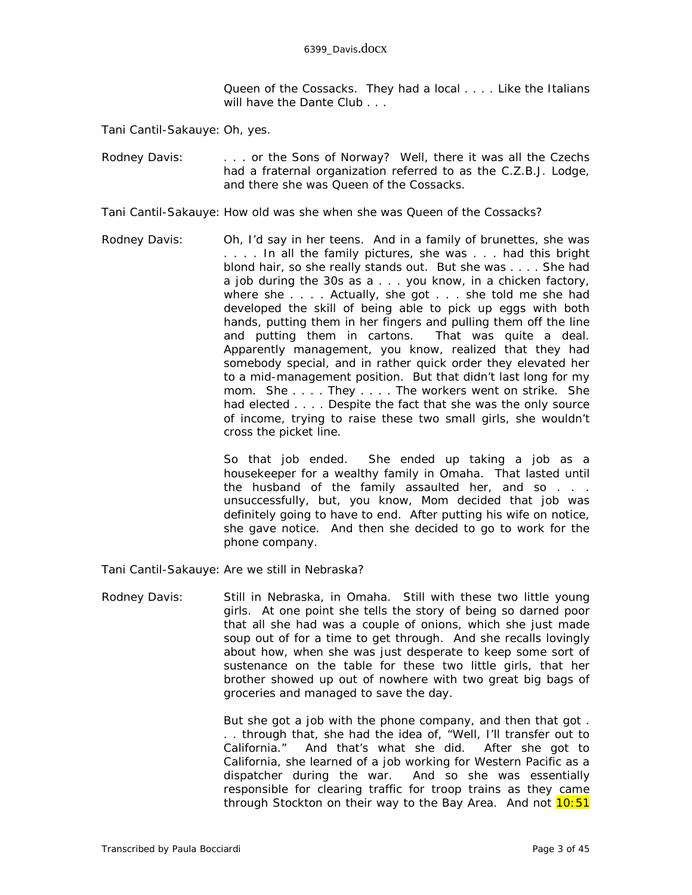Queen of the Cossacks. They had a local . . . . Like the Italians will have the Dante Club . . .

Tani Cantil-Sakauye: Oh, yes.

Rodney Davis: . . . or the Sons of Norway? Well, there it was all the Czechs had a fraternal organization referred to as the C.Z.B.J. Lodge, and there she was Queen of the Cossacks.

Tani Cantil-Sakauye: How old was she when she was Queen of the Cossacks?

Rodney Davis: Oh, I'd say in her teens. And in a family of brunettes, she was . . . . In all the family pictures, she was . . . had this bright blond hair, so she really stands out. But she was . . . . She had a job during the 30s as a . . . you know, in a chicken factory, where she . . . . Actually, she got . . . she told me she had developed the skill of being able to pick up eggs with both hands, putting them in her fingers and pulling them off the line and putting them in cartons. That was quite a deal. Apparently management, you know, realized that they had somebody special, and in rather quick order they elevated her to a mid-management position. But that didn't last long for my mom. She . . . . They . . . . The workers went on strike. She had elected . . . . Despite the fact that she was the only source of income, trying to raise these two small girls, she wouldn't cross the picket line.

So that job ended. She ended up taking a job as a housekeeper for a wealthy family in Omaha. That lasted until the husband of the family assaulted her, and so . . . unsuccessfully, but, you know, Mom decided that job was definitely going to have to end. After putting his wife on notice, she gave notice. And then she decided to go to work for the phone company.

Tani Cantil-Sakauye: Are we still in Nebraska?

Rodney Davis: Still in Nebraska, in Omaha. Still with these two little young girls. At one point she tells the story of being so darned poor that all she had was a couple of onions, which she just made soup out of for a time to get through. And she recalls lovingly about how, when she was just desperate to keep some sort of sustenance on the table for these two little girls, that her brother showed up out of nowhere with two great big bags of groceries and managed to save the day.

But she got a job with the phone company, and then that got . . . through that, she had the idea of, "Well, I'll transfer out to California." And that's what she did. After she got to California, she learned of a job working for Western Pacific as a dispatcher during the war. And so she was essentially responsible for clearing traffic for troop trains as they came through Stockton on their way to the Bay Area. And not 10:51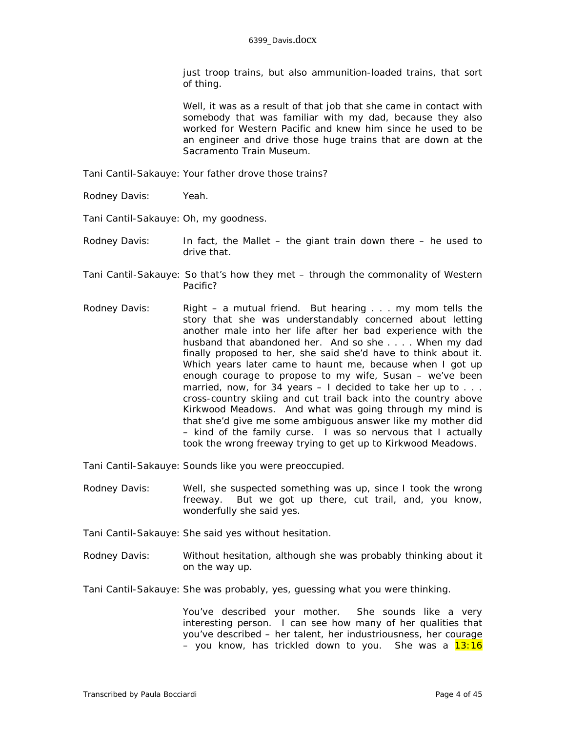just troop trains, but also ammunition-loaded trains, that sort of thing.

Well, it was as a result of that job that she came in contact with somebody that was familiar with my dad, because they also worked for Western Pacific and knew him since he used to be an engineer and drive those huge trains that are down at the Sacramento Train Museum.

Tani Cantil-Sakauye: Your father drove those trains?

Rodney Davis: Yeah.

Tani Cantil-Sakauye: Oh, my goodness.

Rodney Davis: In fact, the Mallet – the giant train down there – he used to drive that.

Tani Cantil-Sakauye: So that's how they met – through the commonality of Western Pacific?

Rodney Davis: Right – a mutual friend. But hearing . . . my mom tells the story that she was understandably concerned about letting another male into her life after her bad experience with the husband that abandoned her. And so she . . . . When my dad finally proposed to her, she said she'd have to think about it. Which years later came to haunt me, because when I got up enough courage to propose to my wife, Susan – we've been married, now, for 34 years – I decided to take her up to . . . cross-country skiing and cut trail back into the country above Kirkwood Meadows. And what was going through my mind is that she'd give me some ambiguous answer like my mother did – kind of the family curse. I was so nervous that I actually took the wrong freeway trying to get up to Kirkwood Meadows.

Tani Cantil-Sakauye: Sounds like you were preoccupied.

Rodney Davis: Well, she suspected something was up, since I took the wrong freeway. But we got up there, cut trail, and, you know, wonderfully she said yes.

Tani Cantil-Sakauye: She said yes without hesitation.

Rodney Davis: Without hesitation, although she was probably thinking about it on the way up.

Tani Cantil-Sakauye: She was probably, yes, guessing what you were thinking.

You've described your mother. She sounds like a very interesting person. I can see how many of her qualities that you've described – her talent, her industriousness, her courage – you know, has trickled down to you. She was a 13:16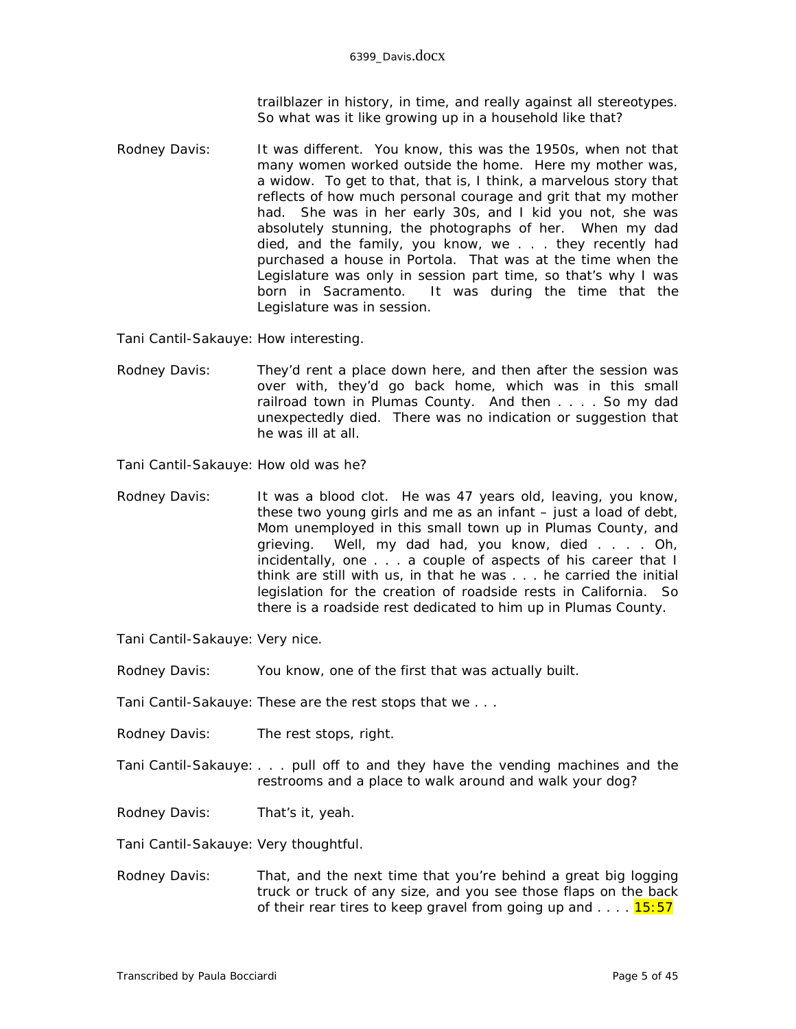trailblazer in history, in time, and really against all stereotypes. So what was it like growing up in a household like that?

Rodney Davis: It was different. You know, this was the 1950s, when not that many women worked outside the home. Here my mother was, a widow. To get to that, that is, I think, a marvelous story that reflects of how much personal courage and grit that my mother had. She was in her early 30s, and I kid you not, she was absolutely stunning, the photographs of her. When my dad died, and the family, you know, we . . . they recently had purchased a house in Portola. That was at the time when the Legislature was only in session part time, so that's why I was born in Sacramento. It was during the time that the Legislature was in session.

Tani Cantil-Sakauye: How interesting.

Rodney Davis: They'd rent a place down here, and then after the session was over with, they'd go back home, which was in this small railroad town in Plumas County. And then . . . . So my dad unexpectedly died. There was no indication or suggestion that he was ill at all.

Tani Cantil-Sakauye: How old was he?

Rodney Davis: It was a blood clot. He was 47 years old, leaving, you know, these two young girls and me as an infant – just a load of debt, Mom unemployed in this small town up in Plumas County, and grieving. Well, my dad had, you know, died . . . . Oh, incidentally, one . . . a couple of aspects of his career that I think are still with us, in that he was . . . he carried the initial legislation for the creation of roadside rests in California. So there is a roadside rest dedicated to him up in Plumas County.

Tani Cantil-Sakauye: Very nice.

Rodney Davis: You know, one of the first that was actually built.

Tani Cantil-Sakauye: These are the rest stops that we . . .

Rodney Davis: The rest stops, right.

Tani Cantil-Sakauye: . . . pull off to and they have the vending machines and the restrooms and a place to walk around and walk your dog?

Rodney Davis: That's it, yeah.

Tani Cantil-Sakauye: Very thoughtful.

Rodney Davis: That, and the next time that you're behind a great big logging truck or truck of any size, and you see those flaps on the back of their rear tires to keep gravel from going up and . . . . 15:57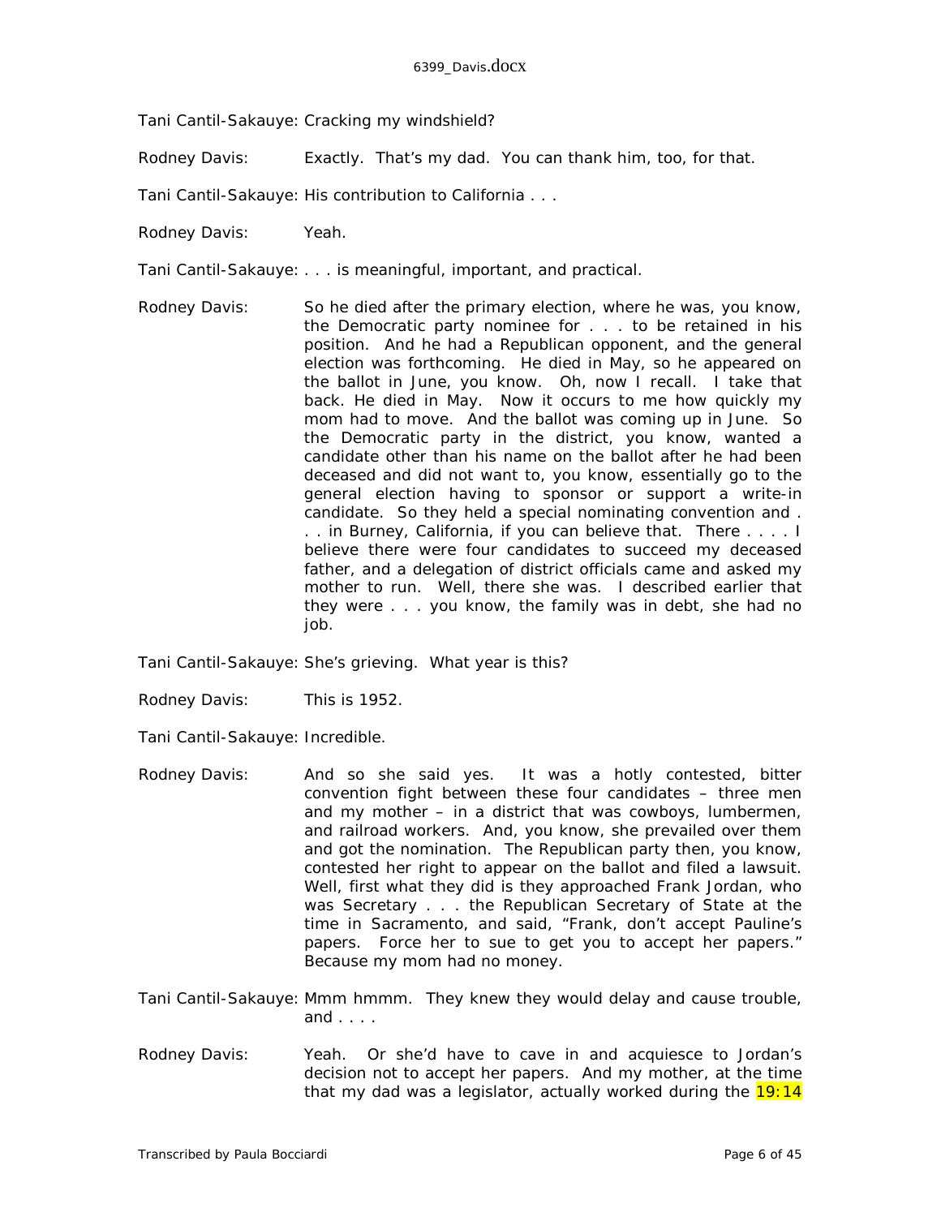Tani Cantil-Sakauye: Cracking my windshield?

Rodney Davis: Exactly. That's my dad. You can thank him, too, for that.

Tani Cantil-Sakauye: His contribution to California . . .

Rodney Davis: Yeah.

Tani Cantil-Sakauye: . . . is meaningful, important, and practical.

Rodney Davis: So he died after the primary election, where he was, you know, the Democratic party nominee for . . . to be retained in his position. And he had a Republican opponent, and the general election was forthcoming. He died in May, so he appeared on the ballot in June, you know. Oh, now I recall. I take that back. He died in May. Now it occurs to me how quickly my mom had to move. And the ballot was coming up in June. So the Democratic party in the district, you know, wanted a candidate other than his name on the ballot after he had been deceased and did not want to, you know, essentially go to the general election having to sponsor or support a write-in candidate. So they held a special nominating convention and . . . in Burney, California, if you can believe that. There . . . . I believe there were four candidates to succeed my deceased father, and a delegation of district officials came and asked my mother to run. Well, there she was. I described earlier that they were . . . you know, the family was in debt, she had no job.

Tani Cantil-Sakauye: She's grieving. What year is this?

Rodney Davis: This is 1952.

Tani Cantil-Sakauye: Incredible.

Rodney Davis: And so she said yes. It was a hotly contested, bitter convention fight between these four candidates – three men and my mother – in a district that was cowboys, lumbermen, and railroad workers. And, you know, she prevailed over them and got the nomination. The Republican party then, you know, contested her right to appear on the ballot and filed a lawsuit. Well, first what they did is they approached Frank Jordan, who was Secretary . . . the Republican Secretary of State at the time in Sacramento, and said, "Frank, don't accept Pauline's papers. Force her to sue to get you to accept her papers." Because my mom had no money.

Tani Cantil-Sakauye: Mmm hmmm. They knew they would delay and cause trouble, and . . . .

Rodney Davis: Yeah. Or she'd have to cave in and acquiesce to Jordan's decision not to accept her papers. And my mother, at the time that my dad was a legislator, actually worked during the 19:14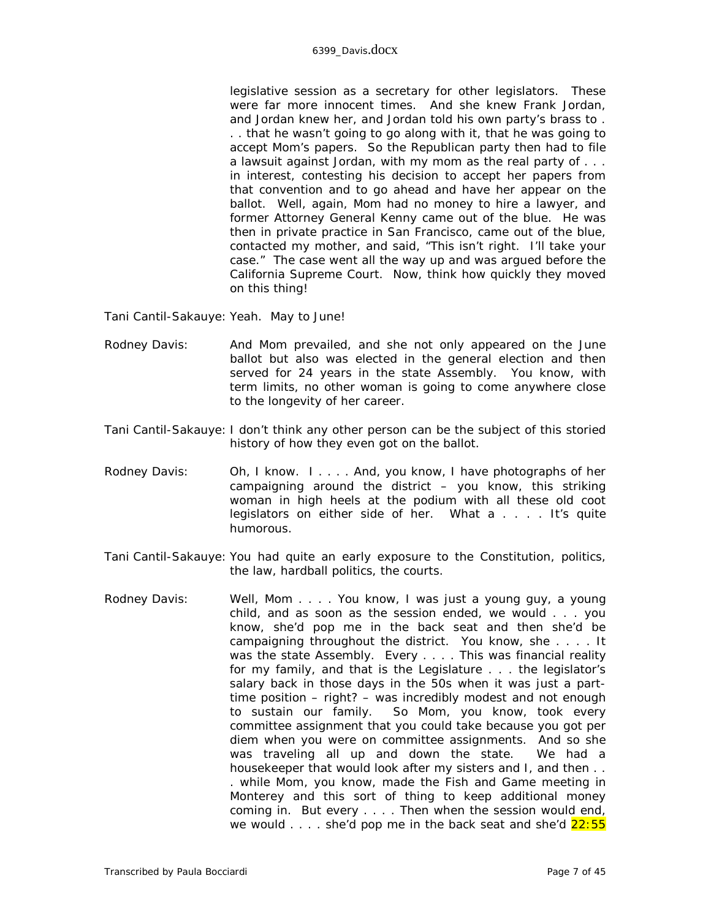legislative session as a secretary for other legislators. These were far more innocent times. And she knew Frank Jordan, and Jordan knew her, and Jordan told his own party's brass to . . . that he wasn't going to go along with it, that he was going to accept Mom's papers. So the Republican party then had to file a lawsuit against Jordan, with my mom as the real party of . . . in interest, contesting his decision to accept her papers from that convention and to go ahead and have her appear on the ballot. Well, again, Mom had no money to hire a lawyer, and former Attorney General Kenny came out of the blue. He was then in private practice in San Francisco, came out of the blue, contacted my mother, and said, "This isn't right. I'll take your case." The case went all the way up and was argued before the California Supreme Court. Now, think how quickly they moved on this thing!

Tani Cantil-Sakauye: Yeah. May to June!

Rodney Davis: And Mom prevailed, and she not only appeared on the June ballot but also was elected in the general election and then served for 24 years in the state Assembly. You know, with term limits, no other woman is going to come anywhere close to the longevity of her career.

Tani Cantil-Sakauye: I don't think any other person can be the subject of this storied history of how they even got on the ballot.

Rodney Davis: Oh, I know. I . . . . And, you know, I have photographs of her campaigning around the district – you know, this striking woman in high heels at the podium with all these old coot legislators on either side of her. What a . . . . It's quite humorous.

Tani Cantil-Sakauye: You had quite an early exposure to the Constitution, politics, the law, hardball politics, the courts.

Rodney Davis: Well, Mom . . . . You know, I was just a young guy, a young child, and as soon as the session ended, we would . . . you know, she'd pop me in the back seat and then she'd be campaigning throughout the district. You know, she . . . . It was the state Assembly. Every . . . . This was financial reality for my family, and that is the Legislature . . . the legislator's salary back in those days in the 50s when it was just a part-time position – right? – was incredibly modest and not enough to sustain our family. So Mom, you know, took every committee assignment that you could take because you got per diem when you were on committee assignments. And so she was traveling all up and down the state. We had a housekeeper that would look after my sisters and I, and then . . . while Mom, you know, made the Fish and Game meeting in Monterey and this sort of thing to keep additional money coming in. But every . . . . Then when the session would end, we would . . . . she'd pop me in the back seat and she'd 22:55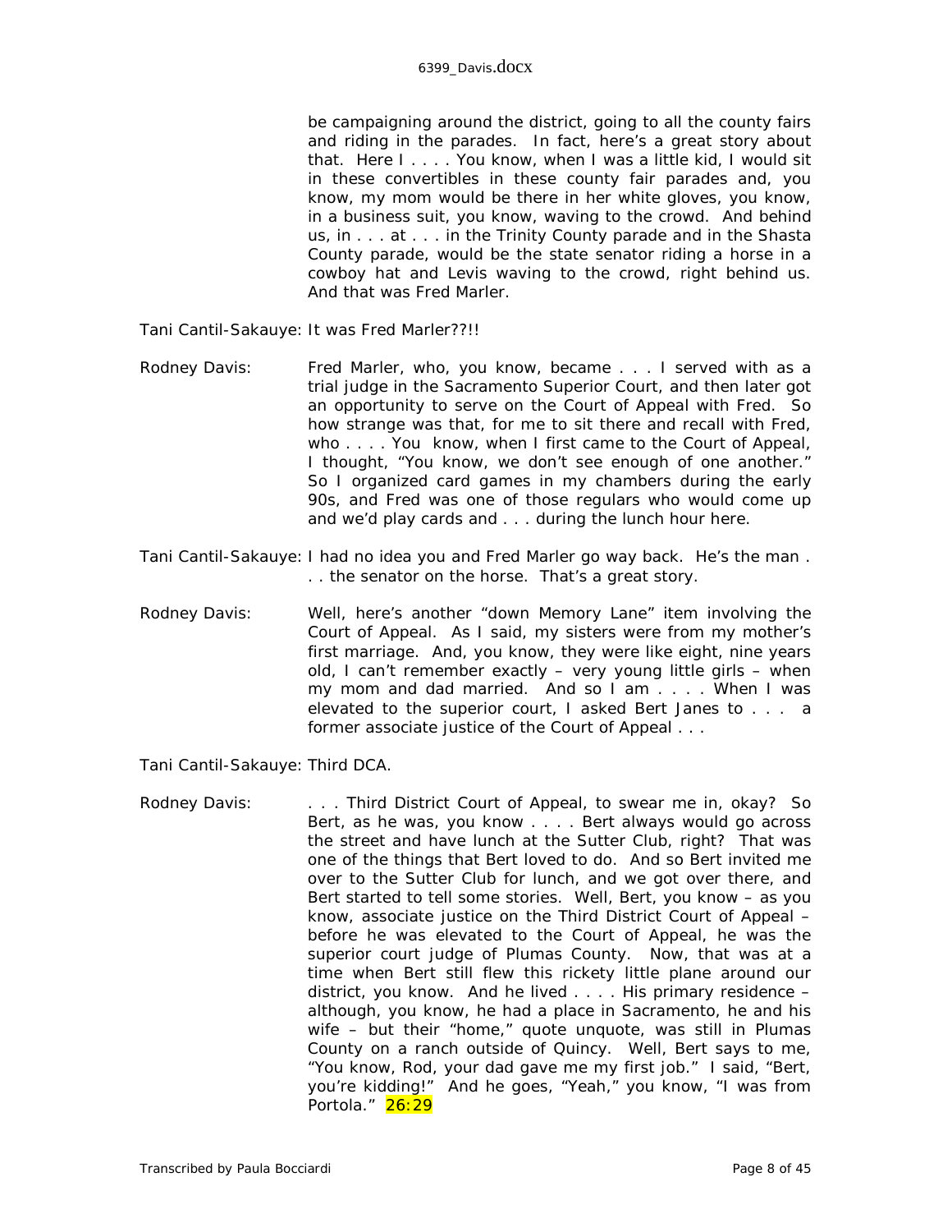be campaigning around the district, going to all the county fairs and riding in the parades. In fact, here's a great story about that. Here I . . . . You know, when I was a little kid, I would sit in these convertibles in these county fair parades and, you know, my mom would be there in her white gloves, you know, in a business suit, you know, waving to the crowd. And behind us, in . . . at . . . in the Trinity County parade and in the Shasta County parade, would be the state senator riding a horse in a cowboy hat and Levis waving to the crowd, right behind us. And that was Fred Marler.

Tani Cantil-Sakauye: It was Fred Marler??!!

Rodney Davis: Fred Marler, who, you know, became . . . I served with as a trial judge in the Sacramento Superior Court, and then later got an opportunity to serve on the Court of Appeal with Fred. So how strange was that, for me to sit there and recall with Fred, who . . . . You know, when I first came to the Court of Appeal, I thought, "You know, we don't see enough of one another." So I organized card games in my chambers during the early 90s, and Fred was one of those regulars who would come up and we'd play cards and . . . during the lunch hour here.

Tani Cantil-Sakauye: I had no idea you and Fred Marler go way back. He's the man . . . the senator on the horse. That's a great story.

Rodney Davis: Well, here's another "down Memory Lane" item involving the Court of Appeal. As I said, my sisters were from my mother's first marriage. And, you know, they were like eight, nine years old, I can't remember exactly – very young little girls – when my mom and dad married. And so I am . . . . When I was elevated to the superior court, I asked Bert Janes to . . . a former associate justice of the Court of Appeal . . .

Tani Cantil-Sakauye: Third DCA.

Rodney Davis: . . . Third District Court of Appeal, to swear me in, okay? So Bert, as he was, you know . . . . Bert always would go across the street and have lunch at the Sutter Club, right? That was one of the things that Bert loved to do. And so Bert invited me over to the Sutter Club for lunch, and we got over there, and Bert started to tell some stories. Well, Bert, you know – as you know, associate justice on the Third District Court of Appeal – before he was elevated to the Court of Appeal, he was the superior court judge of Plumas County. Now, that was at a time when Bert still flew this rickety little plane around our district, you know. And he lived . . . . His primary residence – although, you know, he had a place in Sacramento, he and his wife – but their "home," quote unquote, was still in Plumas County on a ranch outside of Quincy. Well, Bert says to me, "You know, Rod, your dad gave me my first job." I said, "Bert, you're kidding!" And he goes, "Yeah," you know, "I was from Portola." 26:29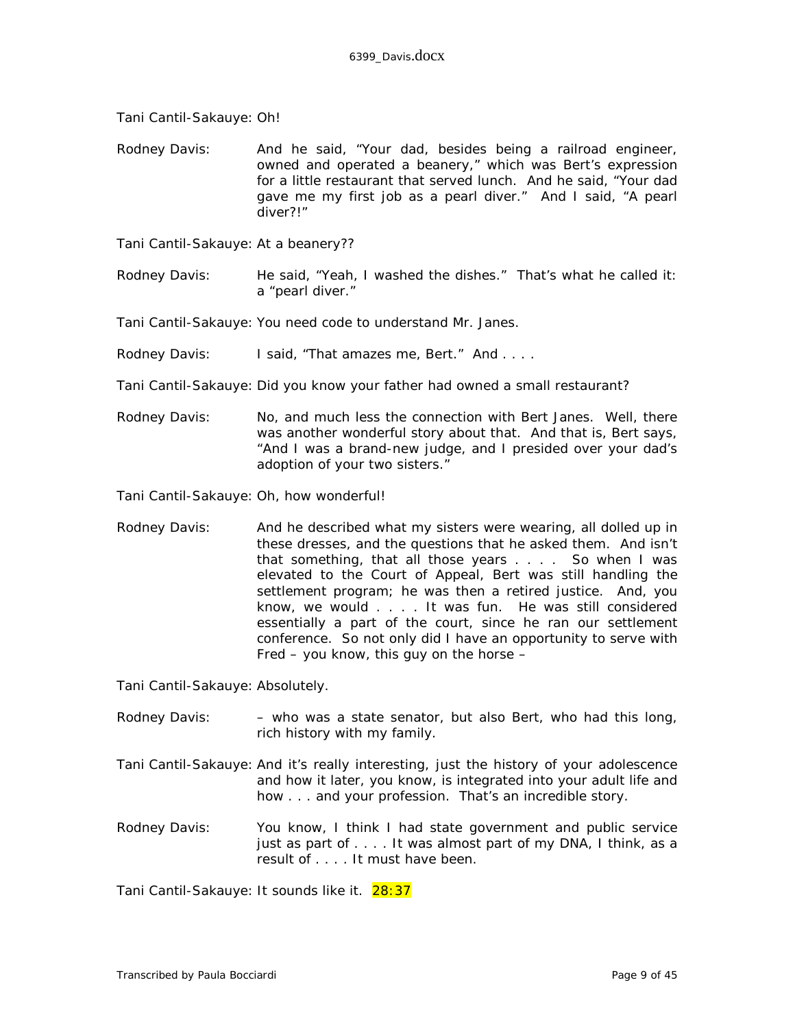Tani Cantil-Sakauye: Oh!

Rodney Davis: And he said, "Your dad, besides being a railroad engineer, owned and operated a beanery," which was Bert's expression for a little restaurant that served lunch. And he said, "Your dad gave me my first job as a pearl diver." And I said, "A pearl diver?!"

Tani Cantil-Sakauye: At a beanery??

Rodney Davis: He said, "Yeah, I washed the dishes." That's what he called it: a "pearl diver."

Tani Cantil-Sakauye: You need code to understand Mr. Janes.

Rodney Davis: I said, "That amazes me, Bert." And . . . .

Tani Cantil-Sakauye: Did you know your father had owned a small restaurant?

Rodney Davis: No, and much less the connection with Bert Janes. Well, there was another wonderful story about that. And that is, Bert says, "And I was a brand-new judge, and I presided over your dad's adoption of your two sisters."

Tani Cantil-Sakauye: Oh, how wonderful!

Rodney Davis: And he described what my sisters were wearing, all dolled up in these dresses, and the questions that he asked them. And isn't that something, that all those years . . . . So when I was elevated to the Court of Appeal, Bert was still handling the settlement program; he was then a retired justice. And, you know, we would . . . . It was fun. He was still considered essentially a part of the court, since he ran our settlement conference. So not only did I have an opportunity to serve with Fred – you know, this guy on the horse –

Tani Cantil-Sakauye: Absolutely.

Rodney Davis: – who was a state senator, but also Bert, who had this long, rich history with my family.

Tani Cantil-Sakauye: And it's really interesting, just the history of your adolescence and how it later, you know, is integrated into your adult life and how . . . and your profession. That's an incredible story.

Rodney Davis: You know, I think I had state government and public service just as part of . . . . It was almost part of my DNA, I think, as a result of . . . . It must have been.

Tani Cantil-Sakauye: It sounds like it. 28:37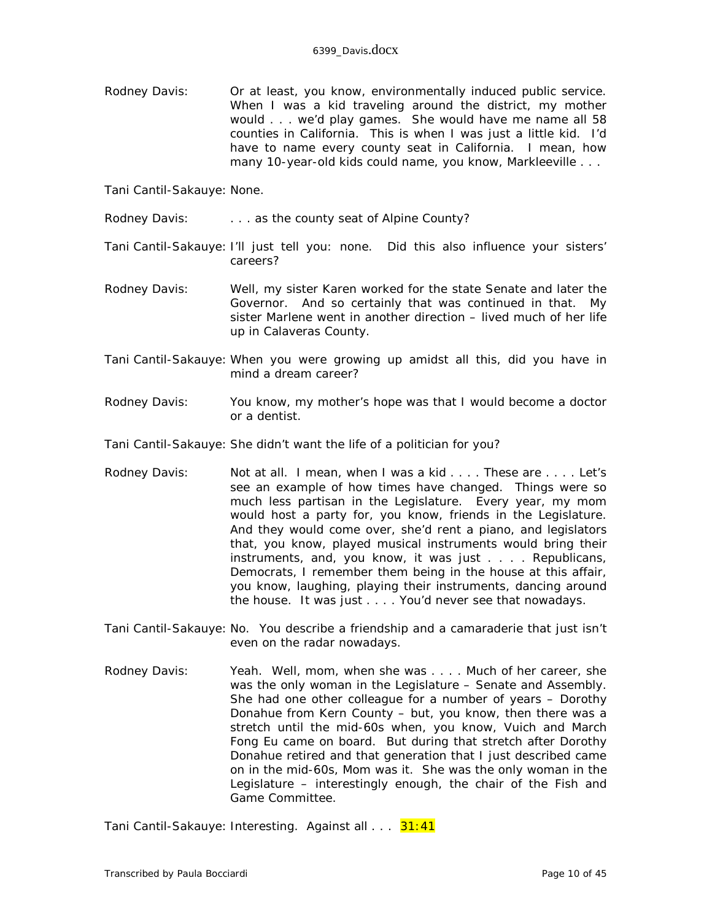Rodney Davis: Or at least, you know, environmentally induced public service. When I was a kid traveling around the district, my mother would . . . we'd play games. She would have me name all 58 counties in California. This is when I was just a little kid. I'd have to name every county seat in California. I mean, how many 10-year-old kids could name, you know, Markleeville . . .

Tani Cantil-Sakauye: None.

Rodney Davis: . . . as the county seat of Alpine County?

Tani Cantil-Sakauye: I'll just tell you: none. Did this also influence your sisters' careers?

Rodney Davis: Well, my sister Karen worked for the state Senate and later the Governor. And so certainly that was continued in that. My sister Marlene went in another direction – lived much of her life up in Calaveras County.

Tani Cantil-Sakauye: When you were growing up amidst all this, did you have in mind a dream career?

Rodney Davis: You know, my mother's hope was that I would become a doctor or a dentist.

Tani Cantil-Sakauye: She didn't want the life of a politician for you?

Rodney Davis: Not at all. I mean, when I was a kid . . . . These are . . . . Let's see an example of how times have changed. Things were so much less partisan in the Legislature. Every year, my mom would host a party for, you know, friends in the Legislature. And they would come over, she'd rent a piano, and legislators that, you know, played musical instruments would bring their instruments, and, you know, it was just . . . . Republicans, Democrats, I remember them being in the house at this affair, you know, laughing, playing their instruments, dancing around the house. It was just . . . . You'd never see that nowadays.

Tani Cantil-Sakauye: No. You describe a friendship and a camaraderie that just isn't even on the radar nowadays.

Rodney Davis: Yeah. Well, mom, when she was . . . . Much of her career, she was the only woman in the Legislature – Senate and Assembly. She had one other colleague for a number of years – Dorothy Donahue from Kern County – but, you know, then there was a stretch until the mid-60s when, you know, Vuich and March Fong Eu came on board. But during that stretch after Dorothy Donahue retired and that generation that I just described came on in the mid-60s, Mom was it. She was the only woman in the Legislature – interestingly enough, the chair of the Fish and Game Committee.

Tani Cantil-Sakauye: Interesting. Against all . . . 31:41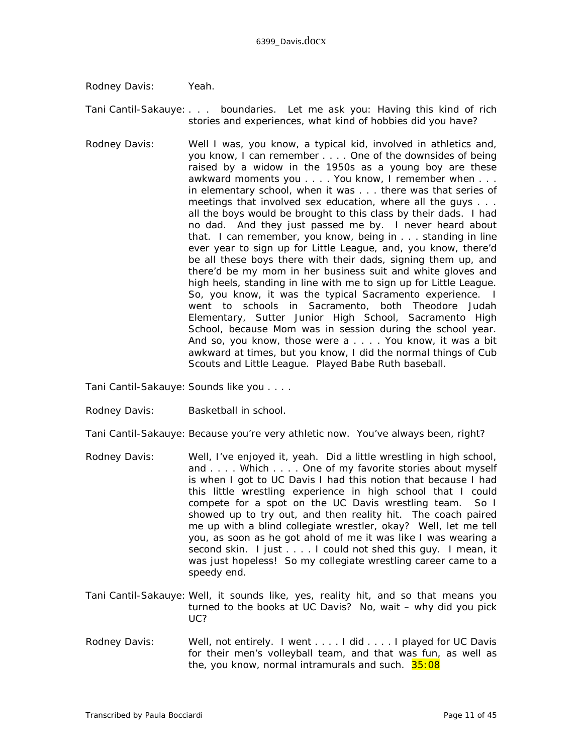Rodney Davis: Yeah.

Tani Cantil-Sakauye: . . . boundaries. Let me ask you: Having this kind of rich stories and experiences, what kind of hobbies did you have?

Rodney Davis: Well I was, you know, a typical kid, involved in athletics and, you know, I can remember . . . . One of the downsides of being raised by a widow in the 1950s as a young boy are these awkward moments you . . . . You know, I remember when . . . in elementary school, when it was . . . there was that series of meetings that involved sex education, where all the guys . . . all the boys would be brought to this class by their dads. I had no dad. And they just passed me by. I never heard about that. I can remember, you know, being in . . . standing in line ever year to sign up for Little League, and, you know, there'd be all these boys there with their dads, signing them up, and there'd be my mom in her business suit and white gloves and high heels, standing in line with me to sign up for Little League. So, you know, it was the typical Sacramento experience. I went to schools in Sacramento, both Theodore Judah Elementary, Sutter Junior High School, Sacramento High School, because Mom was in session during the school year. And so, you know, those were a . . . . You know, it was a bit awkward at times, but you know, I did the normal things of Cub Scouts and Little League. Played Babe Ruth baseball.

Tani Cantil-Sakauye: Sounds like you . . . .

Rodney Davis: Basketball in school.

Tani Cantil-Sakauye: Because you're very athletic now. You've always been, right?

Rodney Davis: Well, I've enjoyed it, yeah. Did a little wrestling in high school, and . . . . Which . . . . One of my favorite stories about myself is when I got to UC Davis I had this notion that because I had this little wrestling experience in high school that I could compete for a spot on the UC Davis wrestling team. So I showed up to try out, and then reality hit. The coach paired me up with a blind collegiate wrestler, okay? Well, let me tell you, as soon as he got ahold of me it was like I was wearing a second skin. I just . . . . I could not shed this guy. I mean, it was just hopeless! So my collegiate wrestling career came to a speedy end.

Tani Cantil-Sakauye: Well, it sounds like, yes, reality hit, and so that means you turned to the books at UC Davis? No, wait – why did you pick UC?

Rodney Davis: Well, not entirely. I went . . . . I did . . . . I played for UC Davis for their men's volleyball team, and that was fun, as well as the, you know, normal intramurals and such. 35:08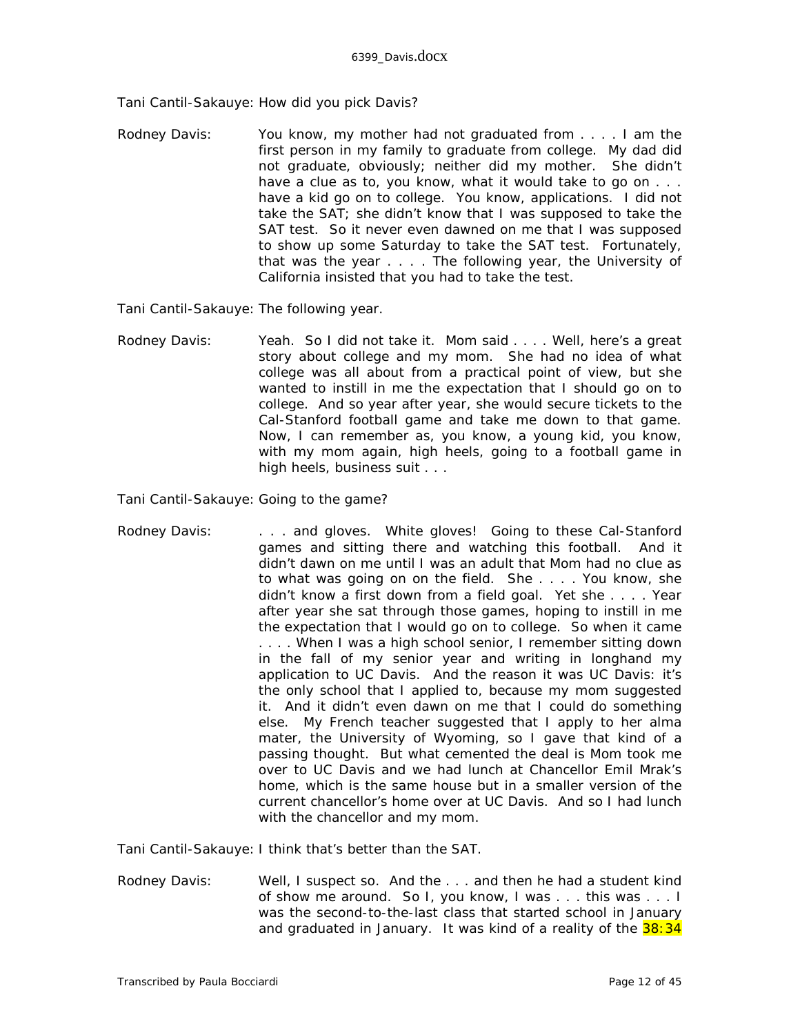Tani Cantil-Sakauye: How did you pick Davis?

Rodney Davis: You know, my mother had not graduated from . . . . I am the first person in my family to graduate from college. My dad did not graduate, obviously; neither did my mother. She didn't have a clue as to, you know, what it would take to go on . . . have a kid go on to college. You know, applications. I did not take the SAT; she didn't know that I was supposed to take the SAT test. So it never even dawned on me that I was supposed to show up some Saturday to take the SAT test. Fortunately, that was the year . . . . The following year, the University of California insisted that you had to take the test.

Tani Cantil-Sakauye: The following year.

Rodney Davis: Yeah. So I did not take it. Mom said . . . . Well, here's a great story about college and my mom. She had no idea of what college was all about from a practical point of view, but she wanted to instill in me the expectation that I should go on to college. And so year after year, she would secure tickets to the Cal-Stanford football game and take me down to that game. Now, I can remember as, you know, a young kid, you know, with my mom again, high heels, going to a football game in high heels, business suit . . .

Tani Cantil-Sakauye: Going to the game?

Rodney Davis: . . . and gloves. White gloves! Going to these Cal-Stanford games and sitting there and watching this football. And it didn't dawn on me until I was an adult that Mom had no clue as to what was going on on the field. She . . . . You know, she didn't know a first down from a field goal. Yet she . . . . Year after year she sat through those games, hoping to instill in me the expectation that I would go on to college. So when it came . . . . When I was a high school senior, I remember sitting down in the fall of my senior year and writing in longhand my application to UC Davis. And the reason it was UC Davis: it's the only school that I applied to, because my mom suggested it. And it didn't even dawn on me that I could do something else. My French teacher suggested that I apply to her alma mater, the University of Wyoming, so I gave that kind of a passing thought. But what cemented the deal is Mom took me over to UC Davis and we had lunch at Chancellor Emil Mrak's home, which is the same house but in a smaller version of the current chancellor's home over at UC Davis. And so I had lunch with the chancellor and my mom.

Tani Cantil-Sakauye: I think that's better than the SAT.

Rodney Davis: Well, I suspect so. And the . . . and then he had a student kind of show me around. So I, you know, I was . . . this was . . . I was the second-to-the-last class that started school in January and graduated in January. It was kind of a reality of the 38:34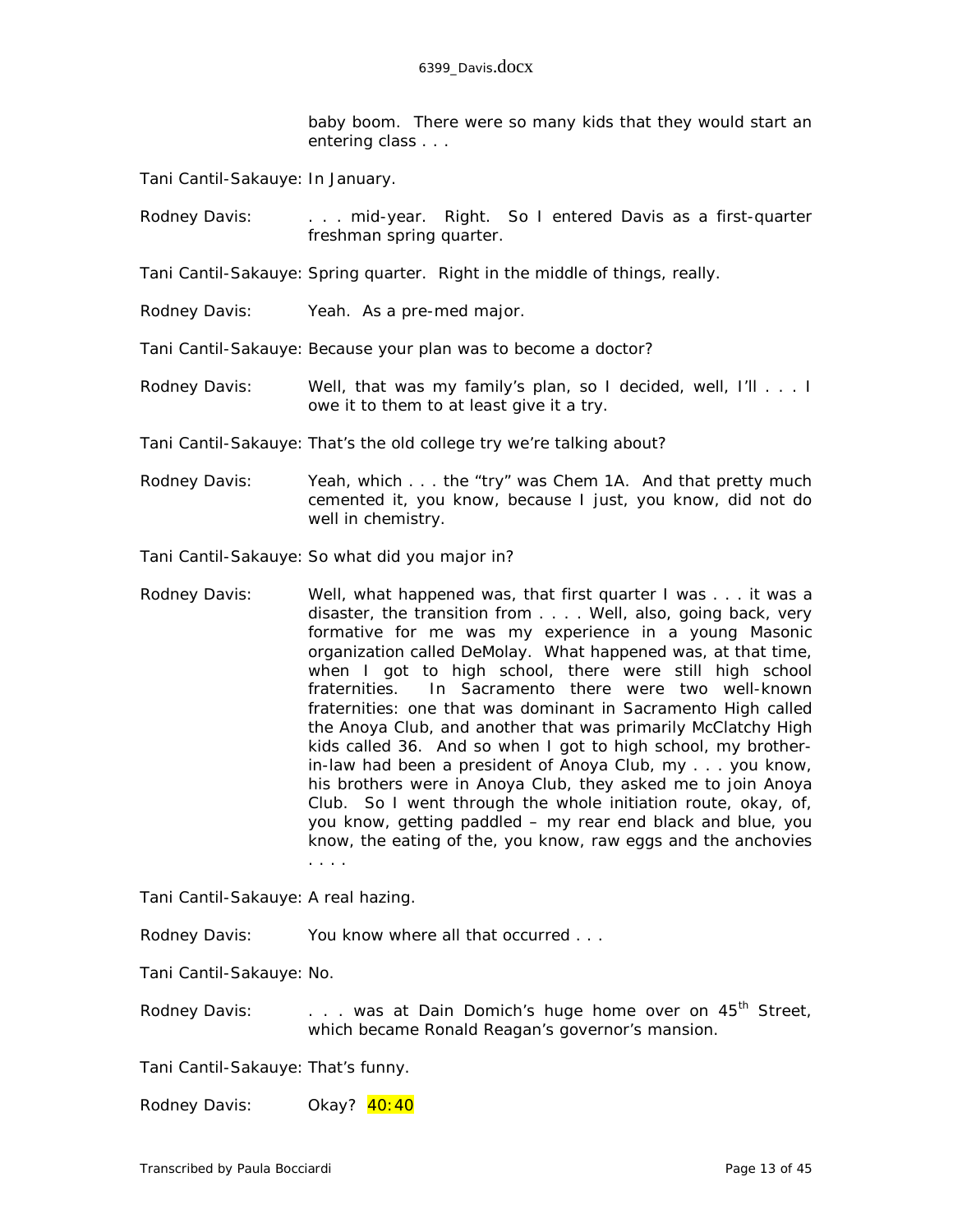baby boom. There were so many kids that they would start an entering class . . .

Tani Cantil-Sakauye: In January.

Rodney Davis: . . . mid-year. Right. So I entered Davis as a first-quarter freshman spring quarter.

Tani Cantil-Sakauye: Spring quarter. Right in the middle of things, really.

Rodney Davis: Yeah. As a pre-med major.

Tani Cantil-Sakauye: Because your plan was to become a doctor?

Rodney Davis: Well, that was my family's plan, so I decided, well, I'll . . . I owe it to them to at least give it a try.

Tani Cantil-Sakauye: That's the old college try we're talking about?

Rodney Davis: Yeah, which . . . the "try" was Chem 1A. And that pretty much cemented it, you know, because I just, you know, did not do well in chemistry.

Tani Cantil-Sakauye: So what did you major in?

Rodney Davis: Well, what happened was, that first quarter I was . . . it was a disaster, the transition from . . . . Well, also, going back, very formative for me was my experience in a young Masonic organization called DeMolay. What happened was, at that time, when I got to high school, there were still high school fraternities. In Sacramento there were two well-known fraternities: one that was dominant in Sacramento High called the Anoya Club, and another that was primarily McClatchy High kids called 36. And so when I got to high school, my brother-in-law had been a president of Anoya Club, my . . . you know, his brothers were in Anoya Club, they asked me to join Anoya Club. So I went through the whole initiation route, okay, of, you know, getting paddled – my rear end black and blue, you know, the eating of the, you know, raw eggs and the anchovies . . . .

Tani Cantil-Sakauye: A real hazing.

Rodney Davis: You know where all that occurred . . .

Tani Cantil-Sakauye: No.

Rodney Davis: . . . was at Dain Domich's huge home over on 45th Street, which became Ronald Reagan's governor's mansion.

Tani Cantil-Sakauye: That's funny.

Rodney Davis: Okay? 40:40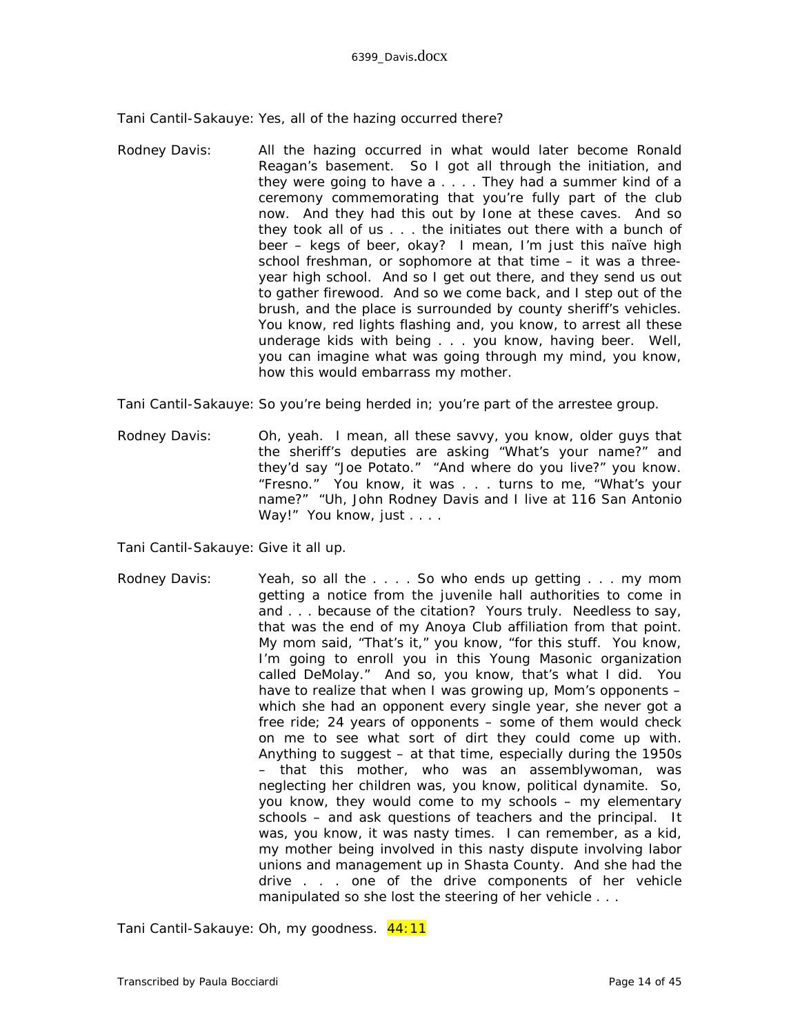Tani Cantil-Sakauye: Yes, all of the hazing occurred there?

Rodney Davis: All the hazing occurred in what would later become Ronald Reagan's basement. So I got all through the initiation, and they were going to have a . . . . They had a summer kind of a ceremony commemorating that you're fully part of the club now. And they had this out by Ione at these caves. And so they took all of us . . . the initiates out there with a bunch of beer – kegs of beer, okay? I mean, I'm just this naïve high school freshman, or sophomore at that time – it was a three-year high school. And so I get out there, and they send us out to gather firewood. And so we come back, and I step out of the brush, and the place is surrounded by county sheriff's vehicles. You know, red lights flashing and, you know, to arrest all these underage kids with being . . . you know, having beer. Well, you can imagine what was going through my mind, you know, how this would embarrass my mother.

Tani Cantil-Sakauye: So you're being herded in; you're part of the arrestee group.

Rodney Davis: Oh, yeah. I mean, all these savvy, you know, older guys that the sheriff's deputies are asking "What's your name?" and they'd say "Joe Potato." "And where do you live?" you know. "Fresno." You know, it was . . . turns to me, "What's your name?" "Uh, John Rodney Davis and I live at 116 San Antonio Way!" You know, just . . . .

Tani Cantil-Sakauye: Give it all up.

Rodney Davis: Yeah, so all the . . . . So who ends up getting . . . my mom getting a notice from the juvenile hall authorities to come in and . . . because of the citation? Yours truly. Needless to say, that was the end of my Anoya Club affiliation from that point. My mom said, "That's it," you know, "for this stuff. You know, I'm going to enroll you in this Young Masonic organization called DeMolay." And so, you know, that's what I did. You have to realize that when I was growing up, Mom's opponents – which she had an opponent every single year, she never got a free ride; 24 years of opponents – some of them would check on me to see what sort of dirt they could come up with. Anything to suggest – at that time, especially during the 1950s – that this mother, who was an assemblywoman, was neglecting her children was, you know, political dynamite. So, you know, they would come to my schools – my elementary schools – and ask questions of teachers and the principal. It was, you know, it was nasty times. I can remember, as a kid, my mother being involved in this nasty dispute involving labor unions and management up in Shasta County. And she had the drive . . . one of the drive components of her vehicle manipulated so she lost the steering of her vehicle . . .

Tani Cantil-Sakauye: Oh, my goodness. 44:11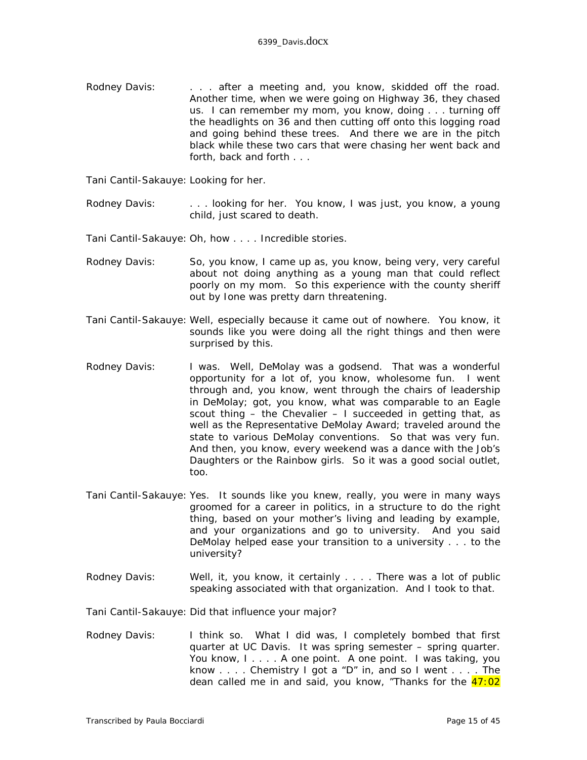Rodney Davis: . . . after a meeting and, you know, skidded off the road. Another time, when we were going on Highway 36, they chased us. I can remember my mom, you know, doing . . . turning off the headlights on 36 and then cutting off onto this logging road and going behind these trees. And there we are in the pitch black while these two cars that were chasing her went back and forth, back and forth . . .

Tani Cantil-Sakauye: Looking for her.

Rodney Davis: . . . looking for her. You know, I was just, you know, a young child, just scared to death.

Tani Cantil-Sakauye: Oh, how . . . . Incredible stories.

Rodney Davis: So, you know, I came up as, you know, being very, very careful about not doing anything as a young man that could reflect poorly on my mom. So this experience with the county sheriff out by Ione was pretty darn threatening.

Tani Cantil-Sakauye: Well, especially because it came out of nowhere. You know, it sounds like you were doing all the right things and then were surprised by this.

Rodney Davis: I was. Well, DeMolay was a godsend. That was a wonderful opportunity for a lot of, you know, wholesome fun. I went through and, you know, went through the chairs of leadership in DeMolay; got, you know, what was comparable to an Eagle scout thing – the Chevalier – I succeeded in getting that, as well as the Representative DeMolay Award; traveled around the state to various DeMolay conventions. So that was very fun. And then, you know, every weekend was a dance with the Job's Daughters or the Rainbow girls. So it was a good social outlet, too.

Tani Cantil-Sakauye: Yes. It sounds like you knew, really, you were in many ways groomed for a career in politics, in a structure to do the right thing, based on your mother's living and leading by example, and your organizations and go to university. And you said DeMolay helped ease your transition to a university . . . to the university?

Rodney Davis: Well, it, you know, it certainly . . . . There was a lot of public speaking associated with that organization. And I took to that.

Tani Cantil-Sakauye: Did that influence your major?

Rodney Davis: I think so. What I did was, I completely bombed that first quarter at UC Davis. It was spring semester – spring quarter. You know, I . . . . A one point. A one point. I was taking, you know . . . . Chemistry I got a "D" in, and so I went . . . . The dean called me in and said, you know, "Thanks for the 47:02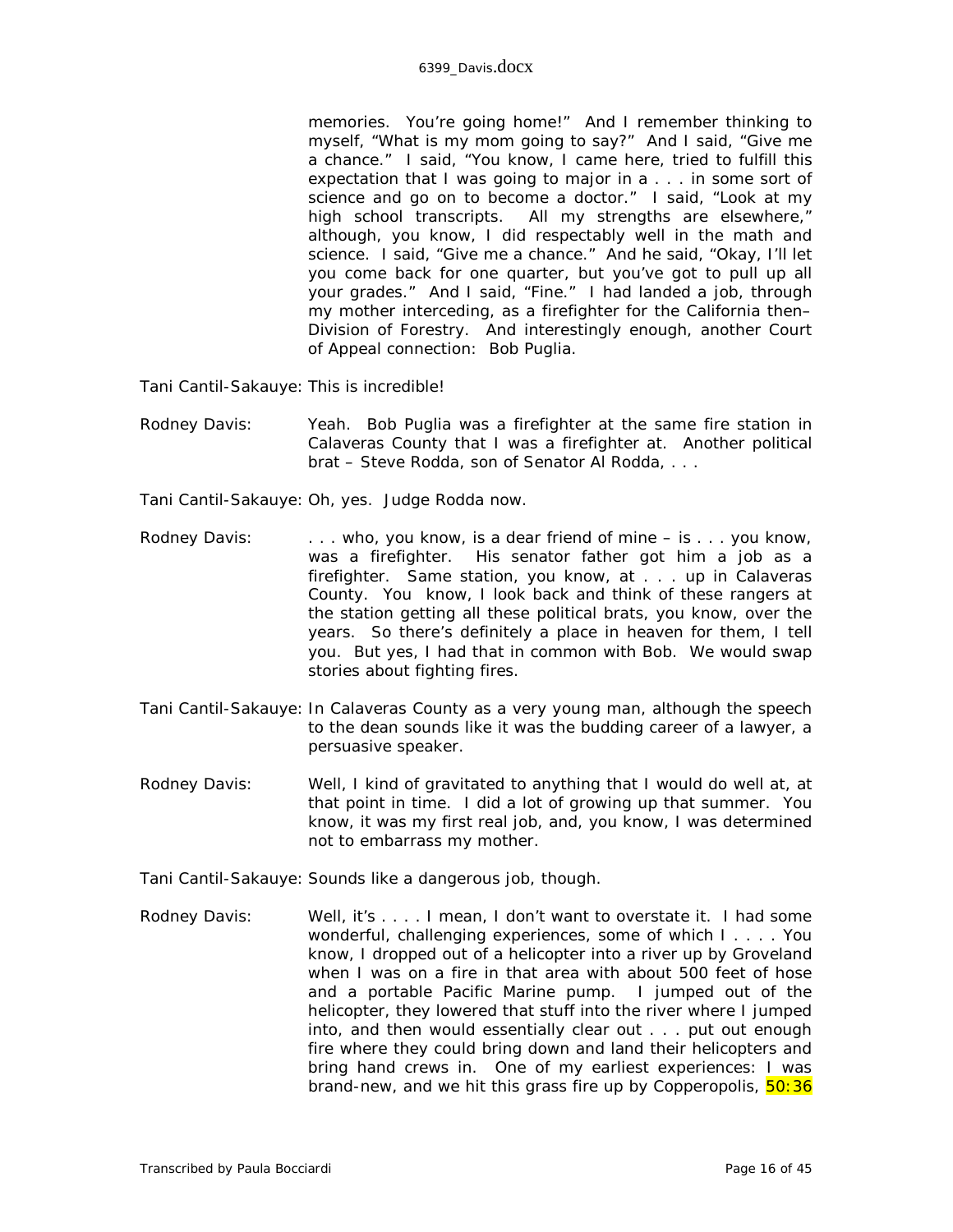memories. You're going home!" And I remember thinking to myself, "What is my mom going to say?" And I said, "Give me a chance." I said, "You know, I came here, tried to fulfill this expectation that I was going to major in a . . . in some sort of science and go on to become a doctor." I said, "Look at my high school transcripts. All my strengths are elsewhere," although, you know, I did respectably well in the math and science. I said, "Give me a chance." And he said, "Okay, I'll let you come back for one quarter, but you've got to pull up all your grades." And I said, "Fine." I had landed a job, through my mother interceding, as a firefighter for the California then–Division of Forestry. And interestingly enough, another Court of Appeal connection: Bob Puglia.

Tani Cantil-Sakauye: This is incredible!

Rodney Davis: Yeah. Bob Puglia was a firefighter at the same fire station in Calaveras County that I was a firefighter at. Another political brat – Steve Rodda, son of Senator Al Rodda, . . .

Tani Cantil-Sakauye: Oh, yes. Judge Rodda now.

Rodney Davis: . . . who, you know, is a dear friend of mine – is . . . you know, was a firefighter. His senator father got him a job as a firefighter. Same station, you know, at . . . up in Calaveras County. You know, I look back and think of these rangers at the station getting all these political brats, you know, over the years. So there's definitely a place in heaven for them, I tell you. But yes, I had that in common with Bob. We would swap stories about fighting fires.

Tani Cantil-Sakauye: In Calaveras County as a very young man, although the speech to the dean sounds like it was the budding career of a lawyer, a persuasive speaker.

Rodney Davis: Well, I kind of gravitated to anything that I would do well at, at that point in time. I did a lot of growing up that summer. You know, it was my first real job, and, you know, I was determined not to embarrass my mother.

Tani Cantil-Sakauye: Sounds like a dangerous job, though.

Rodney Davis: Well, it's . . . . I mean, I don't want to overstate it. I had some wonderful, challenging experiences, some of which I . . . . You know, I dropped out of a helicopter into a river up by Groveland when I was on a fire in that area with about 500 feet of hose and a portable Pacific Marine pump. I jumped out of the helicopter, they lowered that stuff into the river where I jumped into, and then would essentially clear out . . . put out enough fire where they could bring down and land their helicopters and bring hand crews in. One of my earliest experiences: I was brand-new, and we hit this grass fire up by Copperopolis, 50:36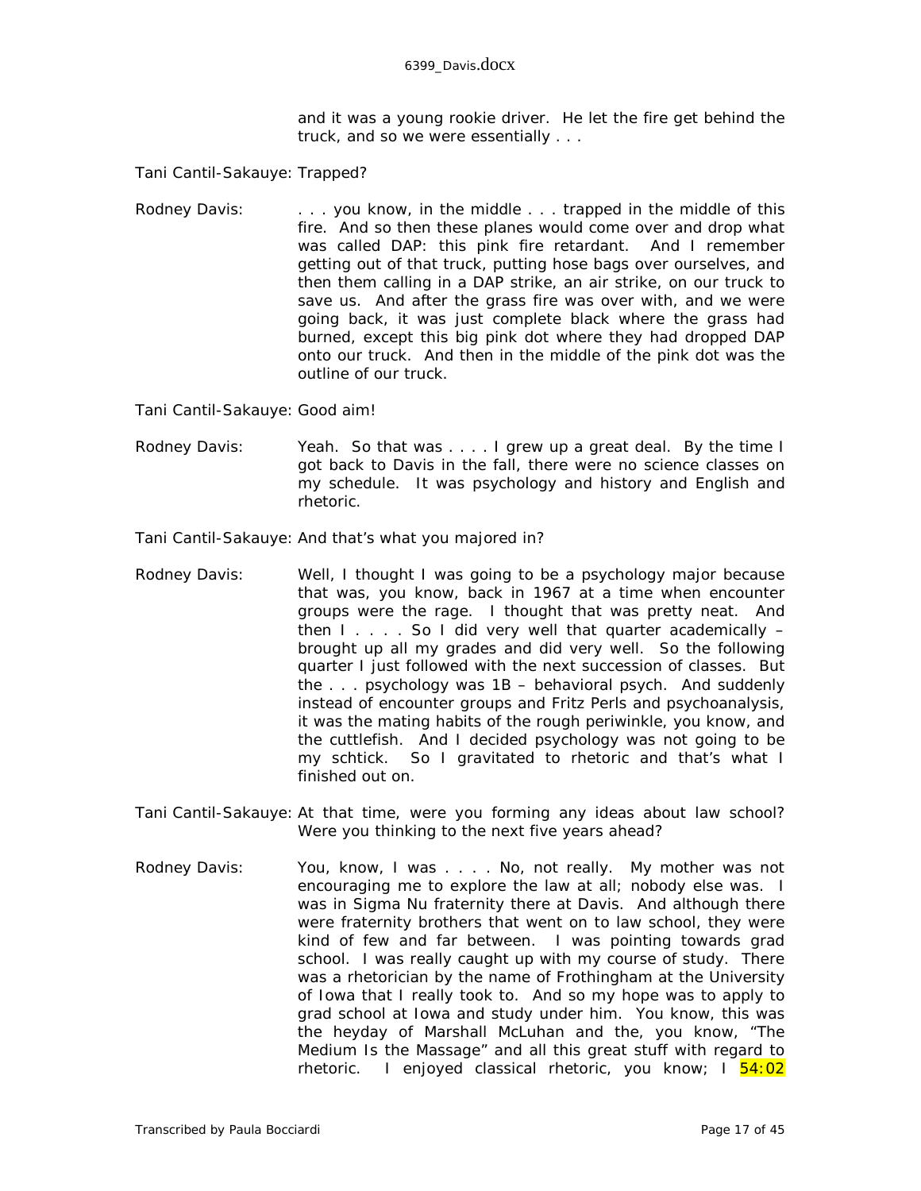and it was a young rookie driver. He let the fire get behind the truck, and so we were essentially . . .

Tani Cantil-Sakauye: Trapped?

Rodney Davis: . . . you know, in the middle . . . trapped in the middle of this fire. And so then these planes would come over and drop what was called DAP: this pink fire retardant. And I remember getting out of that truck, putting hose bags over ourselves, and then them calling in a DAP strike, an air strike, on our truck to save us. And after the grass fire was over with, and we were going back, it was just complete black where the grass had burned, except this big pink dot where they had dropped DAP onto our truck. And then in the middle of the pink dot was the outline of our truck.

Tani Cantil-Sakauye: Good aim!

Rodney Davis: Yeah. So that was . . . . I grew up a great deal. By the time I got back to Davis in the fall, there were no science classes on my schedule. It was psychology and history and English and rhetoric.

Tani Cantil-Sakauye: And that's what you majored in?

Rodney Davis: Well, I thought I was going to be a psychology major because that was, you know, back in 1967 at a time when encounter groups were the rage. I thought that was pretty neat. And then I . . . . So I did very well that quarter academically – brought up all my grades and did very well. So the following quarter I just followed with the next succession of classes. But the . . . psychology was 1B – behavioral psych. And suddenly instead of encounter groups and Fritz Perls and psychoanalysis, it was the mating habits of the rough periwinkle, you know, and the cuttlefish. And I decided psychology was not going to be my schtick. So I gravitated to rhetoric and that's what I finished out on.

Tani Cantil-Sakauye: At that time, were you forming any ideas about law school? Were you thinking to the next five years ahead?

Rodney Davis: You, know, I was . . . . No, not really. My mother was not encouraging me to explore the law at all; nobody else was. I was in Sigma Nu fraternity there at Davis. And although there were fraternity brothers that went on to law school, they were kind of few and far between. I was pointing towards grad school. I was really caught up with my course of study. There was a rhetorician by the name of Frothingham at the University of Iowa that I really took to. And so my hope was to apply to grad school at Iowa and study under him. You know, this was the heyday of Marshall McLuhan and the, you know, "The Medium Is the Massage" and all this great stuff with regard to rhetoric. I enjoyed classical rhetoric, you know; I 54:02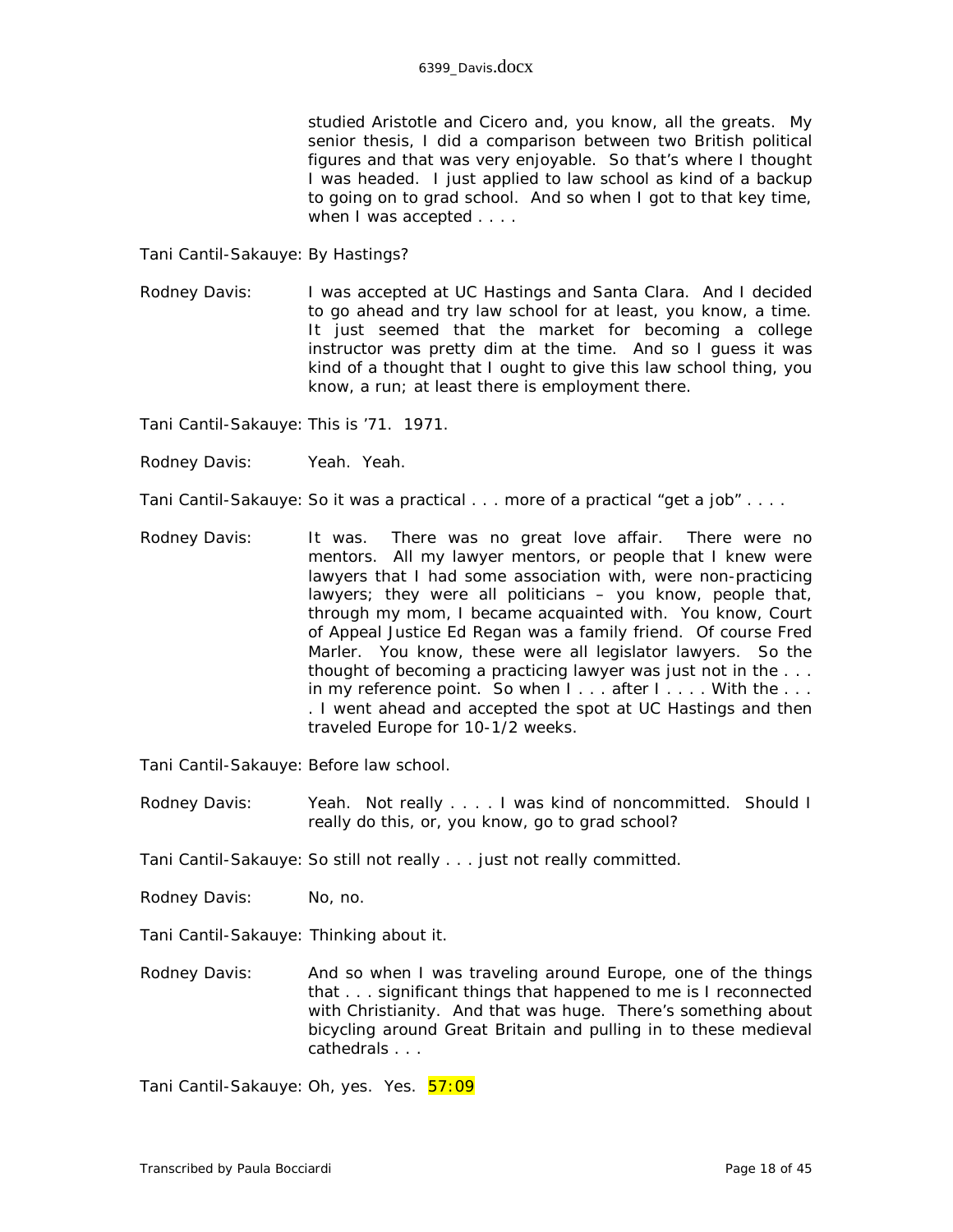studied Aristotle and Cicero and, you know, all the greats. My senior thesis, I did a comparison between two British political figures and that was very enjoyable. So that's where I thought I was headed. I just applied to law school as kind of a backup to going on to grad school. And so when I got to that key time, when I was accepted . . . .

Tani Cantil-Sakauye: By Hastings?

Rodney Davis: I was accepted at UC Hastings and Santa Clara. And I decided to go ahead and try law school for at least, you know, a time. It just seemed that the market for becoming a college instructor was pretty dim at the time. And so I guess it was kind of a thought that I ought to give this law school thing, you know, a run; at least there is employment there.

Tani Cantil-Sakauye: This is '71. 1971.

Rodney Davis: Yeah. Yeah.

Tani Cantil-Sakauye: So it was a practical . . . more of a practical "get a job" . . . .

Rodney Davis: It was. There was no great love affair. There were no mentors. All my lawyer mentors, or people that I knew were lawyers that I had some association with, were non-practicing lawyers; they were all politicians – you know, people that, through my mom, I became acquainted with. You know, Court of Appeal Justice Ed Regan was a family friend. Of course Fred Marler. You know, these were all legislator lawyers. So the thought of becoming a practicing lawyer was just not in the . . . in my reference point. So when I . . . after I . . . . With the . . . . I went ahead and accepted the spot at UC Hastings and then traveled Europe for 10-1/2 weeks.

Tani Cantil-Sakauye: Before law school.

Rodney Davis: Yeah. Not really . . . . I was kind of noncommitted. Should I really do this, or, you know, go to grad school?

Tani Cantil-Sakauye: So still not really . . . just not really committed.

Rodney Davis: No, no.

Tani Cantil-Sakauye: Thinking about it.

Rodney Davis: And so when I was traveling around Europe, one of the things that . . . significant things that happened to me is I reconnected with Christianity. And that was huge. There's something about bicycling around Great Britain and pulling in to these medieval cathedrals . . .

Tani Cantil-Sakauye: Oh, yes. Yes. 57:09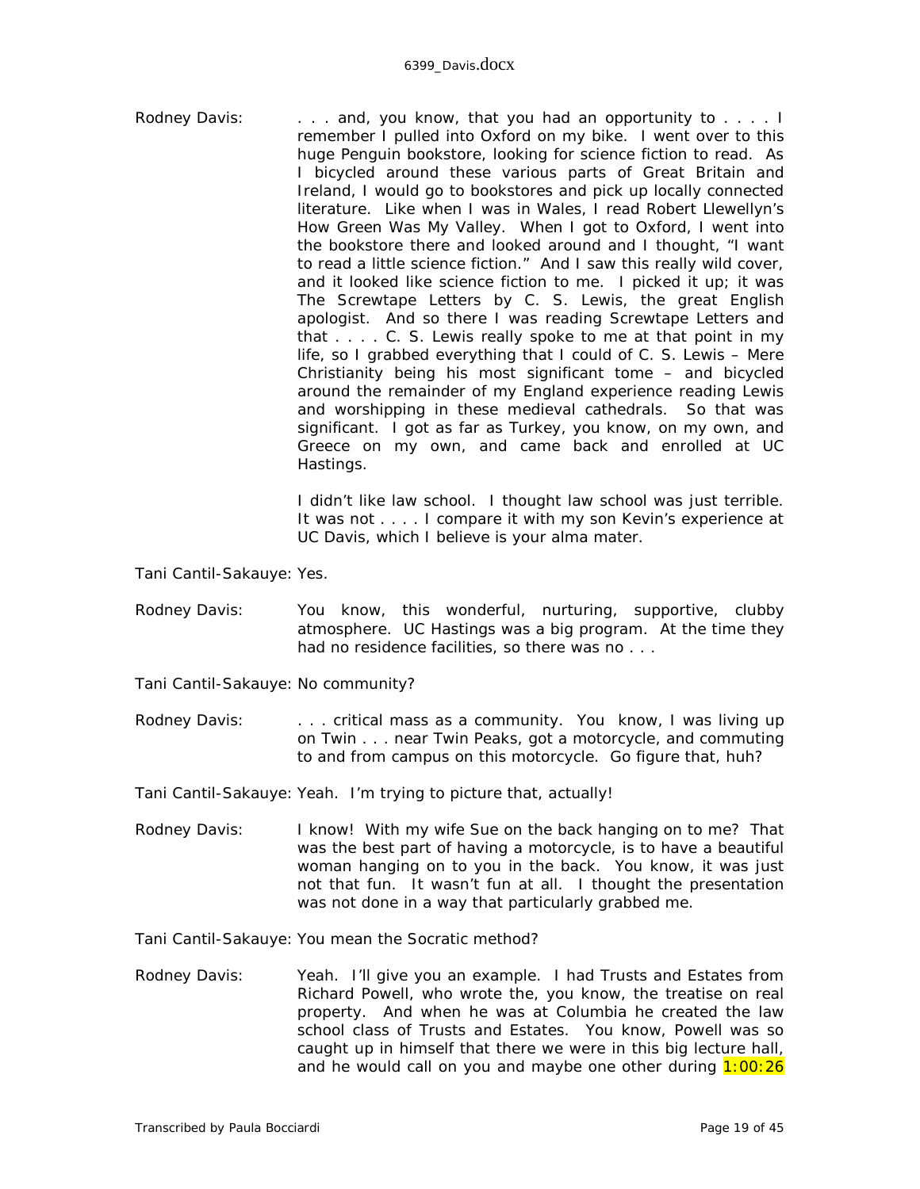Rodney Davis: . . . and, you know, that you had an opportunity to . . . . I remember I pulled into Oxford on my bike. I went over to this huge Penguin bookstore, looking for science fiction to read. As I bicycled around these various parts of Great Britain and Ireland, I would go to bookstores and pick up locally connected literature. Like when I was in Wales, I read Robert Llewellyn's How Green Was My Valley. When I got to Oxford, I went into the bookstore there and looked around and I thought, "I want to read a little science fiction." And I saw this really wild cover, and it looked like science fiction to me. I picked it up; it was The Screwtape Letters by C. S. Lewis, the great English apologist. And so there I was reading Screwtape Letters and that . . . . C. S. Lewis really spoke to me at that point in my life, so I grabbed everything that I could of C. S. Lewis – Mere Christianity being his most significant tome – and bicycled around the remainder of my England experience reading Lewis and worshipping in these medieval cathedrals. So that was significant. I got as far as Turkey, you know, on my own, and Greece on my own, and came back and enrolled at UC Hastings.

I didn't like law school. I thought law school was just terrible. It was not . . . . I compare it with my son Kevin's experience at UC Davis, which I believe is your alma mater.

Tani Cantil-Sakauye: Yes.

Rodney Davis: You know, this wonderful, nurturing, supportive, clubby atmosphere. UC Hastings was a big program. At the time they had no residence facilities, so there was no . . .

Tani Cantil-Sakauye: No community?

Rodney Davis: . . . critical mass as a community. You know, I was living up on Twin . . . near Twin Peaks, got a motorcycle, and commuting to and from campus on this motorcycle. Go figure that, huh?

Tani Cantil-Sakauye: Yeah. I'm trying to picture that, actually!

Rodney Davis: I know! With my wife Sue on the back hanging on to me? That was the best part of having a motorcycle, is to have a beautiful woman hanging on to you in the back. You know, it was just not that fun. It wasn't fun at all. I thought the presentation was not done in a way that particularly grabbed me.

Tani Cantil-Sakauye: You mean the Socratic method?

Rodney Davis: Yeah. I'll give you an example. I had Trusts and Estates from Richard Powell, who wrote the, you know, the treatise on real property. And when he was at Columbia he created the law school class of Trusts and Estates. You know, Powell was so caught up in himself that there we were in this big lecture hall, and he would call on you and maybe one other during 1:00:26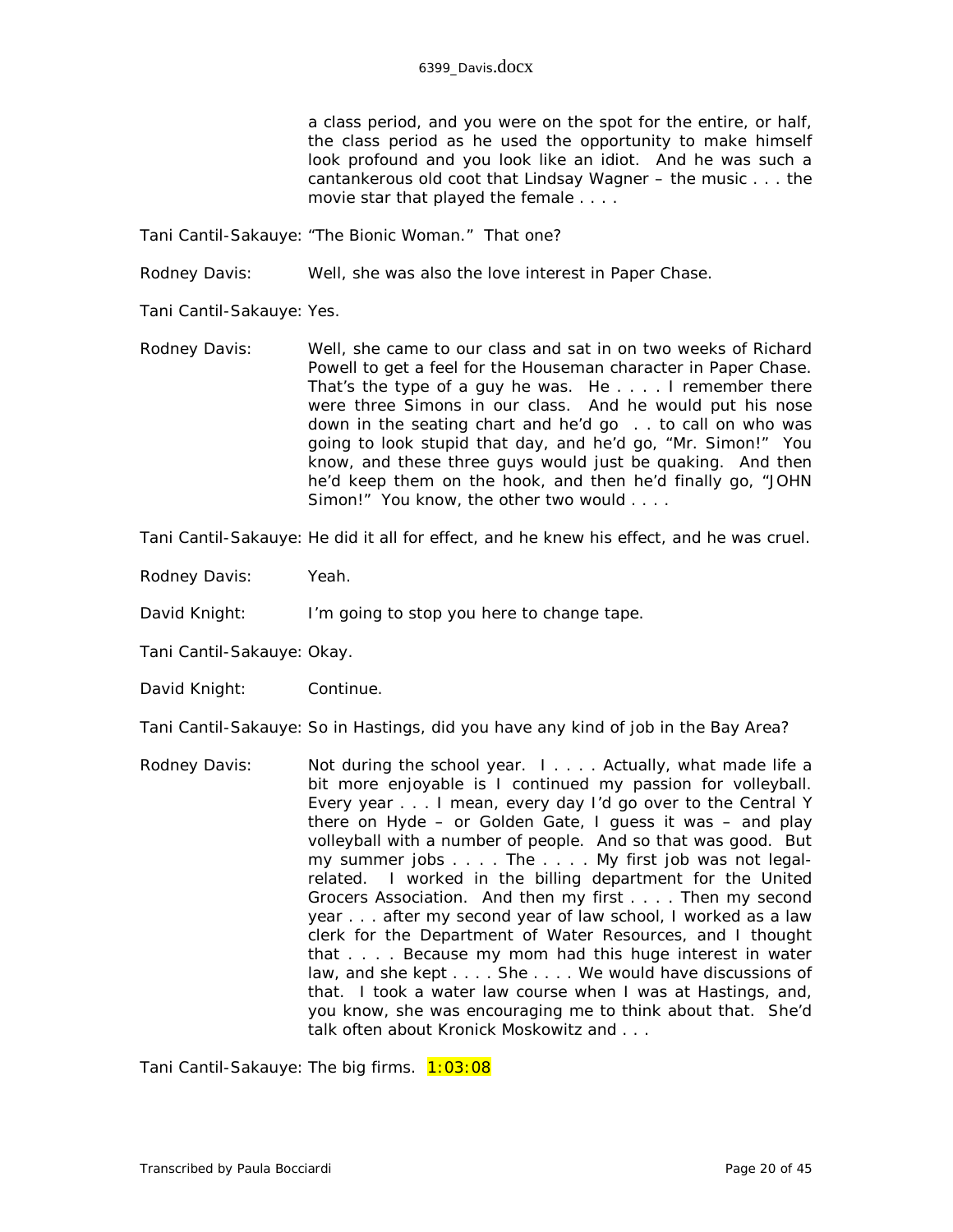a class period, and you were on the spot for the entire, or half, the class period as he used the opportunity to make himself look profound and you look like an idiot. And he was such a cantankerous old coot that Lindsay Wagner – the music . . . the movie star that played the female . . . .

Tani Cantil-Sakauye: "The Bionic Woman." That one?

Rodney Davis: Well, she was also the love interest in Paper Chase.

Tani Cantil-Sakauye: Yes.

Rodney Davis: Well, she came to our class and sat in on two weeks of Richard Powell to get a feel for the Houseman character in Paper Chase. That's the type of a guy he was. He . . . . I remember there were three Simons in our class. And he would put his nose down in the seating chart and he'd go . . to call on who was going to look stupid that day, and he'd go, "Mr. Simon!" You know, and these three guys would just be quaking. And then he'd keep them on the hook, and then he'd finally go, "JOHN Simon!" You know, the other two would . . . .

Tani Cantil-Sakauye: He did it all for effect, and he knew his effect, and he was cruel.

Rodney Davis: Yeah.

David Knight: I'm going to stop you here to change tape.

Tani Cantil-Sakauye: Okay.

David Knight: Continue.

Tani Cantil-Sakauye: So in Hastings, did you have any kind of job in the Bay Area?

Rodney Davis: Not during the school year. I . . . . Actually, what made life a bit more enjoyable is I continued my passion for volleyball. Every year . . . I mean, every day I'd go over to the Central Y there on Hyde – or Golden Gate, I guess it was – and play volleyball with a number of people. And so that was good. But my summer jobs . . . . The . . . . My first job was not legal-related. I worked in the billing department for the United Grocers Association. And then my first . . . . Then my second year . . . after my second year of law school, I worked as a law clerk for the Department of Water Resources, and I thought that . . . . Because my mom had this huge interest in water law, and she kept . . . . She . . . . We would have discussions of that. I took a water law course when I was at Hastings, and, you know, she was encouraging me to think about that. She'd talk often about Kronick Moskowitz and . . .

Tani Cantil-Sakauye: The big firms. 1:03:08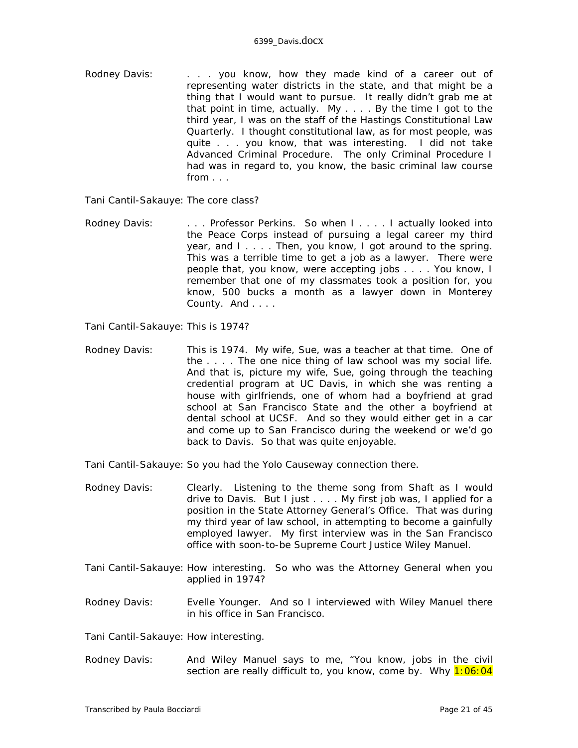Rodney Davis: . . . you know, how they made kind of a career out of representing water districts in the state, and that might be a thing that I would want to pursue. It really didn't grab me at that point in time, actually. My . . . . By the time I got to the third year, I was on the staff of the Hastings Constitutional Law Quarterly. I thought constitutional law, as for most people, was quite . . . you know, that was interesting. I did not take Advanced Criminal Procedure. The only Criminal Procedure I had was in regard to, you know, the basic criminal law course from . . .

Tani Cantil-Sakauye: The core class?

Rodney Davis: . . . Professor Perkins. So when I . . . . I actually looked into the Peace Corps instead of pursuing a legal career my third year, and I . . . . Then, you know, I got around to the spring. This was a terrible time to get a job as a lawyer. There were people that, you know, were accepting jobs . . . . You know, I remember that one of my classmates took a position for, you know, 500 bucks a month as a lawyer down in Monterey County. And . . . .

Tani Cantil-Sakauye: This is 1974?

Rodney Davis: This is 1974. My wife, Sue, was a teacher at that time. One of the . . . . The one nice thing of law school was my social life. And that is, picture my wife, Sue, going through the teaching credential program at UC Davis, in which she was renting a house with girlfriends, one of whom had a boyfriend at grad school at San Francisco State and the other a boyfriend at dental school at UCSF. And so they would either get in a car and come up to San Francisco during the weekend or we'd go back to Davis. So that was quite enjoyable.

Tani Cantil-Sakauye: So you had the Yolo Causeway connection there.

Rodney Davis: Clearly. Listening to the theme song from Shaft as I would drive to Davis. But I just . . . . My first job was, I applied for a position in the State Attorney General's Office. That was during my third year of law school, in attempting to become a gainfully employed lawyer. My first interview was in the San Francisco office with soon-to-be Supreme Court Justice Wiley Manuel.

Tani Cantil-Sakauye: How interesting. So who was the Attorney General when you applied in 1974?

Rodney Davis: Evelle Younger. And so I interviewed with Wiley Manuel there in his office in San Francisco.

Tani Cantil-Sakauye: How interesting.

Rodney Davis: And Wiley Manuel says to me, "You know, jobs in the civil section are really difficult to, you know, come by. Why 1:06:04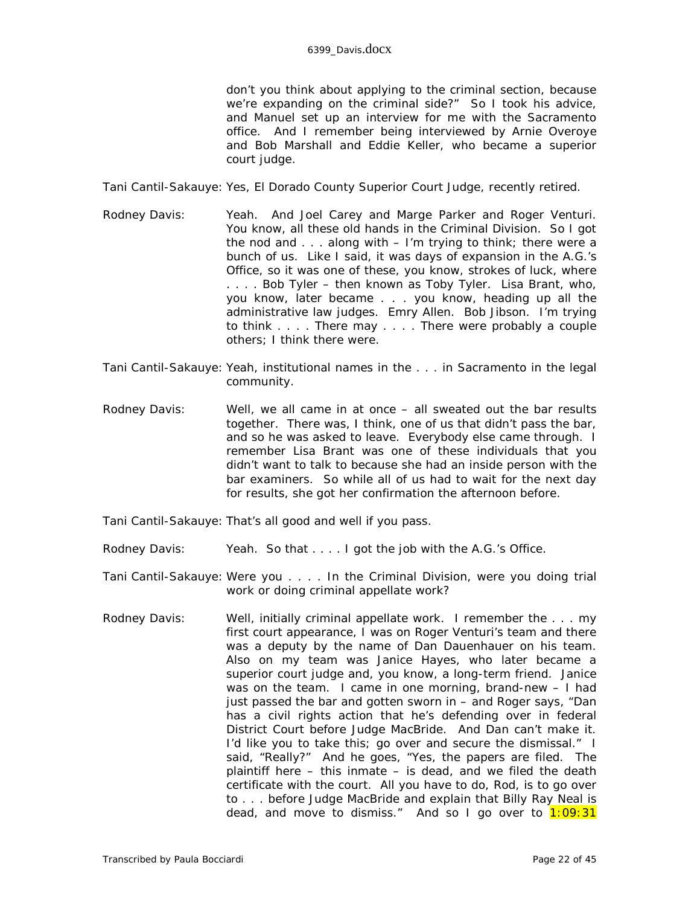don't you think about applying to the criminal section, because we're expanding on the criminal side?" So I took his advice, and Manuel set up an interview for me with the Sacramento office. And I remember being interviewed by Arnie Overoye and Bob Marshall and Eddie Keller, who became a superior court judge.

Tani Cantil-Sakauye: Yes, El Dorado County Superior Court Judge, recently retired.

Rodney Davis: Yeah. And Joel Carey and Marge Parker and Roger Venturi. You know, all these old hands in the Criminal Division. So I got the nod and . . . along with – I'm trying to think; there were a bunch of us. Like I said, it was days of expansion in the A.G.'s Office, so it was one of these, you know, strokes of luck, where . . . . Bob Tyler – then known as Toby Tyler. Lisa Brant, who, you know, later became . . . you know, heading up all the administrative law judges. Emry Allen. Bob Jibson. I'm trying to think . . . . There may . . . . There were probably a couple others; I think there were.

Tani Cantil-Sakauye: Yeah, institutional names in the . . . in Sacramento in the legal community.

Rodney Davis: Well, we all came in at once – all sweated out the bar results together. There was, I think, one of us that didn't pass the bar, and so he was asked to leave. Everybody else came through. I remember Lisa Brant was one of these individuals that you didn't want to talk to because she had an inside person with the bar examiners. So while all of us had to wait for the next day for results, she got her confirmation the afternoon before.

Tani Cantil-Sakauye: That's all good and well if you pass.

Rodney Davis: Yeah. So that . . . . I got the job with the A.G.'s Office.

Tani Cantil-Sakauye: Were you . . . . In the Criminal Division, were you doing trial work or doing criminal appellate work?

Rodney Davis: Well, initially criminal appellate work. I remember the . . . my first court appearance, I was on Roger Venturi's team and there was a deputy by the name of Dan Dauenhauer on his team. Also on my team was Janice Hayes, who later became a superior court judge and, you know, a long-term friend. Janice was on the team. I came in one morning, brand-new – I had just passed the bar and gotten sworn in – and Roger says, "Dan has a civil rights action that he's defending over in federal District Court before Judge MacBride. And Dan can't make it. I'd like you to take this; go over and secure the dismissal." I said, "Really?" And he goes, "Yes, the papers are filed. The plaintiff here – this inmate – is dead, and we filed the death certificate with the court. All you have to do, Rod, is to go over to . . . before Judge MacBride and explain that Billy Ray Neal is dead, and move to dismiss." And so I go over to 1:09:31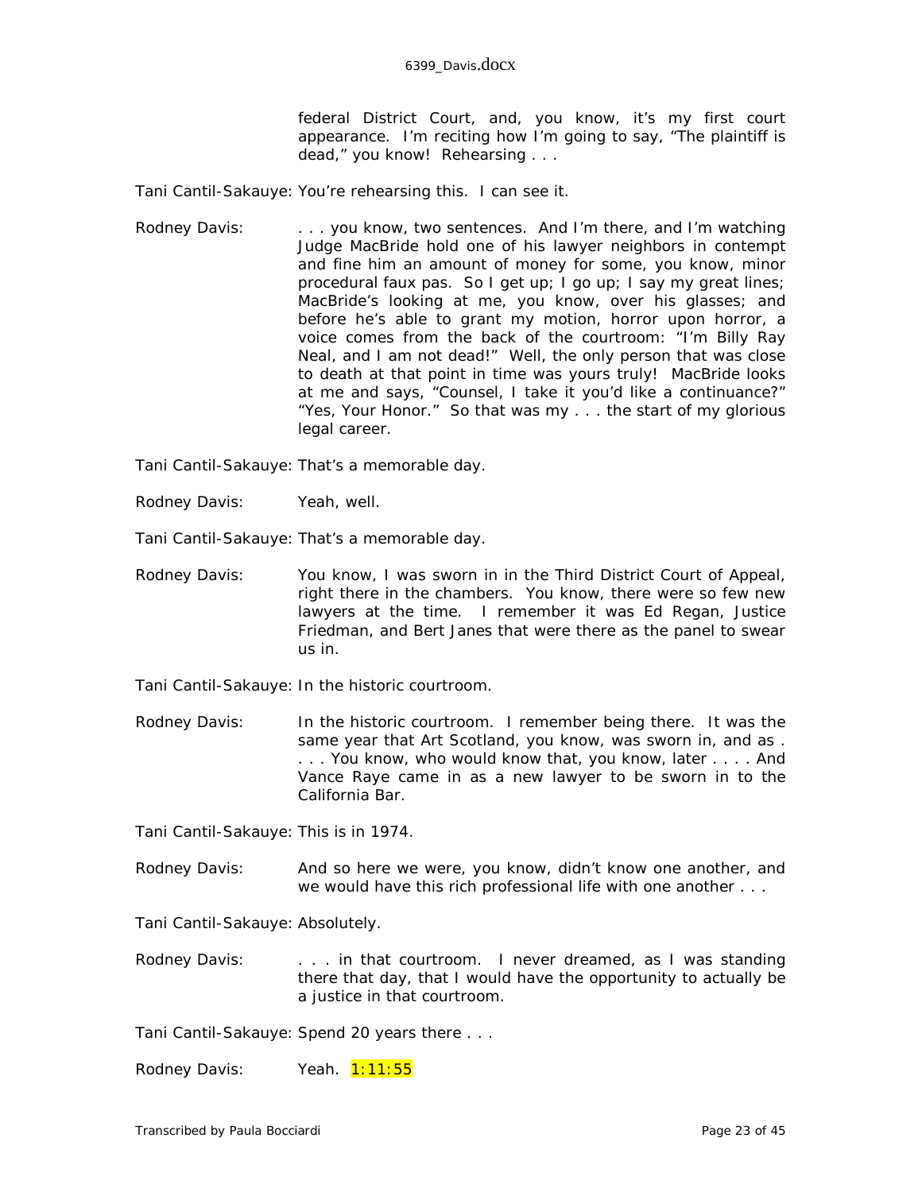federal District Court, and, you know, it's my first court appearance. I'm reciting how I'm going to say, "The plaintiff is dead," you know! Rehearsing . . .

Tani Cantil-Sakauye: You're rehearsing this. I can see it.

Rodney Davis: . . . you know, two sentences. And I'm there, and I'm watching Judge MacBride hold one of his lawyer neighbors in contempt and fine him an amount of money for some, you know, minor procedural faux pas. So I get up; I go up; I say my great lines; MacBride's looking at me, you know, over his glasses; and before he's able to grant my motion, horror upon horror, a voice comes from the back of the courtroom: "I'm Billy Ray Neal, and I am not dead!" Well, the only person that was close to death at that point in time was yours truly! MacBride looks at me and says, "Counsel, I take it you'd like a continuance?" "Yes, Your Honor." So that was my . . . the start of my glorious legal career.

Tani Cantil-Sakauye: That's a memorable day.

Rodney Davis: Yeah, well.

Tani Cantil-Sakauye: That's a memorable day.

Rodney Davis: You know, I was sworn in in the Third District Court of Appeal, right there in the chambers. You know, there were so few new lawyers at the time. I remember it was Ed Regan, Justice Friedman, and Bert Janes that were there as the panel to swear us in.

Tani Cantil-Sakauye: In the historic courtroom.

Rodney Davis: In the historic courtroom. I remember being there. It was the same year that Art Scotland, you know, was sworn in, and as . . . . You know, who would know that, you know, later . . . . And Vance Raye came in as a new lawyer to be sworn in to the California Bar.

Tani Cantil-Sakauye: This is in 1974.

Rodney Davis: And so here we were, you know, didn't know one another, and we would have this rich professional life with one another . . .

Tani Cantil-Sakauye: Absolutely.

Rodney Davis: . . . in that courtroom. I never dreamed, as I was standing there that day, that I would have the opportunity to actually be a justice in that courtroom.

Tani Cantil-Sakauye: Spend 20 years there . . .

Rodney Davis: Yeah. 1:11:55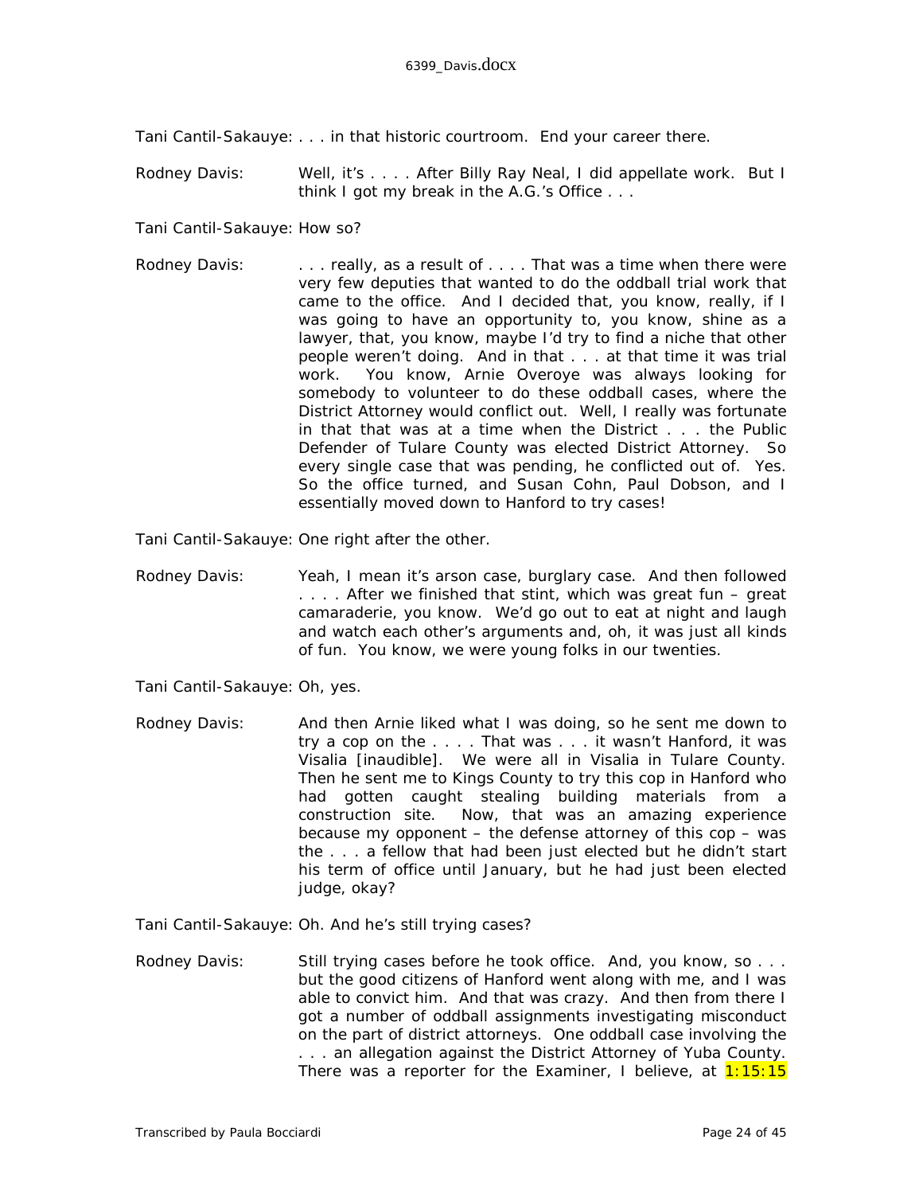Tani Cantil-Sakauye: . . . in that historic courtroom. End your career there.

Rodney Davis: Well, it's . . . . After Billy Ray Neal, I did appellate work. But I think I got my break in the A.G.'s Office . . .

Tani Cantil-Sakauye: How so?

Rodney Davis: . . . really, as a result of . . . . That was a time when there were very few deputies that wanted to do the oddball trial work that came to the office. And I decided that, you know, really, if I was going to have an opportunity to, you know, shine as a lawyer, that, you know, maybe I'd try to find a niche that other people weren't doing. And in that . . . at that time it was trial work. You know, Arnie Overoye was always looking for somebody to volunteer to do these oddball cases, where the District Attorney would conflict out. Well, I really was fortunate in that that was at a time when the District . . . the Public Defender of Tulare County was elected District Attorney. So every single case that was pending, he conflicted out of. Yes. So the office turned, and Susan Cohn, Paul Dobson, and I essentially moved down to Hanford to try cases!

Tani Cantil-Sakauye: One right after the other.

Rodney Davis: Yeah, I mean it's arson case, burglary case. And then followed . . . . After we finished that stint, which was great fun – great camaraderie, you know. We'd go out to eat at night and laugh and watch each other's arguments and, oh, it was just all kinds of fun. You know, we were young folks in our twenties.

Tani Cantil-Sakauye: Oh, yes.

Rodney Davis: And then Arnie liked what I was doing, so he sent me down to try a cop on the . . . . That was . . . it wasn't Hanford, it was Visalia [inaudible]. We were all in Visalia in Tulare County. Then he sent me to Kings County to try this cop in Hanford who had gotten caught stealing building materials from a construction site. Now, that was an amazing experience because my opponent – the defense attorney of this cop – was the . . . a fellow that had been just elected but he didn't start his term of office until January, but he had just been elected judge, okay?

Tani Cantil-Sakauye: Oh. And he's still trying cases?

Rodney Davis: Still trying cases before he took office. And, you know, so . . . but the good citizens of Hanford went along with me, and I was able to convict him. And that was crazy. And then from there I got a number of oddball assignments investigating misconduct on the part of district attorneys. One oddball case involving the . . . an allegation against the District Attorney of Yuba County. There was a reporter for the Examiner, I believe, at 1:15:15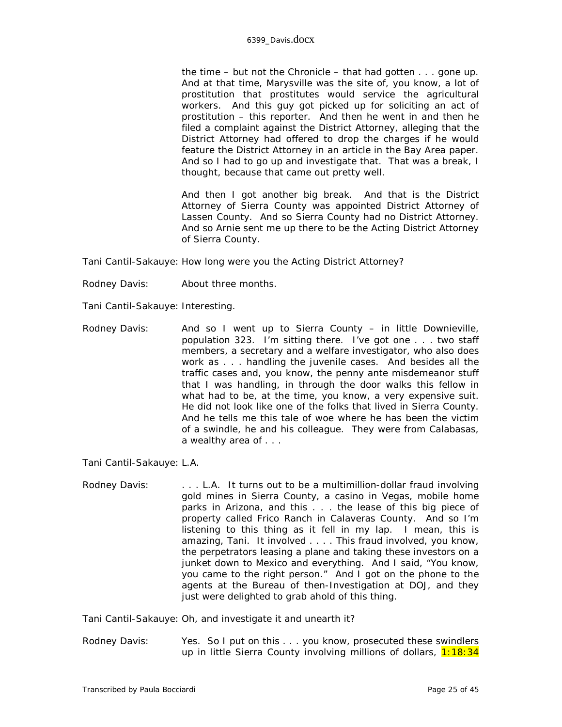the time – but not the Chronicle – that had gotten . . . gone up. And at that time, Marysville was the site of, you know, a lot of prostitution that prostitutes would service the agricultural workers. And this guy got picked up for soliciting an act of prostitution – this reporter. And then he went in and then he filed a complaint against the District Attorney, alleging that the District Attorney had offered to drop the charges if he would feature the District Attorney in an article in the Bay Area paper. And so I had to go up and investigate that. That was a break, I thought, because that came out pretty well.

And then I got another big break. And that is the District Attorney of Sierra County was appointed District Attorney of Lassen County. And so Sierra County had no District Attorney. And so Arnie sent me up there to be the Acting District Attorney of Sierra County.

Tani Cantil-Sakauye: How long were you the Acting District Attorney?

Rodney Davis: About three months.

Tani Cantil-Sakauye: Interesting.

Rodney Davis: And so I went up to Sierra County – in little Downieville, population 323. I'm sitting there. I've got one . . . two staff members, a secretary and a welfare investigator, who also does work as . . . handling the juvenile cases. And besides all the traffic cases and, you know, the penny ante misdemeanor stuff that I was handling, in through the door walks this fellow in what had to be, at the time, you know, a very expensive suit. He did not look like one of the folks that lived in Sierra County. And he tells me this tale of woe where he has been the victim of a swindle, he and his colleague. They were from Calabasas, a wealthy area of . . .

Tani Cantil-Sakauye: L.A.

Rodney Davis: . . . L.A. It turns out to be a multimillion-dollar fraud involving gold mines in Sierra County, a casino in Vegas, mobile home parks in Arizona, and this . . . the lease of this big piece of property called Frico Ranch in Calaveras County. And so I'm listening to this thing as it fell in my lap. I mean, this is amazing, Tani. It involved . . . . This fraud involved, you know, the perpetrators leasing a plane and taking these investors on a junket down to Mexico and everything. And I said, "You know, you came to the right person." And I got on the phone to the agents at the Bureau of then-Investigation at DOJ, and they just were delighted to grab ahold of this thing.

Tani Cantil-Sakauye: Oh, and investigate it and unearth it?

Rodney Davis: Yes. So I put on this . . . you know, prosecuted these swindlers up in little Sierra County involving millions of dollars, 1:18:34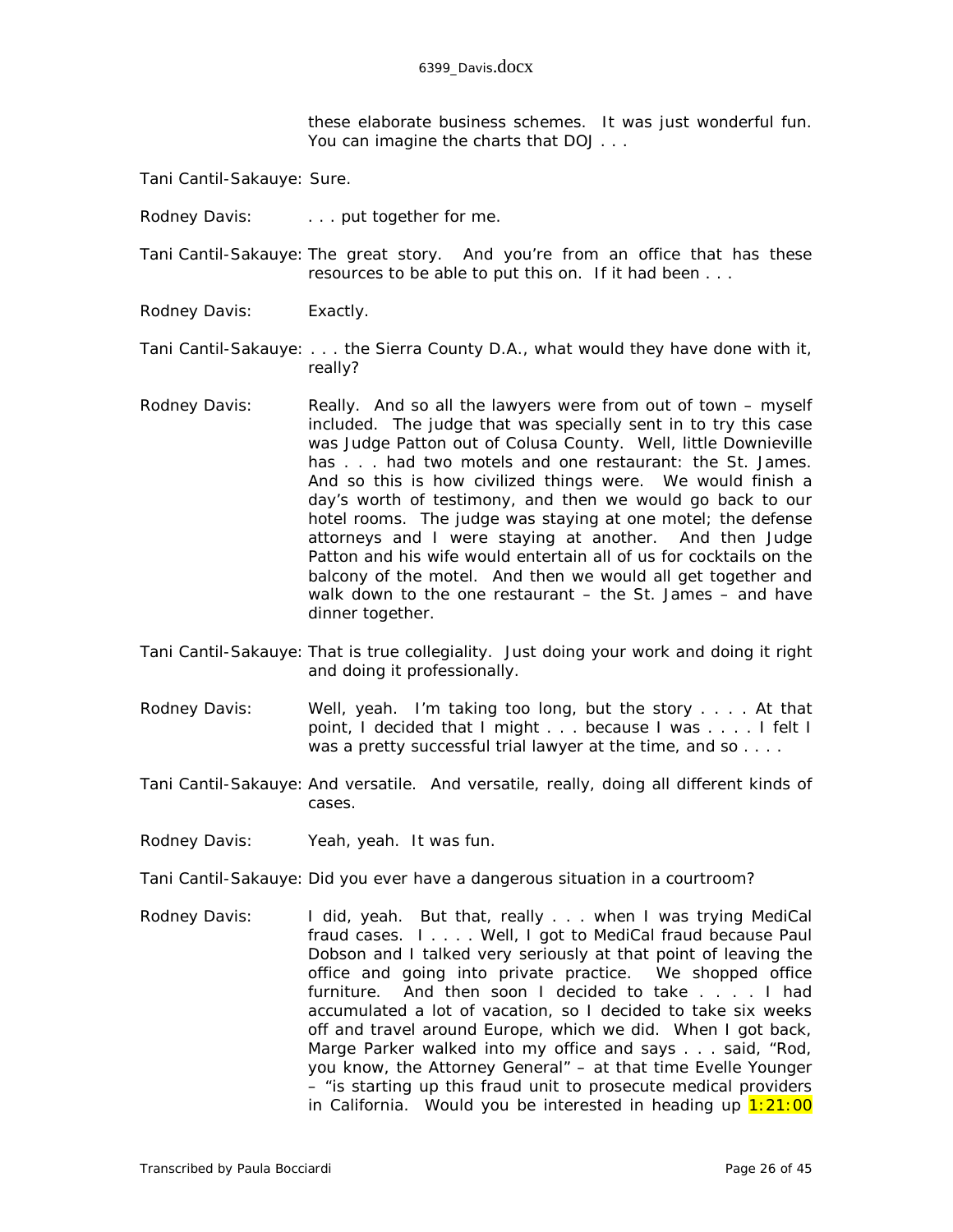these elaborate business schemes. It was just wonderful fun. You can imagine the charts that DOJ . . .

Tani Cantil-Sakauye: Sure.

Rodney Davis: . . . put together for me.

Tani Cantil-Sakauye: The great story. And you're from an office that has these resources to be able to put this on. If it had been . . .

Rodney Davis: Exactly.

Tani Cantil-Sakauye: . . . the Sierra County D.A., what would they have done with it, really?

Rodney Davis: Really. And so all the lawyers were from out of town – myself included. The judge that was specially sent in to try this case was Judge Patton out of Colusa County. Well, little Downieville has . . . had two motels and one restaurant: the St. James. And so this is how civilized things were. We would finish a day's worth of testimony, and then we would go back to our hotel rooms. The judge was staying at one motel; the defense attorneys and I were staying at another. And then Judge Patton and his wife would entertain all of us for cocktails on the balcony of the motel. And then we would all get together and walk down to the one restaurant – the St. James – and have dinner together.

Tani Cantil-Sakauye: That is true collegiality. Just doing your work and doing it right and doing it professionally.

Rodney Davis: Well, yeah. I'm taking too long, but the story . . . . At that point, I decided that I might . . . because I was . . . . I felt I was a pretty successful trial lawyer at the time, and so . . . .

Tani Cantil-Sakauye: And versatile. And versatile, really, doing all different kinds of cases.

Rodney Davis: Yeah, yeah. It was fun.

Tani Cantil-Sakauye: Did you ever have a dangerous situation in a courtroom?

Rodney Davis: I did, yeah. But that, really . . . when I was trying MediCal fraud cases. I . . . . Well, I got to MediCal fraud because Paul Dobson and I talked very seriously at that point of leaving the office and going into private practice. We shopped office furniture. And then soon I decided to take . . . . I had accumulated a lot of vacation, so I decided to take six weeks off and travel around Europe, which we did. When I got back, Marge Parker walked into my office and says . . . said, "Rod, you know, the Attorney General" – at that time Evelle Younger – "is starting up this fraud unit to prosecute medical providers in California. Would you be interested in heading up 1:21:00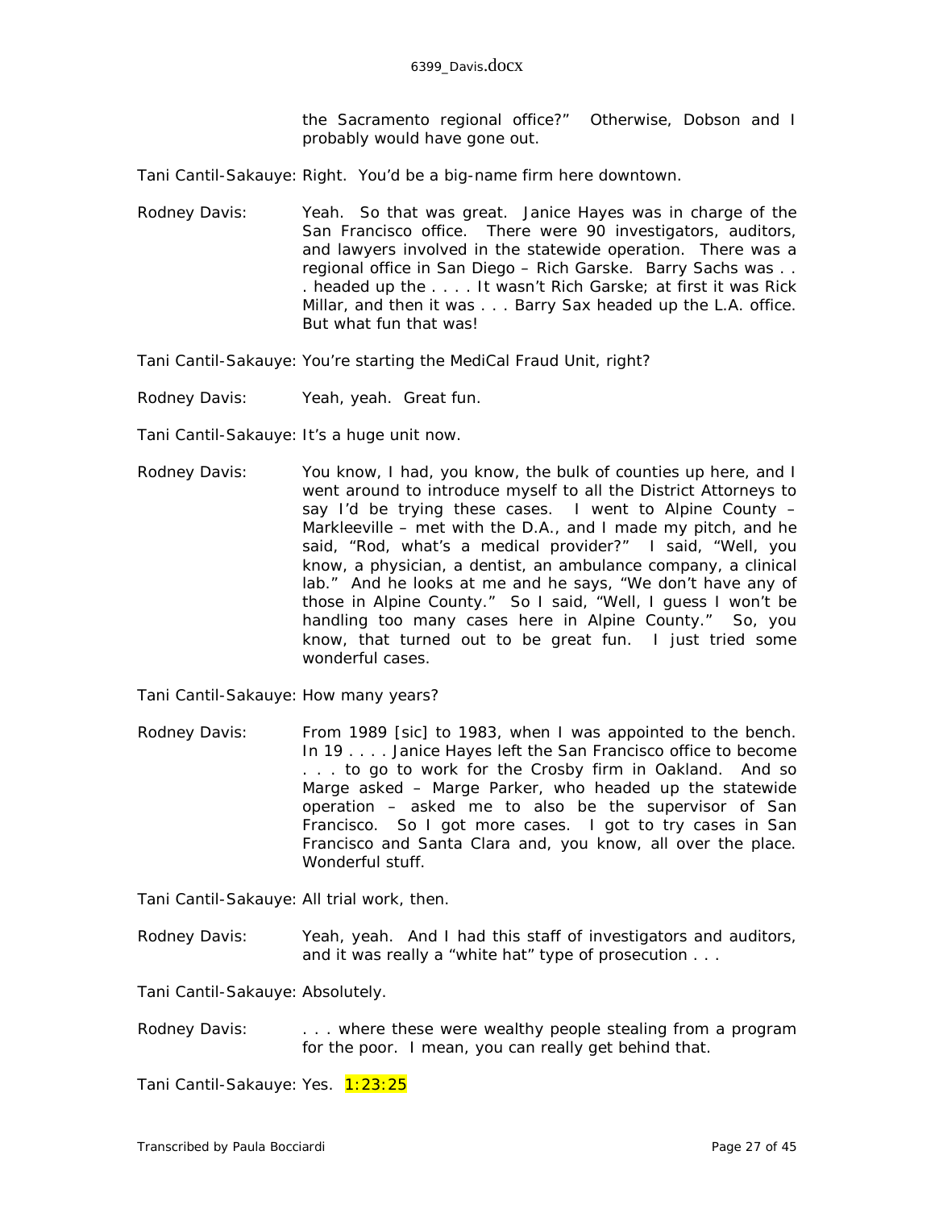the Sacramento regional office?" Otherwise, Dobson and I probably would have gone out.

Tani Cantil-Sakauye: Right. You'd be a big-name firm here downtown.

Rodney Davis: Yeah. So that was great. Janice Hayes was in charge of the San Francisco office. There were 90 investigators, auditors, and lawyers involved in the statewide operation. There was a regional office in San Diego – Rich Garske. Barry Sachs was . . . headed up the . . . . It wasn't Rich Garske; at first it was Rick Millar, and then it was . . . Barry Sax headed up the L.A. office. But what fun that was!

Tani Cantil-Sakauye: You're starting the MediCal Fraud Unit, right?

Rodney Davis: Yeah, yeah. Great fun.

Tani Cantil-Sakauye: It's a huge unit now.

Rodney Davis: You know, I had, you know, the bulk of counties up here, and I went around to introduce myself to all the District Attorneys to say I'd be trying these cases. I went to Alpine County – Markleeville – met with the D.A., and I made my pitch, and he said, "Rod, what's a medical provider?" I said, "Well, you know, a physician, a dentist, an ambulance company, a clinical lab." And he looks at me and he says, "We don't have any of those in Alpine County." So I said, "Well, I guess I won't be handling too many cases here in Alpine County." So, you know, that turned out to be great fun. I just tried some wonderful cases.

Tani Cantil-Sakauye: How many years?

Rodney Davis: From 1989 [sic] to 1983, when I was appointed to the bench. In 19 . . . . Janice Hayes left the San Francisco office to become . . . to go to work for the Crosby firm in Oakland. And so Marge asked – Marge Parker, who headed up the statewide operation – asked me to also be the supervisor of San Francisco. So I got more cases. I got to try cases in San Francisco and Santa Clara and, you know, all over the place. Wonderful stuff.

Tani Cantil-Sakauye: All trial work, then.

Rodney Davis: Yeah, yeah. And I had this staff of investigators and auditors, and it was really a "white hat" type of prosecution . . .

Tani Cantil-Sakauye: Absolutely.

Rodney Davis: . . . where these were wealthy people stealing from a program for the poor. I mean, you can really get behind that.

Tani Cantil-Sakauye: Yes. 1:23:25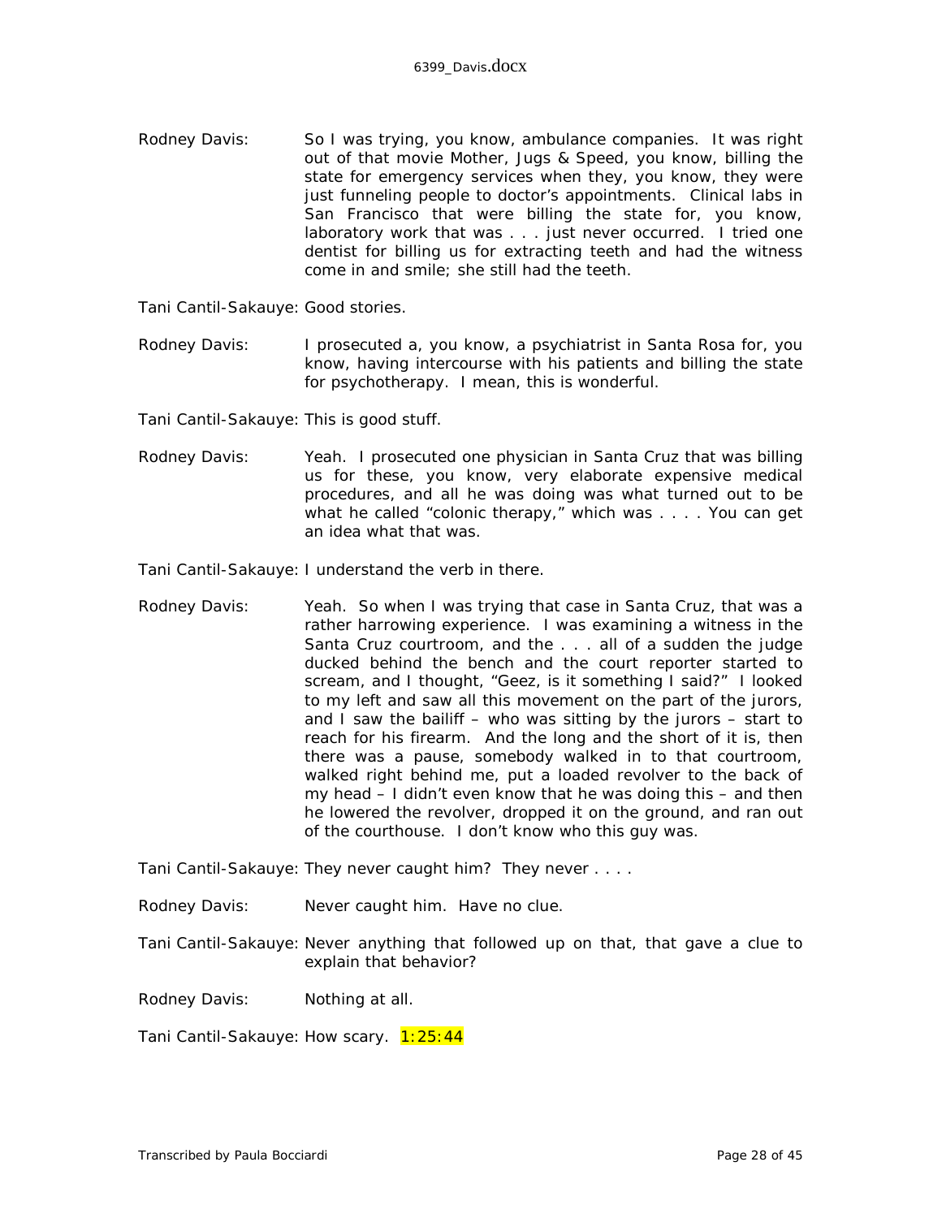Rodney Davis: So I was trying, you know, ambulance companies. It was right out of that movie Mother, Jugs & Speed, you know, billing the state for emergency services when they, you know, they were just funneling people to doctor's appointments. Clinical labs in San Francisco that were billing the state for, you know, laboratory work that was . . . just never occurred. I tried one dentist for billing us for extracting teeth and had the witness come in and smile; she still had the teeth.

Tani Cantil-Sakauye: Good stories.

Rodney Davis: I prosecuted a, you know, a psychiatrist in Santa Rosa for, you know, having intercourse with his patients and billing the state for psychotherapy. I mean, this is wonderful.

Tani Cantil-Sakauye: This is good stuff.

Rodney Davis: Yeah. I prosecuted one physician in Santa Cruz that was billing us for these, you know, very elaborate expensive medical procedures, and all he was doing was what turned out to be what he called "colonic therapy," which was . . . . You can get an idea what that was.

Tani Cantil-Sakauye: I understand the verb in there.

Rodney Davis: Yeah. So when I was trying that case in Santa Cruz, that was a rather harrowing experience. I was examining a witness in the Santa Cruz courtroom, and the . . . all of a sudden the judge ducked behind the bench and the court reporter started to scream, and I thought, "Geez, is it something I said?" I looked to my left and saw all this movement on the part of the jurors, and I saw the bailiff – who was sitting by the jurors – start to reach for his firearm. And the long and the short of it is, then there was a pause, somebody walked in to that courtroom, walked right behind me, put a loaded revolver to the back of my head – I didn't even know that he was doing this – and then he lowered the revolver, dropped it on the ground, and ran out of the courthouse. I don't know who this guy was.

Tani Cantil-Sakauye: They never caught him? They never . . . .

Rodney Davis: Never caught him. Have no clue.

Tani Cantil-Sakauye: Never anything that followed up on that, that gave a clue to explain that behavior?

Rodney Davis: Nothing at all.

Tani Cantil-Sakauye: How scary. 1:25:44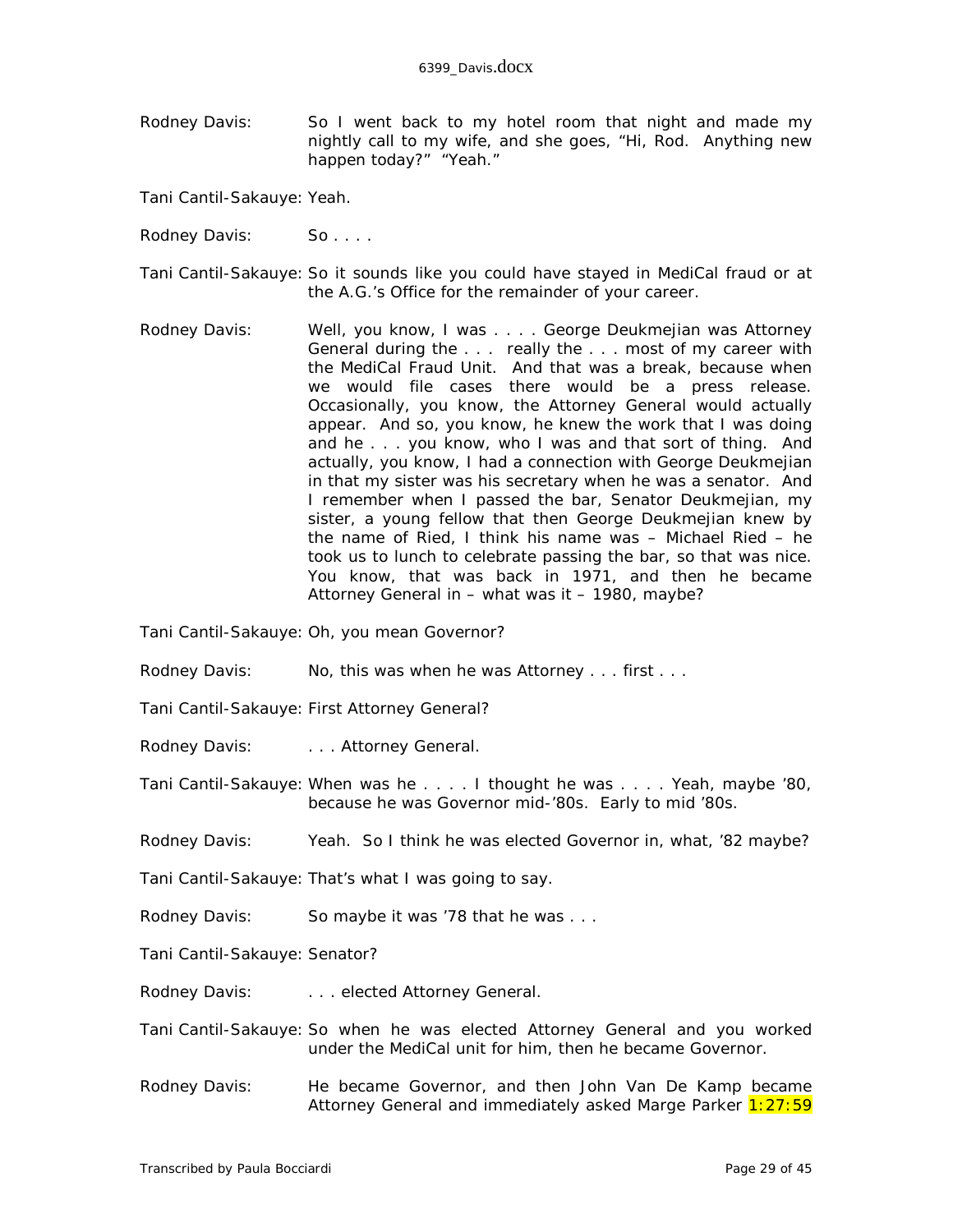Rodney Davis: So I went back to my hotel room that night and made my nightly call to my wife, and she goes, "Hi, Rod. Anything new happen today?" "Yeah."

Tani Cantil-Sakauye: Yeah.

Rodney Davis: So . . . .

Tani Cantil-Sakauye: So it sounds like you could have stayed in MediCal fraud or at the A.G.'s Office for the remainder of your career.

Rodney Davis: Well, you know, I was . . . . George Deukmejian was Attorney General during the . . . really the . . . most of my career with the MediCal Fraud Unit. And that was a break, because when we would file cases there would be a press release. Occasionally, you know, the Attorney General would actually appear. And so, you know, he knew the work that I was doing and he . . . you know, who I was and that sort of thing. And actually, you know, I had a connection with George Deukmejian in that my sister was his secretary when he was a senator. And I remember when I passed the bar, Senator Deukmejian, my sister, a young fellow that then George Deukmejian knew by the name of Ried, I think his name was – Michael Ried – he took us to lunch to celebrate passing the bar, so that was nice. You know, that was back in 1971, and then he became Attorney General in – what was it – 1980, maybe?

Tani Cantil-Sakauye: Oh, you mean Governor?

Rodney Davis: No, this was when he was Attorney . . . first . . .

Tani Cantil-Sakauye: First Attorney General?

Rodney Davis: . . . Attorney General.

Tani Cantil-Sakauye: When was he . . . . I thought he was . . . . Yeah, maybe '80, because he was Governor mid-'80s. Early to mid '80s.

Rodney Davis: Yeah. So I think he was elected Governor in, what, '82 maybe?

Tani Cantil-Sakauye: That's what I was going to say.

Rodney Davis: So maybe it was '78 that he was . . .

Tani Cantil-Sakauye: Senator?

Rodney Davis: . . . elected Attorney General.

Tani Cantil-Sakauye: So when he was elected Attorney General and you worked under the MediCal unit for him, then he became Governor.

Rodney Davis: He became Governor, and then John Van De Kamp became Attorney General and immediately asked Marge Parker 1:27:59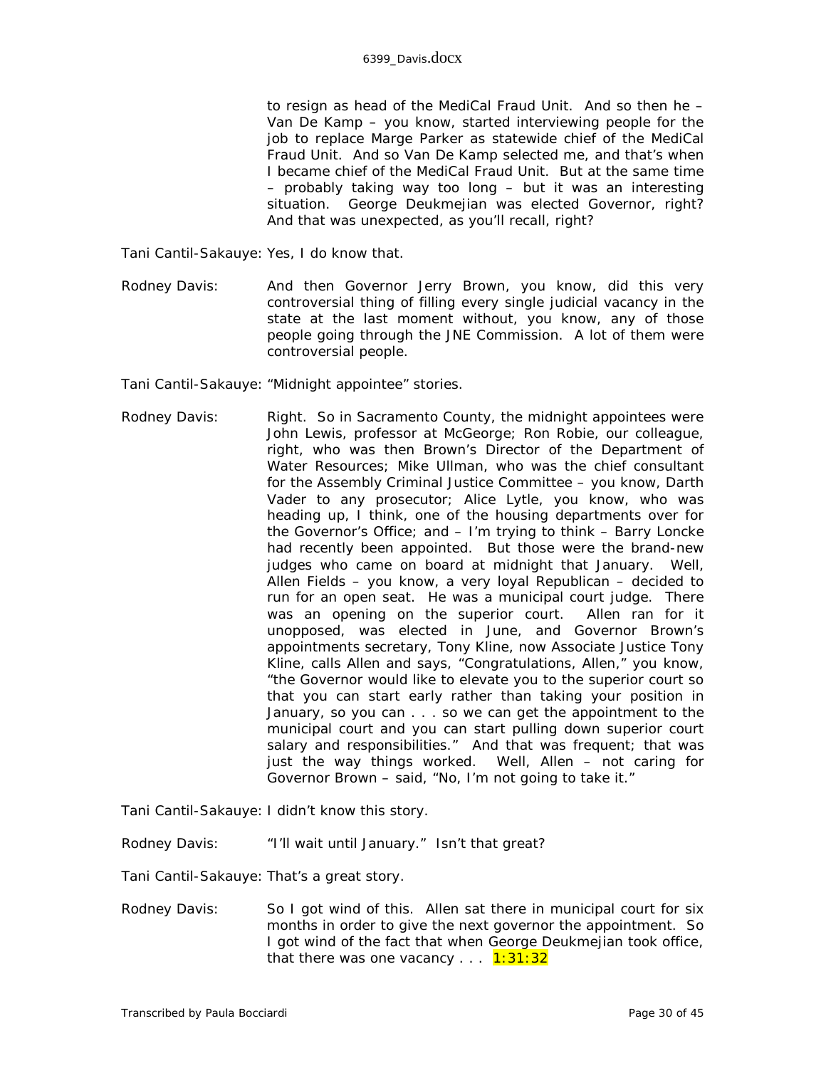to resign as head of the MediCal Fraud Unit. And so then he – Van De Kamp – you know, started interviewing people for the job to replace Marge Parker as statewide chief of the MediCal Fraud Unit. And so Van De Kamp selected me, and that's when I became chief of the MediCal Fraud Unit. But at the same time – probably taking way too long – but it was an interesting situation. George Deukmejian was elected Governor, right? And that was unexpected, as you'll recall, right?

Tani Cantil-Sakauye: Yes, I do know that.

Rodney Davis: And then Governor Jerry Brown, you know, did this very controversial thing of filling every single judicial vacancy in the state at the last moment without, you know, any of those people going through the JNE Commission. A lot of them were controversial people.

Tani Cantil-Sakauye: "Midnight appointee" stories.

Rodney Davis: Right. So in Sacramento County, the midnight appointees were John Lewis, professor at McGeorge; Ron Robie, our colleague, right, who was then Brown's Director of the Department of Water Resources; Mike Ullman, who was the chief consultant for the Assembly Criminal Justice Committee – you know, Darth Vader to any prosecutor; Alice Lytle, you know, who was heading up, I think, one of the housing departments over for the Governor's Office; and – I'm trying to think – Barry Loncke had recently been appointed. But those were the brand-new judges who came on board at midnight that January. Well, Allen Fields – you know, a very loyal Republican – decided to run for an open seat. He was a municipal court judge. There was an opening on the superior court. Allen ran for it unopposed, was elected in June, and Governor Brown's appointments secretary, Tony Kline, now Associate Justice Tony Kline, calls Allen and says, "Congratulations, Allen," you know, "the Governor would like to elevate you to the superior court so that you can start early rather than taking your position in January, so you can . . . so we can get the appointment to the municipal court and you can start pulling down superior court salary and responsibilities." And that was frequent; that was just the way things worked. Well, Allen – not caring for Governor Brown – said, "No, I'm not going to take it."

Tani Cantil-Sakauye: I didn't know this story.

Rodney Davis: "I'll wait until January." Isn't that great?

Tani Cantil-Sakauye: That's a great story.

Rodney Davis: So I got wind of this. Allen sat there in municipal court for six months in order to give the next governor the appointment. So I got wind of the fact that when George Deukmejian took office, that there was one vacancy . . . 1:31:32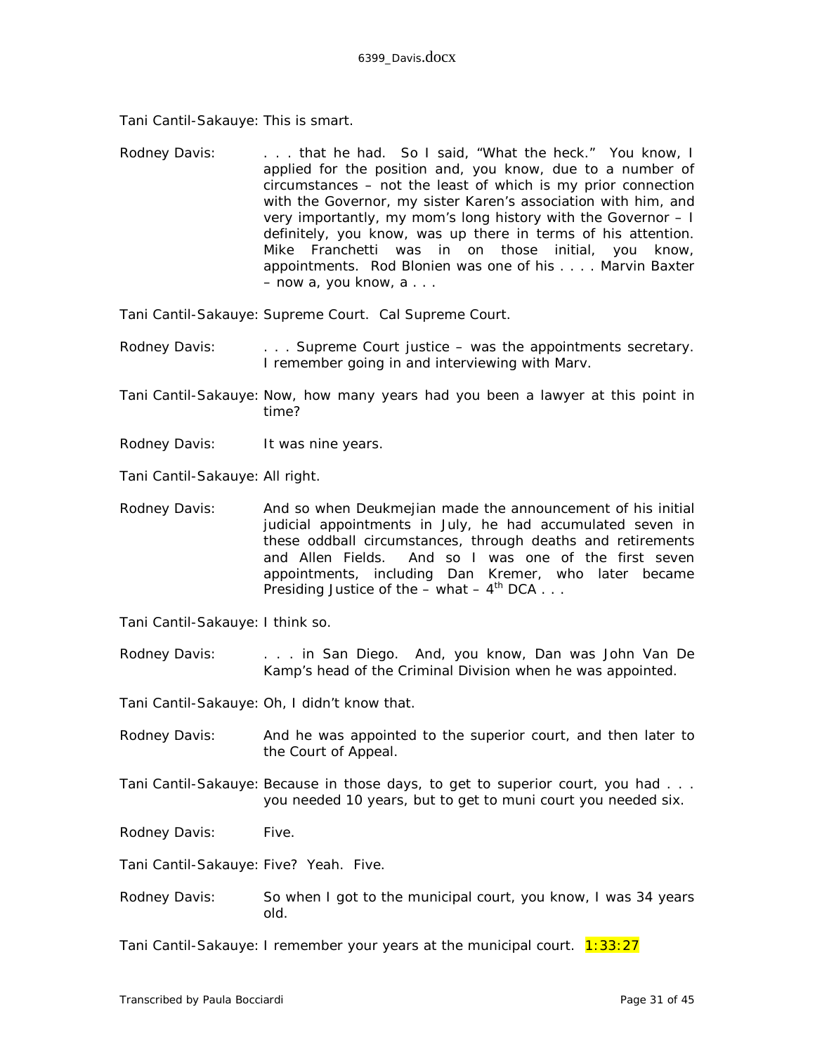Tani Cantil-Sakauye: This is smart.

Rodney Davis: . . . that he had. So I said, "What the heck." You know, I applied for the position and, you know, due to a number of circumstances – not the least of which is my prior connection with the Governor, my sister Karen's association with him, and very importantly, my mom's long history with the Governor – I definitely, you know, was up there in terms of his attention. Mike Franchetti was in on those initial, you know, appointments. Rod Blonien was one of his . . . . Marvin Baxter – now a, you know, a . . .

Tani Cantil-Sakauye: Supreme Court. Cal Supreme Court.

Rodney Davis: . . . Supreme Court justice – was the appointments secretary. I remember going in and interviewing with Marv.

Tani Cantil-Sakauye: Now, how many years had you been a lawyer at this point in time?

Rodney Davis: It was nine years.

Tani Cantil-Sakauye: All right.

Rodney Davis: And so when Deukmejian made the announcement of his initial judicial appointments in July, he had accumulated seven in these oddball circumstances, through deaths and retirements and Allen Fields. And so I was one of the first seven appointments, including Dan Kremer, who later became Presiding Justice of the – what – 4th DCA . . .

Tani Cantil-Sakauye: I think so.

Rodney Davis: . . . in San Diego. And, you know, Dan was John Van De Kamp's head of the Criminal Division when he was appointed.

Tani Cantil-Sakauye: Oh, I didn't know that.

Rodney Davis: And he was appointed to the superior court, and then later to the Court of Appeal.

Tani Cantil-Sakauye: Because in those days, to get to superior court, you had . . . you needed 10 years, but to get to muni court you needed six.

Rodney Davis: Five.

Tani Cantil-Sakauye: Five? Yeah. Five.

Rodney Davis: So when I got to the municipal court, you know, I was 34 years old.

Tani Cantil-Sakauye: I remember your years at the municipal court. 1:33:27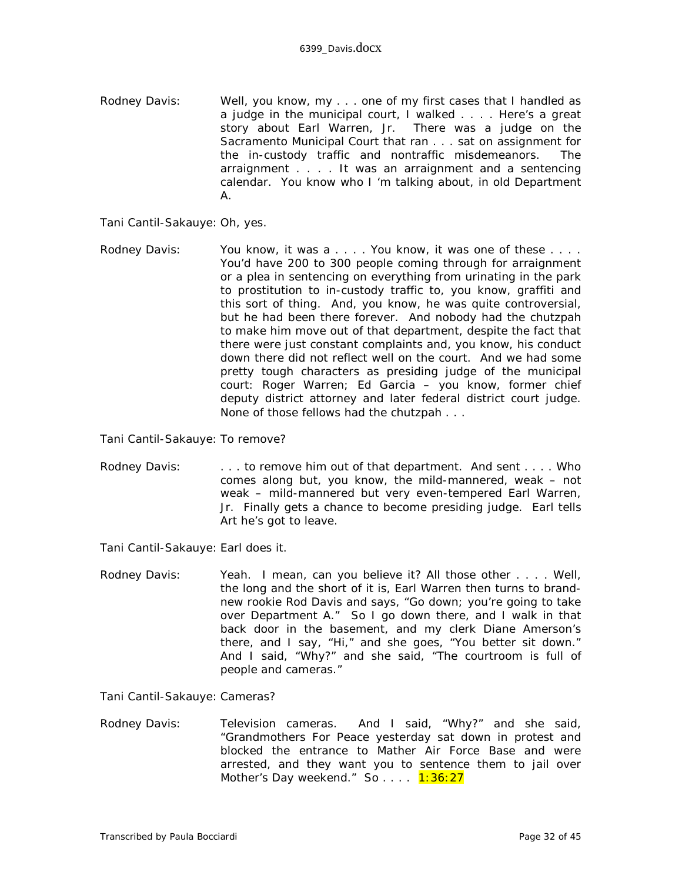Rodney Davis: Well, you know, my . . . one of my first cases that I handled as a judge in the municipal court, I walked . . . . Here's a great story about Earl Warren, Jr. There was a judge on the Sacramento Municipal Court that ran . . . sat on assignment for the in-custody traffic and nontraffic misdemeanors. The arraignment . . . . It was an arraignment and a sentencing calendar. You know who I 'm talking about, in old Department A.

Tani Cantil-Sakauye: Oh, yes.

Rodney Davis: You know, it was a . . . . You know, it was one of these . . . . You'd have 200 to 300 people coming through for arraignment or a plea in sentencing on everything from urinating in the park to prostitution to in-custody traffic to, you know, graffiti and this sort of thing. And, you know, he was quite controversial, but he had been there forever. And nobody had the chutzpah to make him move out of that department, despite the fact that there were just constant complaints and, you know, his conduct down there did not reflect well on the court. And we had some pretty tough characters as presiding judge of the municipal court: Roger Warren; Ed Garcia – you know, former chief deputy district attorney and later federal district court judge. None of those fellows had the chutzpah . . .

Tani Cantil-Sakauye: To remove?

Rodney Davis: . . . to remove him out of that department. And sent . . . . Who comes along but, you know, the mild-mannered, weak – not weak – mild-mannered but very even-tempered Earl Warren, Jr. Finally gets a chance to become presiding judge. Earl tells Art he's got to leave.

Tani Cantil-Sakauye: Earl does it.

Rodney Davis: Yeah. I mean, can you believe it? All those other . . . . Well, the long and the short of it is, Earl Warren then turns to brand-new rookie Rod Davis and says, "Go down; you're going to take over Department A." So I go down there, and I walk in that back door in the basement, and my clerk Diane Amerson's there, and I say, "Hi," and she goes, "You better sit down." And I said, "Why?" and she said, "The courtroom is full of people and cameras."

Tani Cantil-Sakauye: Cameras?

Rodney Davis: Television cameras. And I said, "Why?" and she said, "Grandmothers For Peace yesterday sat down in protest and blocked the entrance to Mather Air Force Base and were arrested, and they want you to sentence them to jail over Mother's Day weekend." So . . . . 1:36:27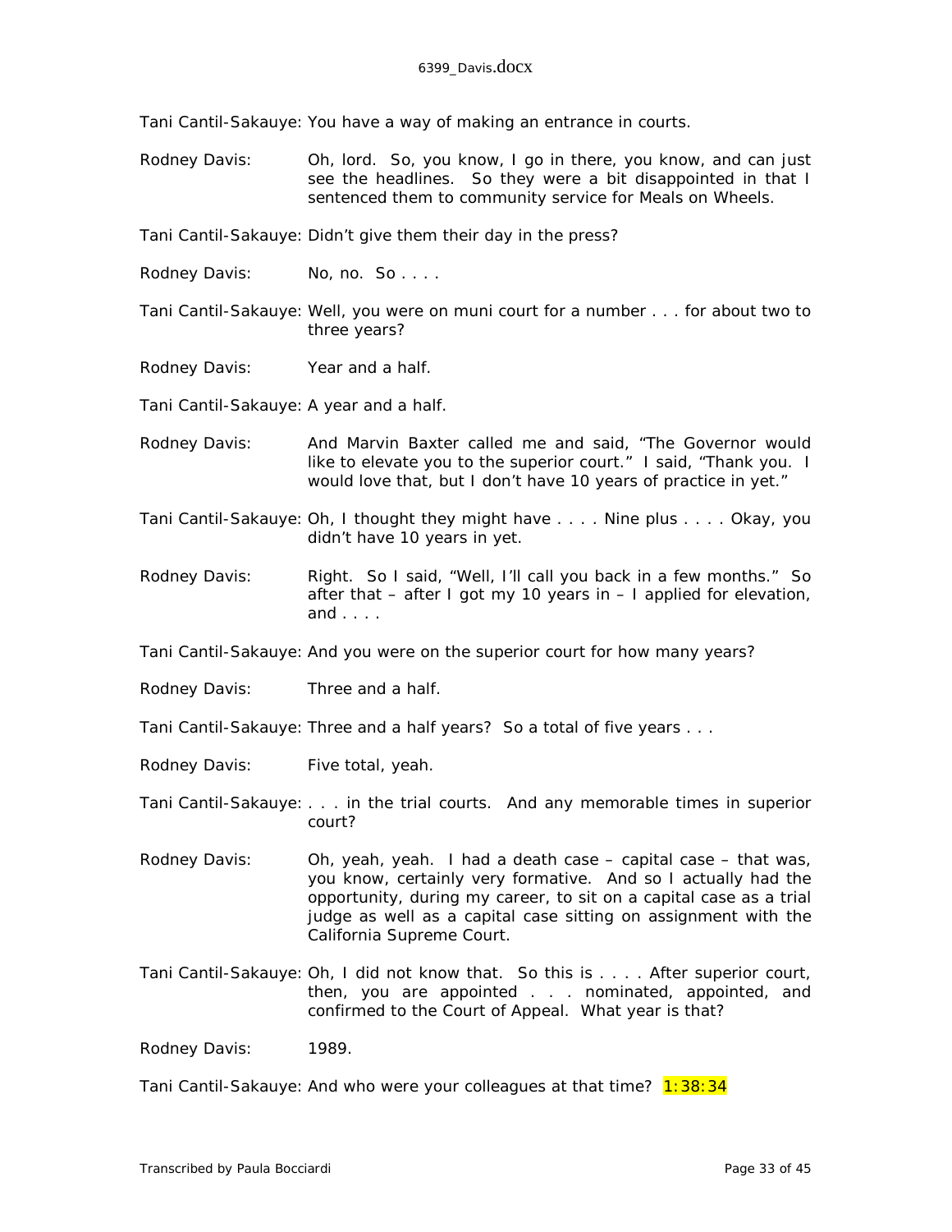Tani Cantil-Sakauye: You have a way of making an entrance in courts.

Rodney Davis: Oh, lord. So, you know, I go in there, you know, and can just see the headlines. So they were a bit disappointed in that I sentenced them to community service for Meals on Wheels.

Tani Cantil-Sakauye: Didn't give them their day in the press?

Rodney Davis: No, no. So . . . .

Tani Cantil-Sakauye: Well, you were on muni court for a number . . . for about two to three years?

Rodney Davis: Year and a half.

Tani Cantil-Sakauye: A year and a half.

Rodney Davis: And Marvin Baxter called me and said, "The Governor would like to elevate you to the superior court." I said, "Thank you. I would love that, but I don't have 10 years of practice in yet."

Tani Cantil-Sakauye: Oh, I thought they might have . . . . Nine plus . . . . Okay, you didn't have 10 years in yet.

Rodney Davis: Right. So I said, "Well, I'll call you back in a few months." So after that – after I got my 10 years in – I applied for elevation, and . . . .

Tani Cantil-Sakauye: And you were on the superior court for how many years?

Rodney Davis: Three and a half.

Tani Cantil-Sakauye: Three and a half years? So a total of five years . . .

Rodney Davis: Five total, yeah.

Tani Cantil-Sakauye: . . . in the trial courts. And any memorable times in superior court?

Rodney Davis: Oh, yeah, yeah. I had a death case – capital case – that was, you know, certainly very formative. And so I actually had the opportunity, during my career, to sit on a capital case as a trial judge as well as a capital case sitting on assignment with the California Supreme Court.

Tani Cantil-Sakauye: Oh, I did not know that. So this is . . . . After superior court, then, you are appointed . . . nominated, appointed, and confirmed to the Court of Appeal. What year is that?

Rodney Davis: 1989.

Tani Cantil-Sakauye: And who were your colleagues at that time? 1:38:34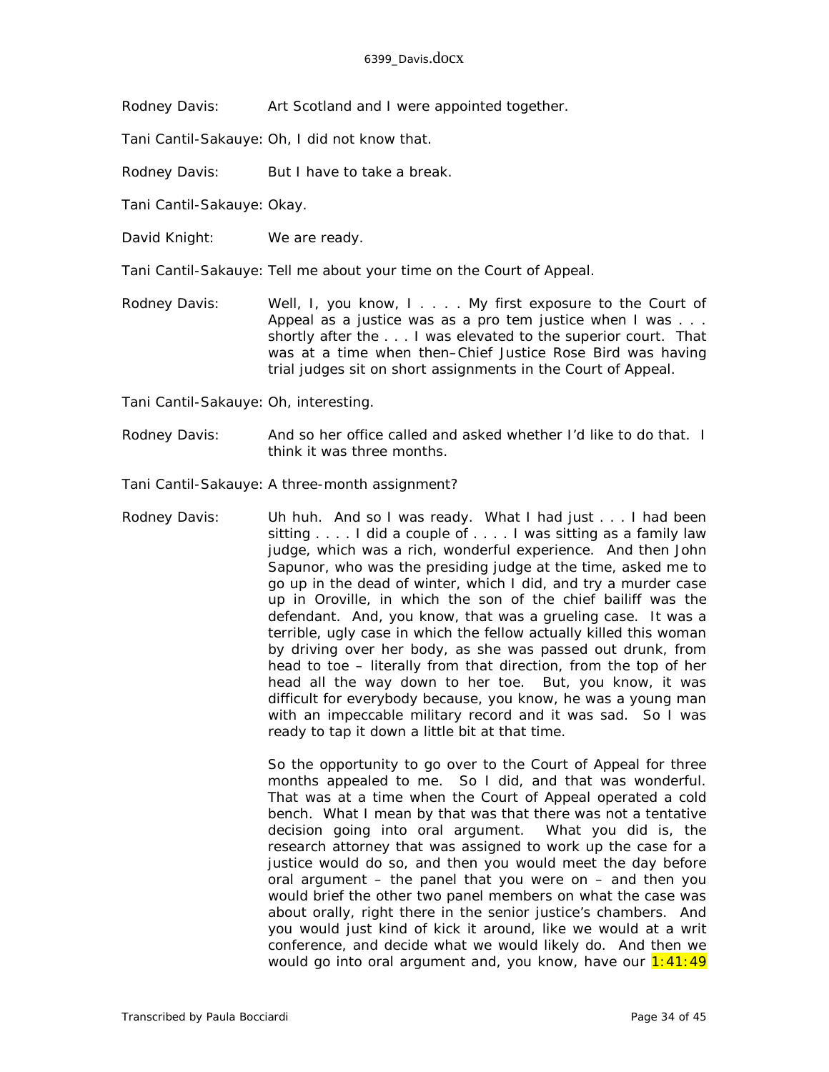Rodney Davis: Art Scotland and I were appointed together.

Tani Cantil-Sakauye: Oh, I did not know that.

Rodney Davis: But I have to take a break.

Tani Cantil-Sakauye: Okay.

David Knight: We are ready.

Tani Cantil-Sakauye: Tell me about your time on the Court of Appeal.

Rodney Davis: Well, I, you know, I . . . . My first exposure to the Court of Appeal as a justice was as a pro tem justice when I was . . . shortly after the . . . I was elevated to the superior court. That was at a time when then–Chief Justice Rose Bird was having trial judges sit on short assignments in the Court of Appeal.

Tani Cantil-Sakauye: Oh, interesting.

Rodney Davis: And so her office called and asked whether I'd like to do that. I think it was three months.

Tani Cantil-Sakauye: A three-month assignment?

Rodney Davis: Uh huh. And so I was ready. What I had just . . . I had been sitting . . . . I did a couple of . . . . I was sitting as a family law judge, which was a rich, wonderful experience. And then John Sapunor, who was the presiding judge at the time, asked me to go up in the dead of winter, which I did, and try a murder case up in Oroville, in which the son of the chief bailiff was the defendant. And, you know, that was a grueling case. It was a terrible, ugly case in which the fellow actually killed this woman by driving over her body, as she was passed out drunk, from head to toe – literally from that direction, from the top of her head all the way down to her toe. But, you know, it was difficult for everybody because, you know, he was a young man with an impeccable military record and it was sad. So I was ready to tap it down a little bit at that time.

So the opportunity to go over to the Court of Appeal for three months appealed to me. So I did, and that was wonderful. That was at a time when the Court of Appeal operated a cold bench. What I mean by that was that there was not a tentative decision going into oral argument. What you did is, the research attorney that was assigned to work up the case for a justice would do so, and then you would meet the day before oral argument – the panel that you were on – and then you would brief the other two panel members on what the case was about orally, right there in the senior justice's chambers. And you would just kind of kick it around, like we would at a writ conference, and decide what we would likely do. And then we would go into oral argument and, you know, have our 1:41:49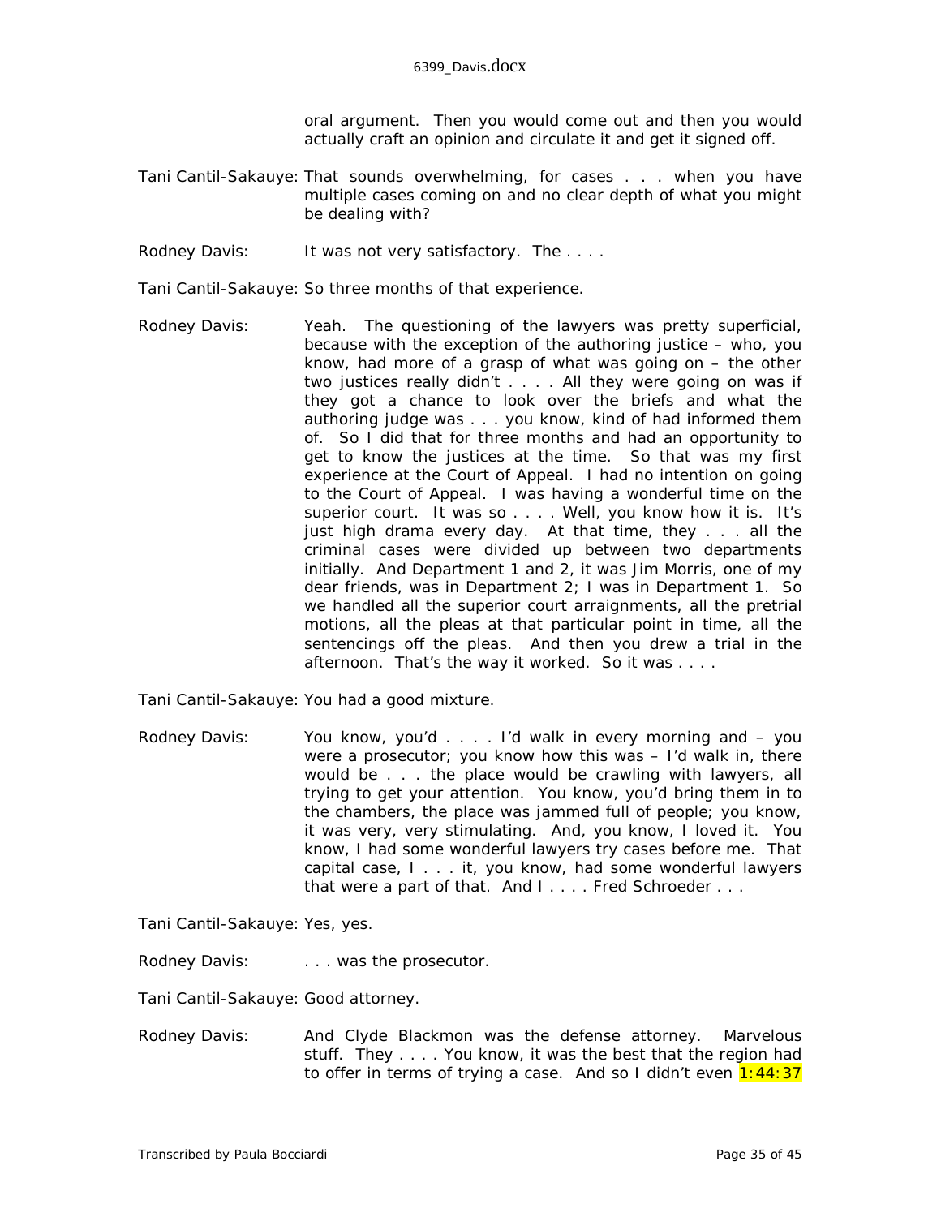oral argument. Then you would come out and then you would actually craft an opinion and circulate it and get it signed off.

Tani Cantil-Sakauye: That sounds overwhelming, for cases . . . when you have multiple cases coming on and no clear depth of what you might be dealing with?

Rodney Davis: It was not very satisfactory. The . . . .

Tani Cantil-Sakauye: So three months of that experience.

Rodney Davis: Yeah. The questioning of the lawyers was pretty superficial, because with the exception of the authoring justice – who, you know, had more of a grasp of what was going on – the other two justices really didn't . . . . All they were going on was if they got a chance to look over the briefs and what the authoring judge was . . . you know, kind of had informed them of. So I did that for three months and had an opportunity to get to know the justices at the time. So that was my first experience at the Court of Appeal. I had no intention on going to the Court of Appeal. I was having a wonderful time on the superior court. It was so . . . . Well, you know how it is. It's just high drama every day. At that time, they . . . all the criminal cases were divided up between two departments initially. And Department 1 and 2, it was Jim Morris, one of my dear friends, was in Department 2; I was in Department 1. So we handled all the superior court arraignments, all the pretrial motions, all the pleas at that particular point in time, all the sentencings off the pleas. And then you drew a trial in the afternoon. That's the way it worked. So it was . . . .

Tani Cantil-Sakauye: You had a good mixture.

Rodney Davis: You know, you'd . . . . I'd walk in every morning and – you were a prosecutor; you know how this was – I'd walk in, there would be . . . the place would be crawling with lawyers, all trying to get your attention. You know, you'd bring them in to the chambers, the place was jammed full of people; you know, it was very, very stimulating. And, you know, I loved it. You know, I had some wonderful lawyers try cases before me. That capital case, I . . . it, you know, had some wonderful lawyers that were a part of that. And I . . . . Fred Schroeder . . .

Tani Cantil-Sakauye: Yes, yes.

Rodney Davis: . . . was the prosecutor.

Tani Cantil-Sakauye: Good attorney.

Rodney Davis: And Clyde Blackmon was the defense attorney. Marvelous stuff. They . . . . You know, it was the best that the region had to offer in terms of trying a case. And so I didn't even 1:44:37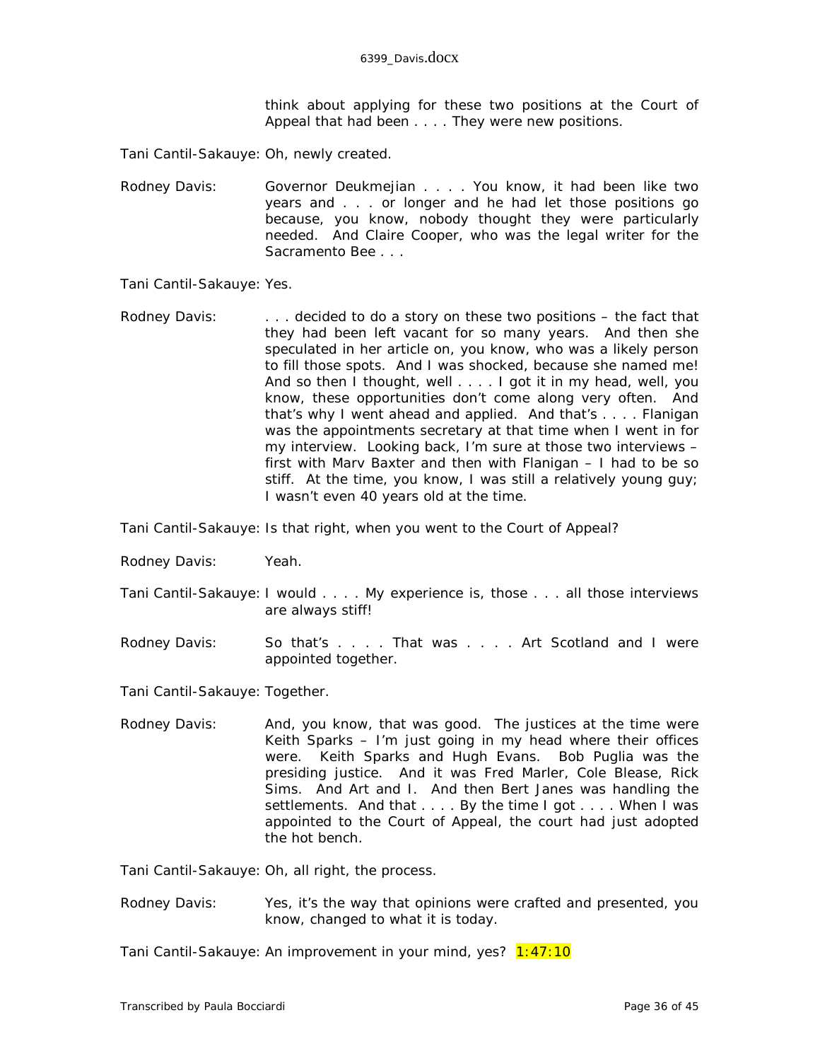think about applying for these two positions at the Court of Appeal that had been . . . . They were new positions.

Tani Cantil-Sakauye: Oh, newly created.

Rodney Davis: Governor Deukmejian . . . . You know, it had been like two years and . . . or longer and he had let those positions go because, you know, nobody thought they were particularly needed. And Claire Cooper, who was the legal writer for the Sacramento Bee . . .

Tani Cantil-Sakauye: Yes.

Rodney Davis: . . . decided to do a story on these two positions – the fact that they had been left vacant for so many years. And then she speculated in her article on, you know, who was a likely person to fill those spots. And I was shocked, because she named me! And so then I thought, well . . . . I got it in my head, well, you know, these opportunities don't come along very often. And that's why I went ahead and applied. And that's . . . . Flanigan was the appointments secretary at that time when I went in for my interview. Looking back, I'm sure at those two interviews – first with Marv Baxter and then with Flanigan – I had to be so stiff. At the time, you know, I was still a relatively young guy; I wasn't even 40 years old at the time.

Tani Cantil-Sakauye: Is that right, when you went to the Court of Appeal?

Rodney Davis: Yeah.

Tani Cantil-Sakauye: I would . . . . My experience is, those . . . all those interviews are always stiff!

Rodney Davis: So that's . . . . That was . . . . Art Scotland and I were appointed together.

Tani Cantil-Sakauye: Together.

Rodney Davis: And, you know, that was good. The justices at the time were Keith Sparks – I'm just going in my head where their offices were. Keith Sparks and Hugh Evans. Bob Puglia was the presiding justice. And it was Fred Marler, Cole Blease, Rick Sims. And Art and I. And then Bert Janes was handling the settlements. And that . . . . By the time I got . . . . When I was appointed to the Court of Appeal, the court had just adopted the hot bench.

Tani Cantil-Sakauye: Oh, all right, the process.

Rodney Davis: Yes, it's the way that opinions were crafted and presented, you know, changed to what it is today.

Tani Cantil-Sakauye: An improvement in your mind, yes? 1:47:10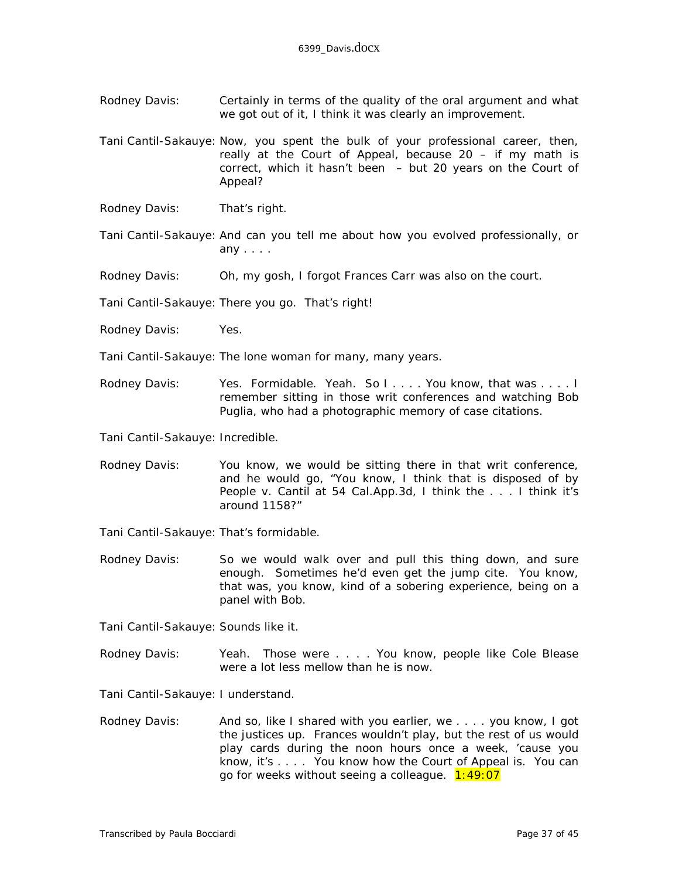Rodney Davis: Certainly in terms of the quality of the oral argument and what we got out of it, I think it was clearly an improvement.

Tani Cantil-Sakauye: Now, you spent the bulk of your professional career, then, really at the Court of Appeal, because 20 – if my math is correct, which it hasn't been – but 20 years on the Court of Appeal?

Rodney Davis: That's right.

Tani Cantil-Sakauye: And can you tell me about how you evolved professionally, or any . . . .

Rodney Davis: Oh, my gosh, I forgot Frances Carr was also on the court.

Tani Cantil-Sakauye: There you go. That's right!

Rodney Davis: Yes.

Tani Cantil-Sakauye: The lone woman for many, many years.

Rodney Davis: Yes. Formidable. Yeah. So I . . . . You know, that was . . . . I remember sitting in those writ conferences and watching Bob Puglia, who had a photographic memory of case citations.

Tani Cantil-Sakauye: Incredible.

Rodney Davis: You know, we would be sitting there in that writ conference, and he would go, "You know, I think that is disposed of by People v. Cantil at 54 Cal.App.3d, I think the . . . I think it's around 1158?"

Tani Cantil-Sakauye: That's formidable.

Rodney Davis: So we would walk over and pull this thing down, and sure enough. Sometimes he'd even get the jump cite. You know, that was, you know, kind of a sobering experience, being on a panel with Bob.

Tani Cantil-Sakauye: Sounds like it.

Rodney Davis: Yeah. Those were . . . . You know, people like Cole Blease were a lot less mellow than he is now.

Tani Cantil-Sakauye: I understand.

Rodney Davis: And so, like I shared with you earlier, we . . . . you know, I got the justices up. Frances wouldn't play, but the rest of us would play cards during the noon hours once a week, 'cause you know, it's . . . . You know how the Court of Appeal is. You can go for weeks without seeing a colleague. 1:49:07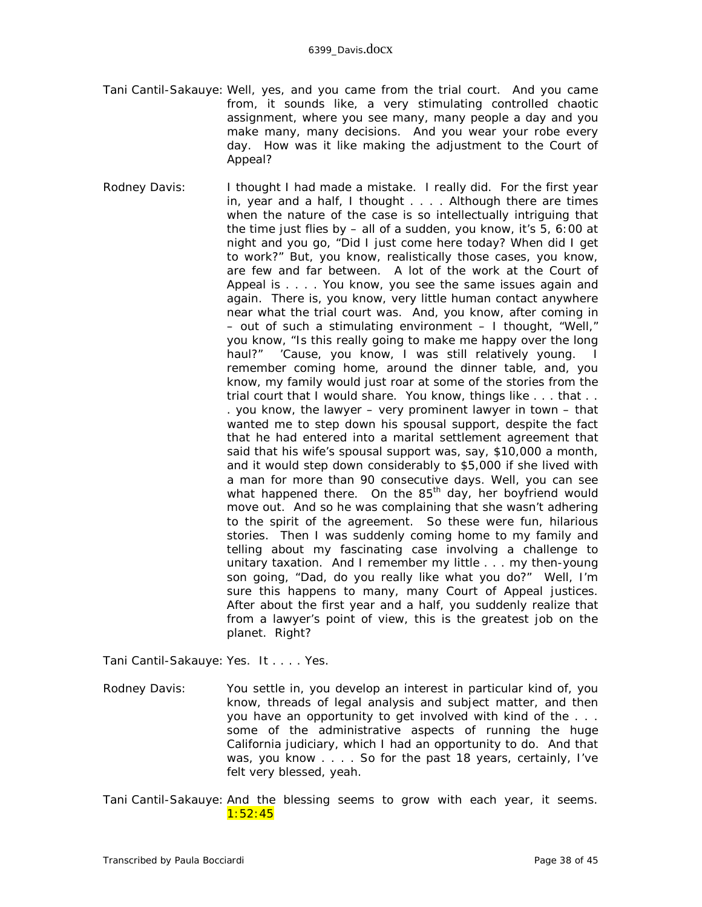Tani Cantil-Sakauye: Well, yes, and you came from the trial court. And you came from, it sounds like, a very stimulating controlled chaotic assignment, where you see many, many people a day and you make many, many decisions. And you wear your robe every day. How was it like making the adjustment to the Court of Appeal?

Rodney Davis: I thought I had made a mistake. I really did. For the first year in, year and a half, I thought . . . . Although there are times when the nature of the case is so intellectually intriguing that the time just flies by – all of a sudden, you know, it's 5, 6:00 at night and you go, "Did I just come here today? When did I get to work?" But, you know, realistically those cases, you know, are few and far between. A lot of the work at the Court of Appeal is . . . . You know, you see the same issues again and again. There is, you know, very little human contact anywhere near what the trial court was. And, you know, after coming in – out of such a stimulating environment – I thought, "Well," you know, "Is this really going to make me happy over the long haul?" 'Cause, you know, I was still relatively young. I remember coming home, around the dinner table, and, you know, my family would just roar at some of the stories from the trial court that I would share. You know, things like . . . that . . . you know, the lawyer – very prominent lawyer in town – that wanted me to step down his spousal support, despite the fact that he had entered into a marital settlement agreement that said that his wife's spousal support was, say, $10,000 a month, and it would step down considerably to $5,000 if she lived with a man for more than 90 consecutive days. Well, you can see what happened there. On the 85th day, her boyfriend would move out. And so he was complaining that she wasn't adhering to the spirit of the agreement. So these were fun, hilarious stories. Then I was suddenly coming home to my family and telling about my fascinating case involving a challenge to unitary taxation. And I remember my little . . . my then-young son going, "Dad, do you really like what you do?" Well, I'm sure this happens to many, many Court of Appeal justices. After about the first year and a half, you suddenly realize that from a lawyer's point of view, this is the greatest job on the planet. Right?

Tani Cantil-Sakauye: Yes. It . . . . Yes.

Rodney Davis: You settle in, you develop an interest in particular kind of, you know, threads of legal analysis and subject matter, and then you have an opportunity to get involved with kind of the . . . some of the administrative aspects of running the huge California judiciary, which I had an opportunity to do. And that was, you know . . . . So for the past 18 years, certainly, I've felt very blessed, yeah.

Tani Cantil-Sakauye: And the blessing seems to grow with each year, it seems. 1:52:45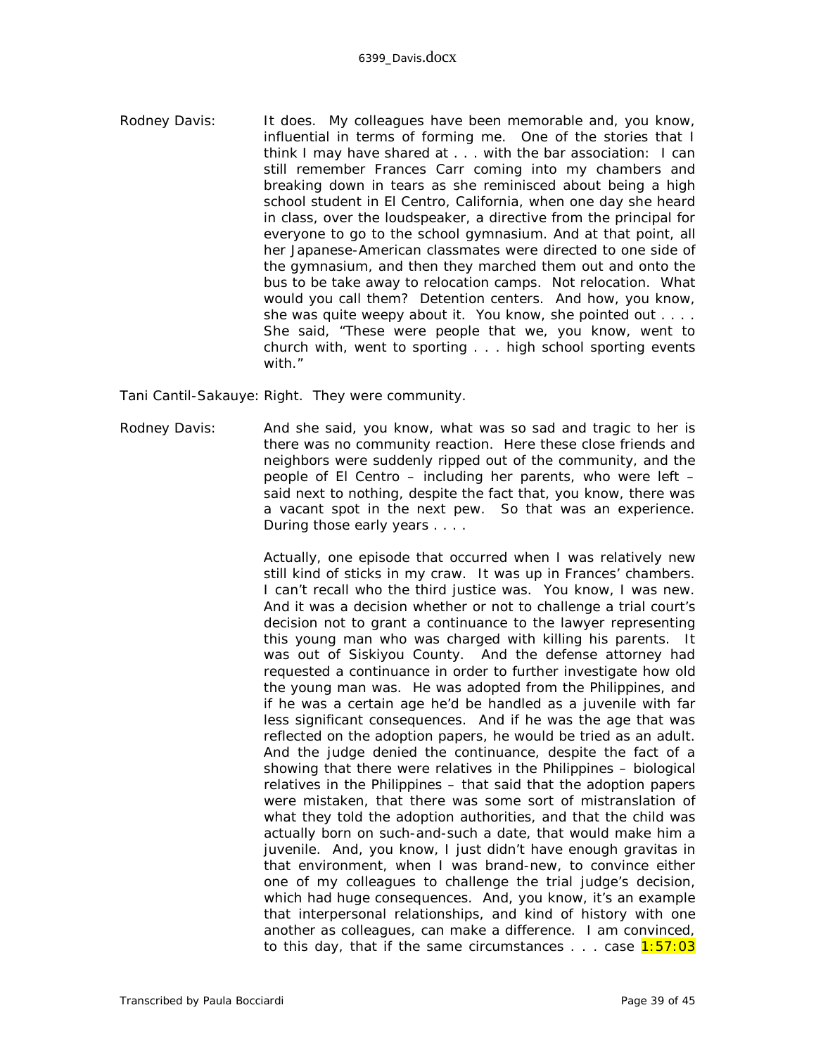Rodney Davis: It does. My colleagues have been memorable and, you know, influential in terms of forming me. One of the stories that I think I may have shared at . . . with the bar association: I can still remember Frances Carr coming into my chambers and breaking down in tears as she reminisced about being a high school student in El Centro, California, when one day she heard in class, over the loudspeaker, a directive from the principal for everyone to go to the school gymnasium. And at that point, all her Japanese-American classmates were directed to one side of the gymnasium, and then they marched them out and onto the bus to be take away to relocation camps. Not relocation. What would you call them? Detention centers. And how, you know, she was quite weepy about it. You know, she pointed out . . . . She said, "These were people that we, you know, went to church with, went to sporting . . . high school sporting events with."

Tani Cantil-Sakauye: Right. They were community.

Rodney Davis: And she said, you know, what was so sad and tragic to her is there was no community reaction. Here these close friends and neighbors were suddenly ripped out of the community, and the people of El Centro – including her parents, who were left – said next to nothing, despite the fact that, you know, there was a vacant spot in the next pew. So that was an experience. During those early years . . . .

Actually, one episode that occurred when I was relatively new still kind of sticks in my craw. It was up in Frances' chambers. I can't recall who the third justice was. You know, I was new. And it was a decision whether or not to challenge a trial court's decision not to grant a continuance to the lawyer representing this young man who was charged with killing his parents. It was out of Siskiyou County. And the defense attorney had requested a continuance in order to further investigate how old the young man was. He was adopted from the Philippines, and if he was a certain age he'd be handled as a juvenile with far less significant consequences. And if he was the age that was reflected on the adoption papers, he would be tried as an adult. And the judge denied the continuance, despite the fact of a showing that there were relatives in the Philippines – biological relatives in the Philippines – that said that the adoption papers were mistaken, that there was some sort of mistranslation of what they told the adoption authorities, and that the child was actually born on such-and-such a date, that would make him a juvenile. And, you know, I just didn't have enough gravitas in that environment, when I was brand-new, to convince either one of my colleagues to challenge the trial judge's decision, which had huge consequences. And, you know, it's an example that interpersonal relationships, and kind of history with one another as colleagues, can make a difference. I am convinced, to this day, that if the same circumstances . . . case 1:57:03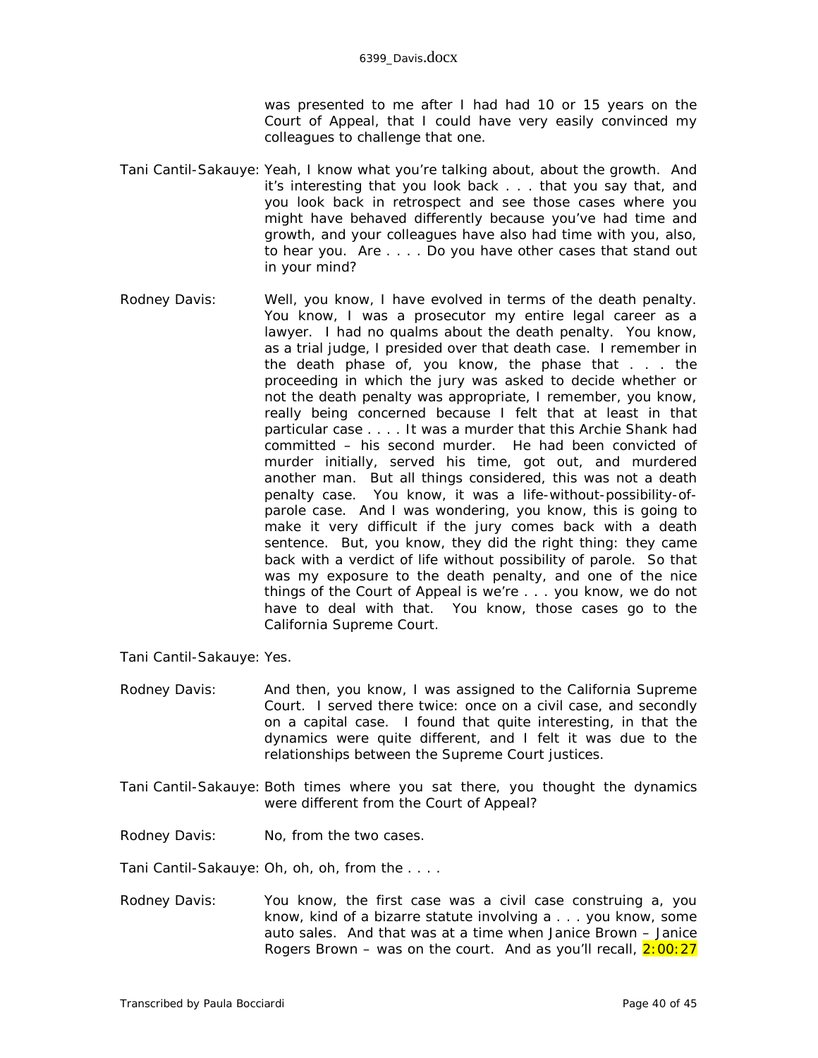was presented to me after I had had 10 or 15 years on the Court of Appeal, that I could have very easily convinced my colleagues to challenge that one.

Tani Cantil-Sakauye: Yeah, I know what you're talking about, about the growth. And it's interesting that you look back . . . that you say that, and you look back in retrospect and see those cases where you might have behaved differently because you've had time and growth, and your colleagues have also had time with you, also, to hear you. Are . . . . Do you have other cases that stand out in your mind?

Rodney Davis: Well, you know, I have evolved in terms of the death penalty. You know, I was a prosecutor my entire legal career as a lawyer. I had no qualms about the death penalty. You know, as a trial judge, I presided over that death case. I remember in the death phase of, you know, the phase that . . . the proceeding in which the jury was asked to decide whether or not the death penalty was appropriate, I remember, you know, really being concerned because I felt that at least in that particular case . . . . It was a murder that this Archie Shank had committed – his second murder. He had been convicted of murder initially, served his time, got out, and murdered another man. But all things considered, this was not a death penalty case. You know, it was a life-without-possibility-of-parole case. And I was wondering, you know, this is going to make it very difficult if the jury comes back with a death sentence. But, you know, they did the right thing: they came back with a verdict of life without possibility of parole. So that was my exposure to the death penalty, and one of the nice things of the Court of Appeal is we're . . . you know, we do not have to deal with that. You know, those cases go to the California Supreme Court.

Tani Cantil-Sakauye: Yes.

Rodney Davis: And then, you know, I was assigned to the California Supreme Court. I served there twice: once on a civil case, and secondly on a capital case. I found that quite interesting, in that the dynamics were quite different, and I felt it was due to the relationships between the Supreme Court justices.

Tani Cantil-Sakauye: Both times where you sat there, you thought the dynamics were different from the Court of Appeal?

Rodney Davis: No, from the two cases.

Tani Cantil-Sakauye: Oh, oh, oh, from the . . . .

Rodney Davis: You know, the first case was a civil case construing a, you know, kind of a bizarre statute involving a . . . you know, some auto sales. And that was at a time when Janice Brown – Janice Rogers Brown – was on the court. And as you'll recall, 2:00:27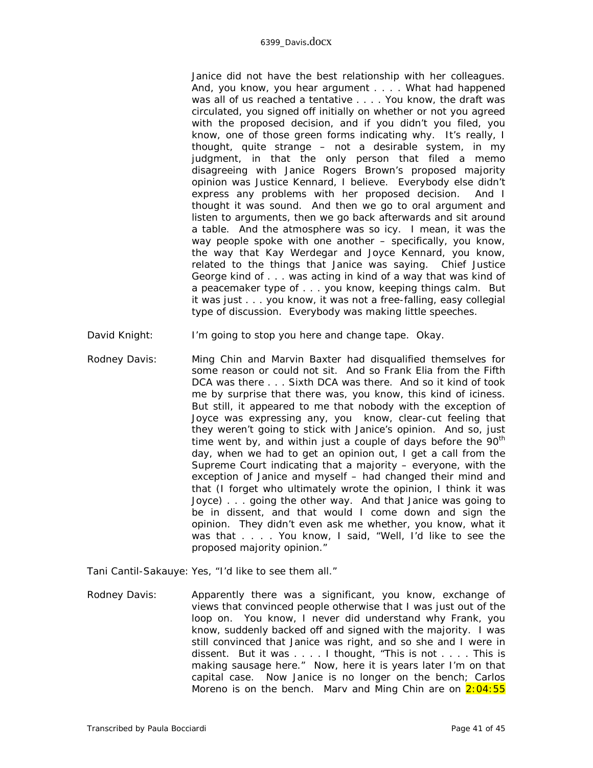Janice did not have the best relationship with her colleagues. And, you know, you hear argument . . . . What had happened was all of us reached a tentative . . . . You know, the draft was circulated, you signed off initially on whether or not you agreed with the proposed decision, and if you didn't you filed, you know, one of those green forms indicating why. It's really, I thought, quite strange – not a desirable system, in my judgment, in that the only person that filed a memo disagreeing with Janice Rogers Brown's proposed majority opinion was Justice Kennard, I believe. Everybody else didn't express any problems with her proposed decision. And I thought it was sound. And then we go to oral argument and listen to arguments, then we go back afterwards and sit around a table. And the atmosphere was so icy. I mean, it was the way people spoke with one another – specifically, you know, the way that Kay Werdegar and Joyce Kennard, you know, related to the things that Janice was saying. Chief Justice George kind of . . . was acting in kind of a way that was kind of a peacemaker type of . . . you know, keeping things calm. But it was just . . . you know, it was not a free-falling, easy collegial type of discussion. Everybody was making little speeches.

David Knight: I'm going to stop you here and change tape. Okay.

Rodney Davis: Ming Chin and Marvin Baxter had disqualified themselves for some reason or could not sit. And so Frank Elia from the Fifth DCA was there . . . Sixth DCA was there. And so it kind of took me by surprise that there was, you know, this kind of iciness. But still, it appeared to me that nobody with the exception of Joyce was expressing any, you know, clear-cut feeling that they weren't going to stick with Janice's opinion. And so, just time went by, and within just a couple of days before the 90th day, when we had to get an opinion out, I get a call from the Supreme Court indicating that a majority – everyone, with the exception of Janice and myself – had changed their mind and that (I forget who ultimately wrote the opinion, I think it was Joyce) . . . going the other way. And that Janice was going to be in dissent, and that would I come down and sign the opinion. They didn't even ask me whether, you know, what it was that . . . . You know, I said, "Well, I'd like to see the proposed majority opinion."

Tani Cantil-Sakauye: Yes, "I'd like to see them all."

Rodney Davis: Apparently there was a significant, you know, exchange of views that convinced people otherwise that I was just out of the loop on. You know, I never did understand why Frank, you know, suddenly backed off and signed with the majority. I was still convinced that Janice was right, and so she and I were in dissent. But it was . . . . I thought, "This is not . . . . This is making sausage here." Now, here it is years later I'm on that capital case. Now Janice is no longer on the bench; Carlos Moreno is on the bench. Marv and Ming Chin are on 2:04:55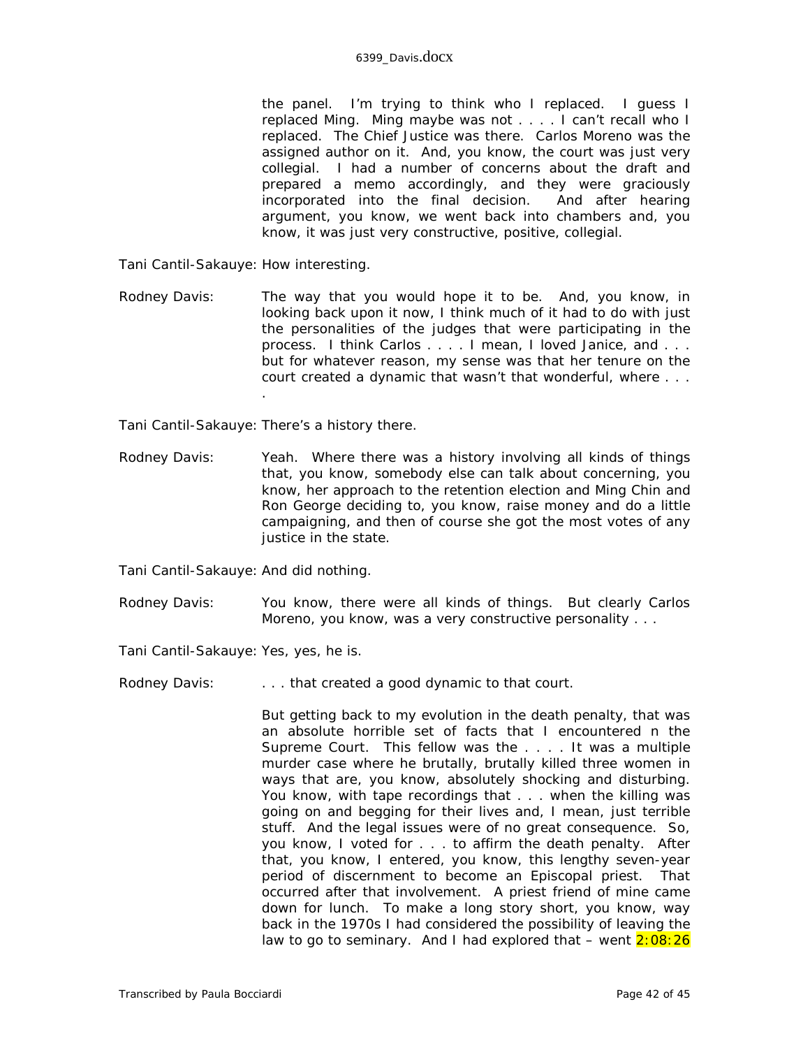the panel. I'm trying to think who I replaced. I guess I replaced Ming. Ming maybe was not . . . . I can't recall who I replaced. The Chief Justice was there. Carlos Moreno was the assigned author on it. And, you know, the court was just very collegial. I had a number of concerns about the draft and prepared a memo accordingly, and they were graciously incorporated into the final decision. And after hearing argument, you know, we went back into chambers and, you know, it was just very constructive, positive, collegial.

Tani Cantil-Sakauye: How interesting.

Rodney Davis: The way that you would hope it to be. And, you know, in looking back upon it now, I think much of it had to do with just the personalities of the judges that were participating in the process. I think Carlos . . . . I mean, I loved Janice, and . . . but for whatever reason, my sense was that her tenure on the court created a dynamic that wasn't that wonderful, where . . . .

Tani Cantil-Sakauye: There's a history there.

Rodney Davis: Yeah. Where there was a history involving all kinds of things that, you know, somebody else can talk about concerning, you know, her approach to the retention election and Ming Chin and Ron George deciding to, you know, raise money and do a little campaigning, and then of course she got the most votes of any justice in the state.

Tani Cantil-Sakauye: And did nothing.

Rodney Davis: You know, there were all kinds of things. But clearly Carlos Moreno, you know, was a very constructive personality . . .

Tani Cantil-Sakauye: Yes, yes, he is.

Rodney Davis: . . . that created a good dynamic to that court.

But getting back to my evolution in the death penalty, that was an absolute horrible set of facts that I encountered n the Supreme Court. This fellow was the . . . . It was a multiple murder case where he brutally, brutally killed three women in ways that are, you know, absolutely shocking and disturbing. You know, with tape recordings that . . . when the killing was going on and begging for their lives and, I mean, just terrible stuff. And the legal issues were of no great consequence. So, you know, I voted for . . . to affirm the death penalty. After that, you know, I entered, you know, this lengthy seven-year period of discernment to become an Episcopal priest. That occurred after that involvement. A priest friend of mine came down for lunch. To make a long story short, you know, way back in the 1970s I had considered the possibility of leaving the law to go to seminary. And I had explored that – went 2:08:26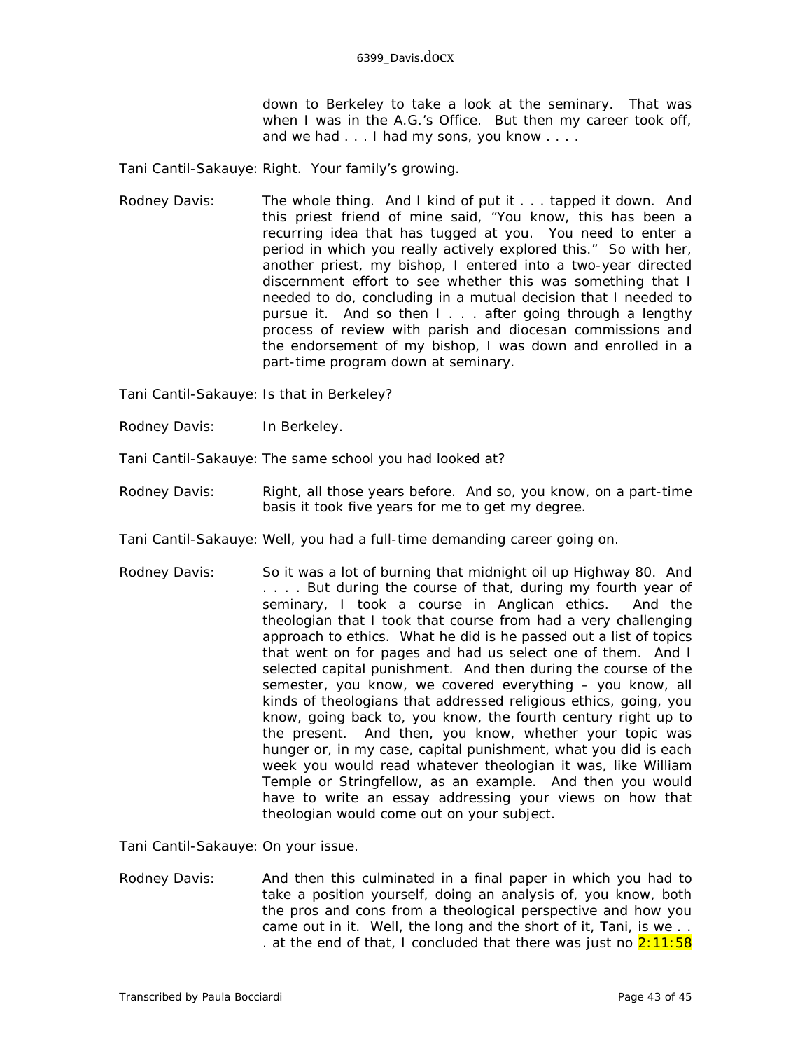down to Berkeley to take a look at the seminary. That was when I was in the A.G.'s Office. But then my career took off, and we had . . . I had my sons, you know . . . .

Tani Cantil-Sakauye: Right. Your family's growing.

Rodney Davis: The whole thing. And I kind of put it . . . tapped it down. And this priest friend of mine said, "You know, this has been a recurring idea that has tugged at you. You need to enter a period in which you really actively explored this." So with her, another priest, my bishop, I entered into a two-year directed discernment effort to see whether this was something that I needed to do, concluding in a mutual decision that I needed to pursue it. And so then I . . . after going through a lengthy process of review with parish and diocesan commissions and the endorsement of my bishop, I was down and enrolled in a part-time program down at seminary.

Tani Cantil-Sakauye: Is that in Berkeley?

Rodney Davis: In Berkeley.

Tani Cantil-Sakauye: The same school you had looked at?

Rodney Davis: Right, all those years before. And so, you know, on a part-time basis it took five years for me to get my degree.

Tani Cantil-Sakauye: Well, you had a full-time demanding career going on.

Rodney Davis: So it was a lot of burning that midnight oil up Highway 80. And . . . . But during the course of that, during my fourth year of seminary, I took a course in Anglican ethics. And the theologian that I took that course from had a very challenging approach to ethics. What he did is he passed out a list of topics that went on for pages and had us select one of them. And I selected capital punishment. And then during the course of the semester, you know, we covered everything – you know, all kinds of theologians that addressed religious ethics, going, you know, going back to, you know, the fourth century right up to the present. And then, you know, whether your topic was hunger or, in my case, capital punishment, what you did is each week you would read whatever theologian it was, like William Temple or Stringfellow, as an example. And then you would have to write an essay addressing your views on how that theologian would come out on your subject.

Tani Cantil-Sakauye: On your issue.

Rodney Davis: And then this culminated in a final paper in which you had to take a position yourself, doing an analysis of, you know, both the pros and cons from a theological perspective and how you came out in it. Well, the long and the short of it, Tani, is we . . . at the end of that, I concluded that there was just no 2:11:58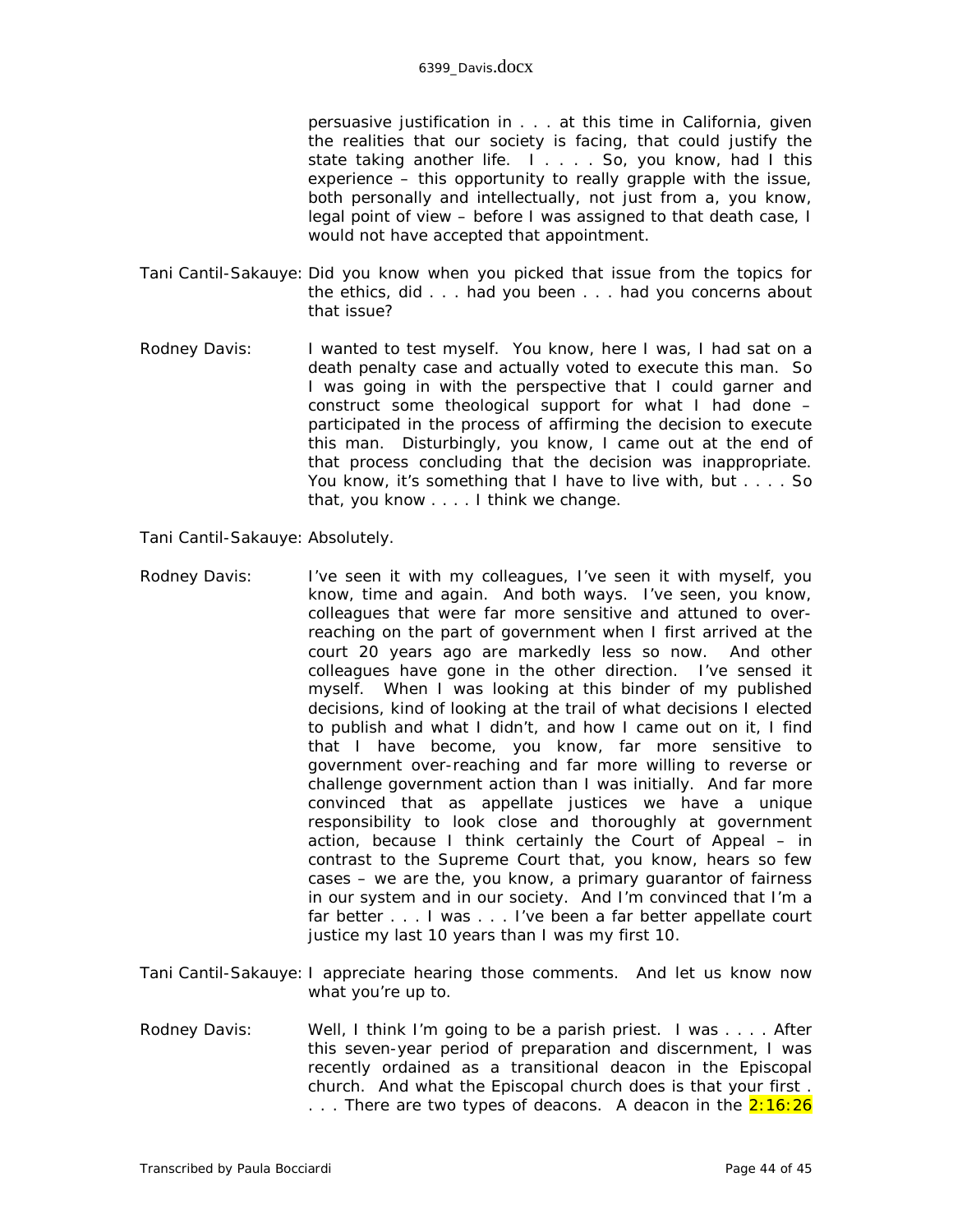persuasive justification in . . . at this time in California, given the realities that our society is facing, that could justify the state taking another life. I . . . . So, you know, had I this experience – this opportunity to really grapple with the issue, both personally and intellectually, not just from a, you know, legal point of view – before I was assigned to that death case, I would not have accepted that appointment.

Tani Cantil-Sakauye: Did you know when you picked that issue from the topics for the ethics, did . . . had you been . . . had you concerns about that issue?

Rodney Davis: I wanted to test myself. You know, here I was, I had sat on a death penalty case and actually voted to execute this man. So I was going in with the perspective that I could garner and construct some theological support for what I had done – participated in the process of affirming the decision to execute this man. Disturbingly, you know, I came out at the end of that process concluding that the decision was inappropriate. You know, it's something that I have to live with, but . . . . So that, you know . . . . I think we change.

Tani Cantil-Sakauye: Absolutely.

Rodney Davis: I've seen it with my colleagues, I've seen it with myself, you know, time and again. And both ways. I've seen, you know, colleagues that were far more sensitive and attuned to over-reaching on the part of government when I first arrived at the court 20 years ago are markedly less so now. And other colleagues have gone in the other direction. I've sensed it myself. When I was looking at this binder of my published decisions, kind of looking at the trail of what decisions I elected to publish and what I didn't, and how I came out on it, I find that I have become, you know, far more sensitive to government over-reaching and far more willing to reverse or challenge government action than I was initially. And far more convinced that as appellate justices we have a unique responsibility to look close and thoroughly at government action, because I think certainly the Court of Appeal – in contrast to the Supreme Court that, you know, hears so few cases – we are the, you know, a primary guarantor of fairness in our system and in our society. And I'm convinced that I'm a far better . . . I was . . . I've been a far better appellate court justice my last 10 years than I was my first 10.

Tani Cantil-Sakauye: I appreciate hearing those comments. And let us know now what you're up to.

Rodney Davis: Well, I think I'm going to be a parish priest. I was . . . . After this seven-year period of preparation and discernment, I was recently ordained as a transitional deacon in the Episcopal church. And what the Episcopal church does is that your first . . . . There are two types of deacons. A deacon in the 2:16:26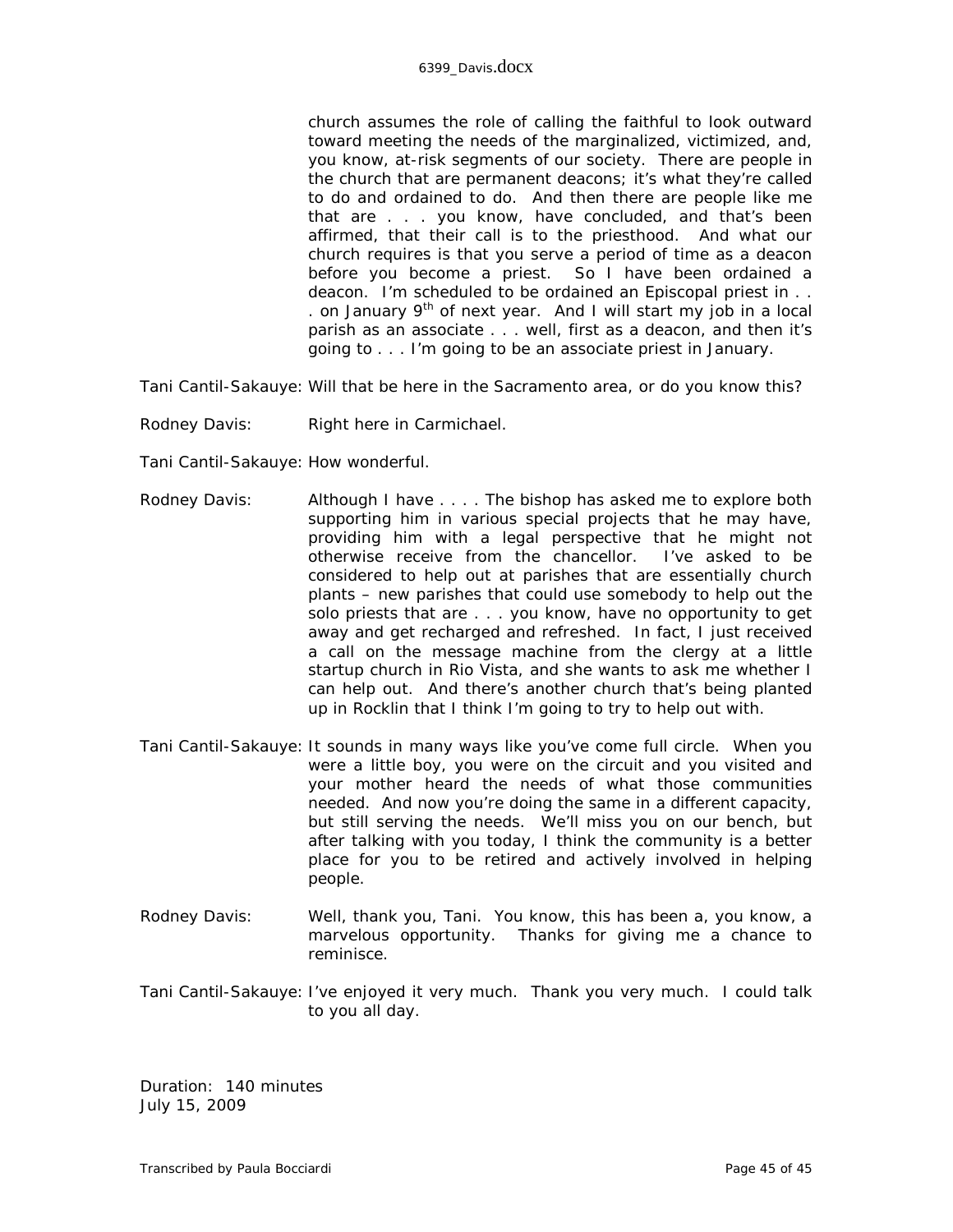church assumes the role of calling the faithful to look outward toward meeting the needs of the marginalized, victimized, and, you know, at-risk segments of our society. There are people in the church that are permanent deacons; it's what they're called to do and ordained to do. And then there are people like me that are . . . you know, have concluded, and that's been affirmed, that their call is to the priesthood. And what our church requires is that you serve a period of time as a deacon before you become a priest. So I have been ordained a deacon. I'm scheduled to be ordained an Episcopal priest in . . . on January 9th of next year. And I will start my job in a local parish as an associate . . . well, first as a deacon, and then it's going to . . . I'm going to be an associate priest in January.

Tani Cantil-Sakauye: Will that be here in the Sacramento area, or do you know this?

Rodney Davis: Right here in Carmichael.

Tani Cantil-Sakauye: How wonderful.

Rodney Davis: Although I have . . . . The bishop has asked me to explore both supporting him in various special projects that he may have, providing him with a legal perspective that he might not otherwise receive from the chancellor. I've asked to be considered to help out at parishes that are essentially church plants – new parishes that could use somebody to help out the solo priests that are . . . you know, have no opportunity to get away and get recharged and refreshed. In fact, I just received a call on the message machine from the clergy at a little startup church in Rio Vista, and she wants to ask me whether I can help out. And there's another church that's being planted up in Rocklin that I think I'm going to try to help out with.

Tani Cantil-Sakauye: It sounds in many ways like you've come full circle. When you were a little boy, you were on the circuit and you visited and your mother heard the needs of what those communities needed. And now you're doing the same in a different capacity, but still serving the needs. We'll miss you on our bench, but after talking with you today, I think the community is a better place for you to be retired and actively involved in helping people.

Rodney Davis: Well, thank you, Tani. You know, this has been a, you know, a marvelous opportunity. Thanks for giving me a chance to reminisce.

Tani Cantil-Sakauye: I've enjoyed it very much. Thank you very much. I could talk to you all day.

Duration: 140 minutes
July 15, 2009

Transcribed by Paula Bocciardi